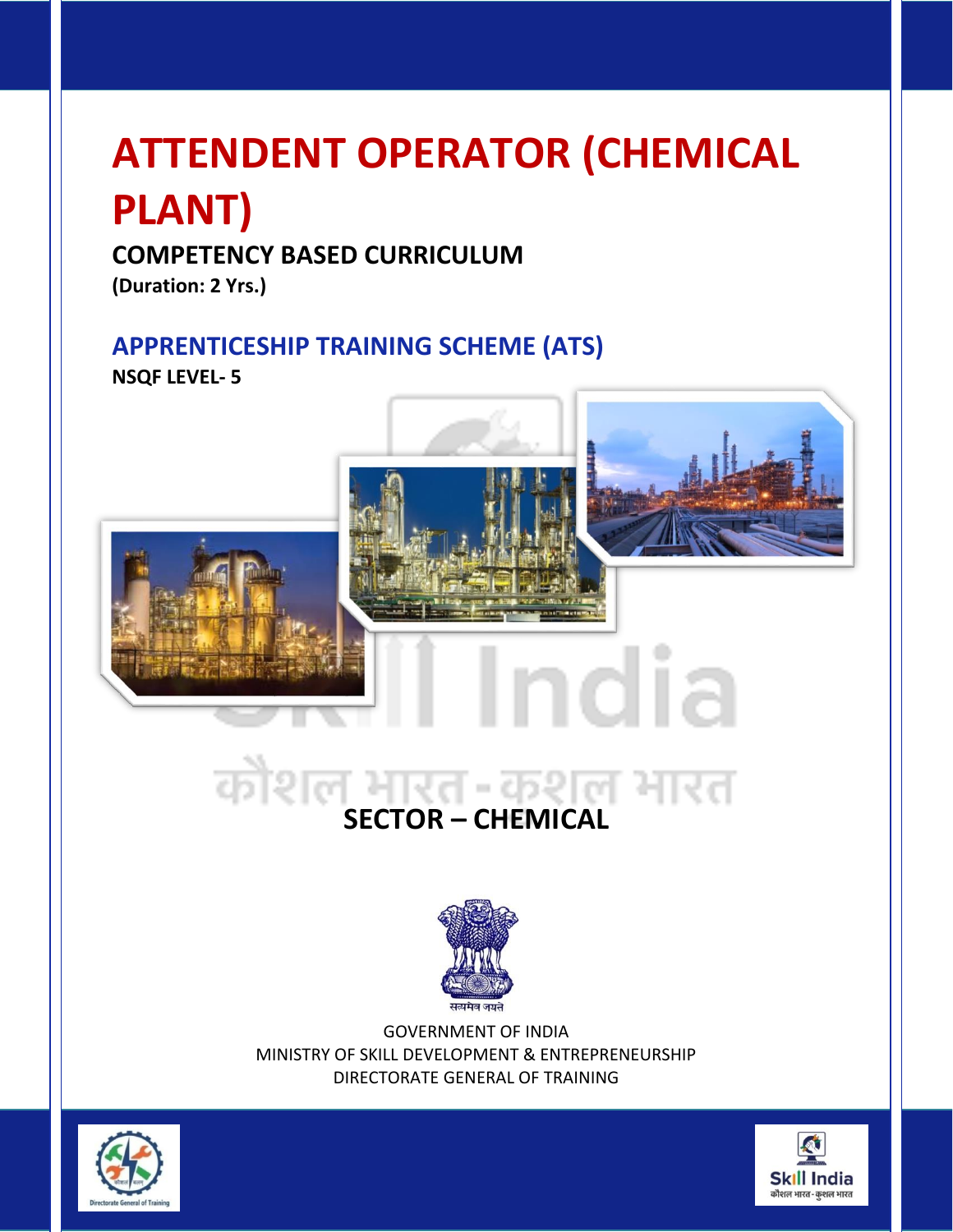# ATTENDENT OPERATOR (CHEMICAL PLANT)

## COMPETENCY BASED CURRICULUM

**(Duration: 2 Yrs.)**

## APPRENTICESHIP TRAINING SCHEME (ATS)

**NSQF LEVEL- 5**

**SECTOR – CHEMICAL**

GOVERNMENT OF INDIA
MINISTRY OF SKILL DEVELOPMENT & ENTREPRENEURSHIP
DIRECTORATE GENERAL OF TRAINING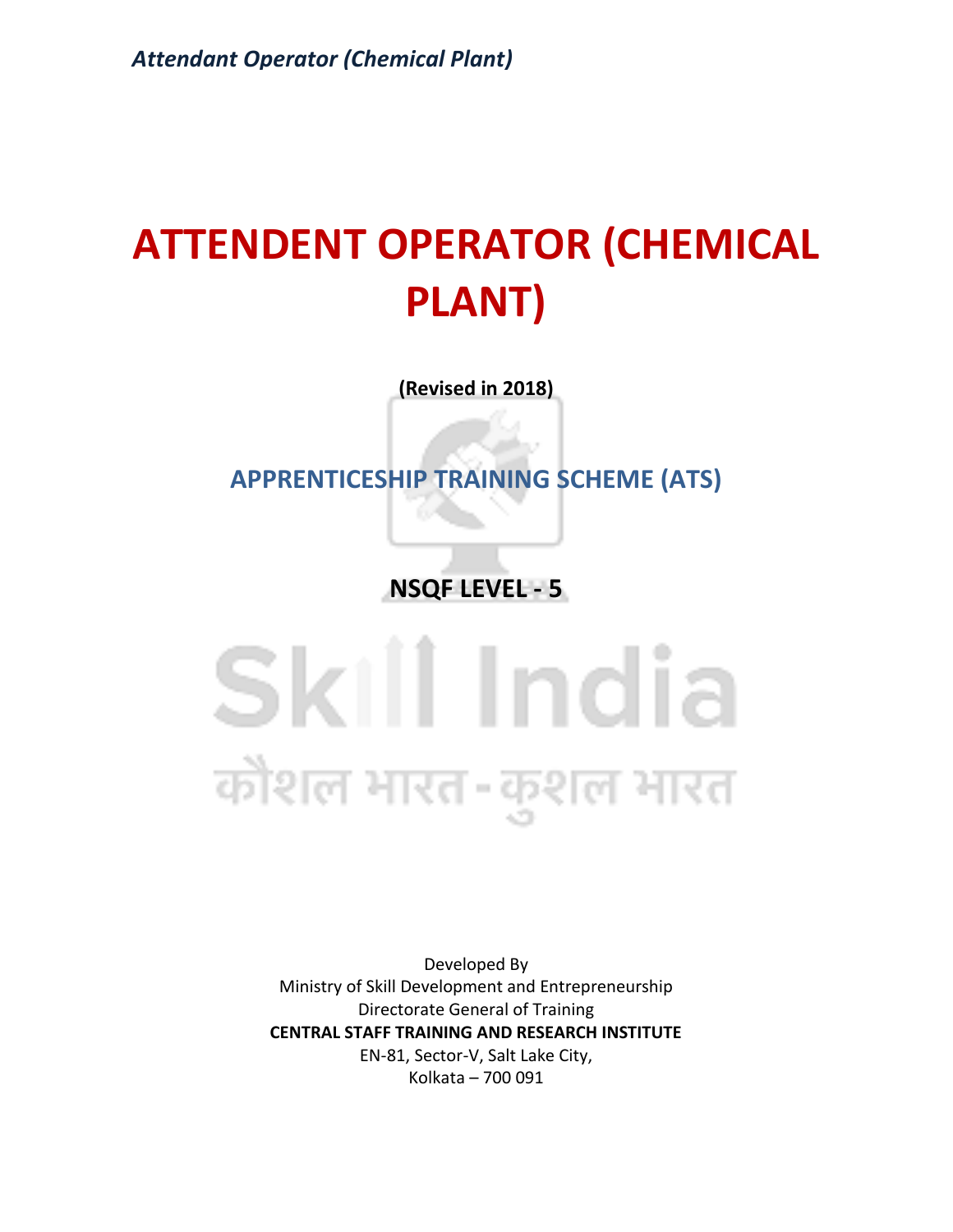# ATTENDENT OPERATOR (CHEMICAL PLANT)

**(Revised in 2018)**

## APPRENTICESHIP TRAINING SCHEME (ATS)

**NSQF LEVEL - 5**

Skill India

कौशल भारत - कुशल भारत

Developed By
Ministry of Skill Development and Entrepreneurship
Directorate General of Training
**CENTRAL STAFF TRAINING AND RESEARCH INSTITUTE**
EN-81, Sector-V, Salt Lake City,
Kolkata – 700 091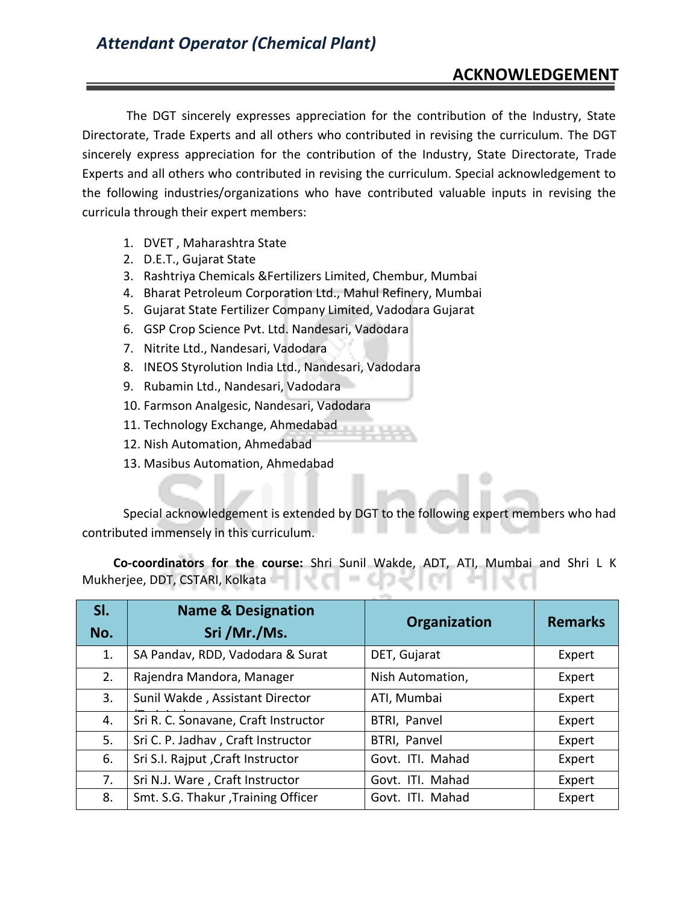## ACKNOWLEDGEMENT

The DGT sincerely expresses appreciation for the contribution of the Industry, State Directorate, Trade Experts and all others who contributed in revising the curriculum. The DGT sincerely express appreciation for the contribution of the Industry, State Directorate, Trade Experts and all others who contributed in revising the curriculum. Special acknowledgement to the following industries/organizations who have contributed valuable inputs in revising the curricula through their expert members:

1. DVET , Maharashtra State
2. D.E.T., Gujarat State
3. Rashtriya Chemicals &Fertilizers Limited, Chembur, Mumbai
4. Bharat Petroleum Corporation Ltd., Mahul Refinery, Mumbai
5. Gujarat State Fertilizer Company Limited, Vadodara Gujarat
6. GSP Crop Science Pvt. Ltd. Nandesari, Vadodara
7. Nitrite Ltd., Nandesari, Vadodara
8. INEOS Styrolution India Ltd., Nandesari, Vadodara
9. Rubamin Ltd., Nandesari, Vadodara
10. Farmson Analgesic, Nandesari, Vadodara
11. Technology Exchange, Ahmedabad
12. Nish Automation, Ahmedabad
13. Masibus Automation, Ahmedabad

Special acknowledgement is extended by DGT to the following expert members who had contributed immensely in this curriculum.

**Co-coordinators for the course:** Shri Sunil Wakde, ADT, ATI, Mumbai and Shri L K Mukherjee, DDT, CSTARI, Kolkata

| Sl. No. | Name & Designation Sri /Mr./Ms. | Organization | Remarks |
|---|---|---|---|
| 1. | SA Pandav, RDD, Vadodara & Surat | DET, Gujarat | Expert |
| 2. | Rajendra Mandora, Manager | Nish Automation, | Expert |
| 3. | Sunil Wakde , Assistant Director | ATI, Mumbai | Expert |
| 4. | Sri R. C. Sonavane, Craft Instructor | BTRI, Panvel | Expert |
| 5. | Sri C. P. Jadhav , Craft Instructor | BTRI, Panvel | Expert |
| 6. | Sri S.I. Rajput ,Craft Instructor | Govt. ITI. Mahad | Expert |
| 7. | Sri N.J. Ware , Craft Instructor | Govt. ITI. Mahad | Expert |
| 8. | Smt. S.G. Thakur ,Training Officer | Govt. ITI. Mahad | Expert |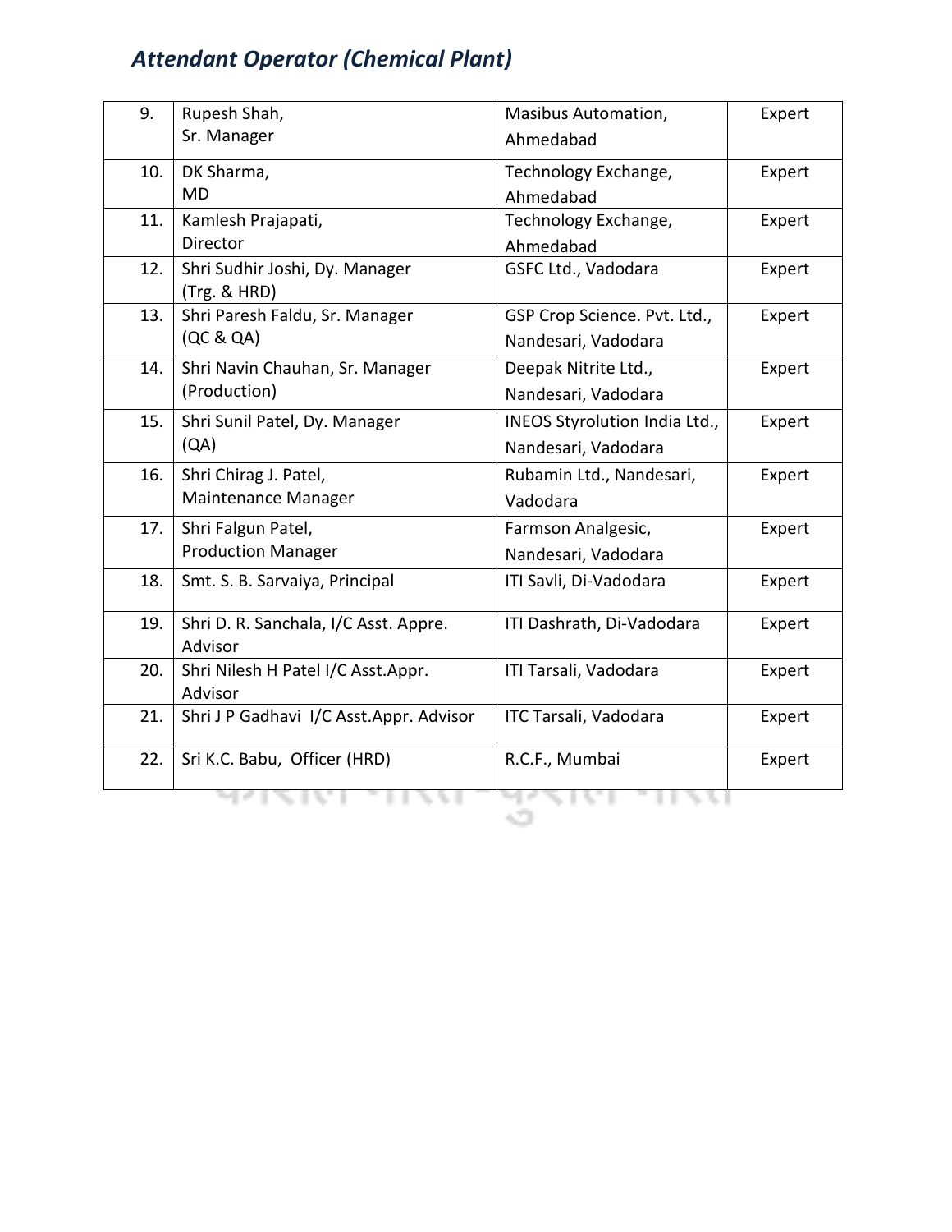| 9. | Rupesh Shah, Sr. Manager | Masibus Automation, Ahmedabad | Expert |
|---|---|---|---|
| 10. | DK Sharma, MD | Technology Exchange, Ahmedabad | Expert |
| 11. | Kamlesh Prajapati, Director | Technology Exchange, Ahmedabad | Expert |
| 12. | Shri Sudhir Joshi, Dy. Manager (Trg. & HRD) | GSFC Ltd., Vadodara | Expert |
| 13. | Shri Paresh Faldu, Sr. Manager (QC & QA) | GSP Crop Science. Pvt. Ltd., Nandesari, Vadodara | Expert |
| 14. | Shri Navin Chauhan, Sr. Manager (Production) | Deepak Nitrite Ltd., Nandesari, Vadodara | Expert |
| 15. | Shri Sunil Patel, Dy. Manager (QA) | INEOS Styrolution India Ltd., Nandesari, Vadodara | Expert |
| 16. | Shri Chirag J. Patel, Maintenance Manager | Rubamin Ltd., Nandesari, Vadodara | Expert |
| 17. | Shri Falgun Patel, Production Manager | Farmson Analgesic, Nandesari, Vadodara | Expert |
| 18. | Smt. S. B. Sarvaiya, Principal | ITI Savli, Di-Vadodara | Expert |
| 19. | Shri D. R. Sanchala, I/C Asst. Appre. Advisor | ITI Dashrath, Di-Vadodara | Expert |
| 20. | Shri Nilesh H Patel I/C Asst.Appr. Advisor | ITI Tarsali, Vadodara | Expert |
| 21. | Shri J P Gadhavi I/C Asst.Appr. Advisor | ITC Tarsali, Vadodara | Expert |
| 22. | Sri K.C. Babu, Officer (HRD) | R.C.F., Mumbai | Expert |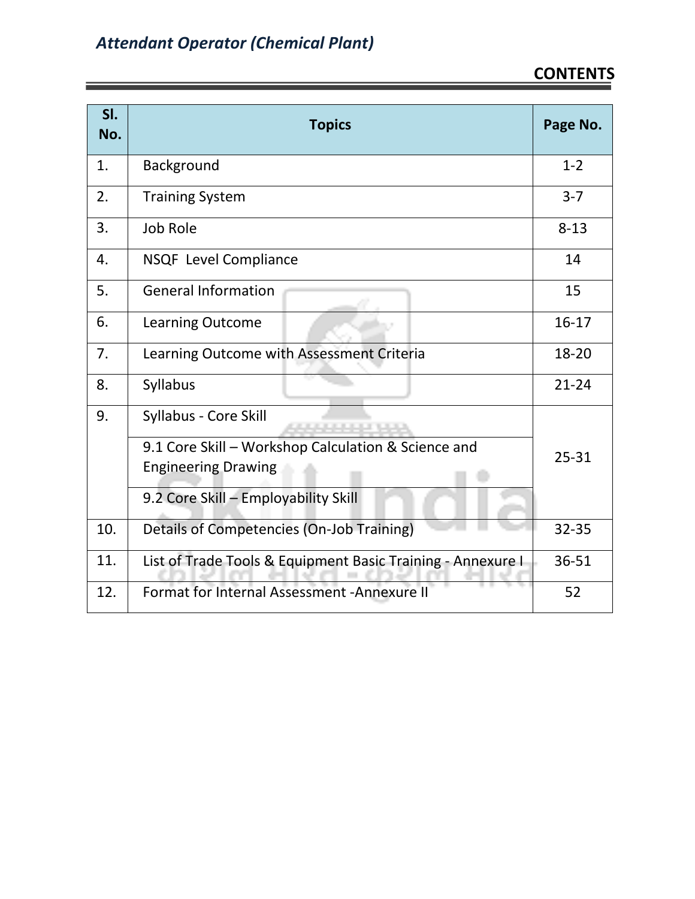# CONTENTS

| Sl. No. | Topics | Page No. |
|---|---|---|
| 1. | Background | 1-2 |
| 2. | Training System | 3-7 |
| 3. | Job Role | 8-13 |
| 4. | NSQF Level Compliance | 14 |
| 5. | General Information | 15 |
| 6. | Learning Outcome | 16-17 |
| 7. | Learning Outcome with Assessment Criteria | 18-20 |
| 8. | Syllabus | 21-24 |
| 9. | Syllabus - Core Skill | 25-31 |
| | 9.1 Core Skill – Workshop Calculation & Science and Engineering Drawing | |
| | 9.2 Core Skill – Employability Skill | |
| 10. | Details of Competencies (On-Job Training) | 32-35 |
| 11. | List of Trade Tools & Equipment Basic Training - Annexure I | 36-51 |
| 12. | Format for Internal Assessment -Annexure II | 52 |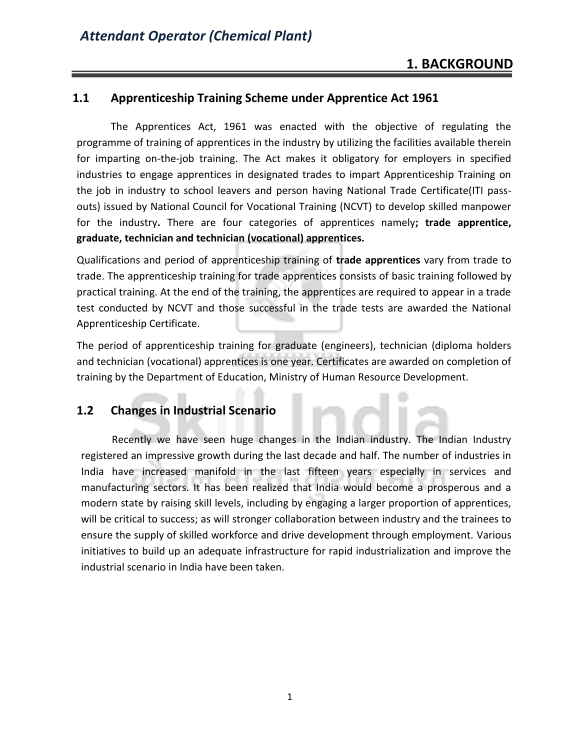# 1. BACKGROUND

## 1.1 Apprenticeship Training Scheme under Apprentice Act 1961

The Apprentices Act, 1961 was enacted with the objective of regulating the programme of training of apprentices in the industry by utilizing the facilities available therein for imparting on-the-job training. The Act makes it obligatory for employers in specified industries to engage apprentices in designated trades to impart Apprenticeship Training on the job in industry to school leavers and person having National Trade Certificate(ITI pass-outs) issued by National Council for Vocational Training (NCVT) to develop skilled manpower for the industry**.** There are four categories of apprentices namely**; trade apprentice, graduate, technician and technician (vocational) apprentices.**

Qualifications and period of apprenticeship training of **trade apprentices** vary from trade to trade. The apprenticeship training for trade apprentices consists of basic training followed by practical training. At the end of the training, the apprentices are required to appear in a trade test conducted by NCVT and those successful in the trade tests are awarded the National Apprenticeship Certificate.

The period of apprenticeship training for graduate (engineers), technician (diploma holders and technician (vocational) apprentices is one year. Certificates are awarded on completion of training by the Department of Education, Ministry of Human Resource Development.

## 1.2 Changes in Industrial Scenario

Recently we have seen huge changes in the Indian industry. The Indian Industry registered an impressive growth during the last decade and half. The number of industries in India have increased manifold in the last fifteen years especially in services and manufacturing sectors. It has been realized that India would become a prosperous and a modern state by raising skill levels, including by engaging a larger proportion of apprentices, will be critical to success; as will stronger collaboration between industry and the trainees to ensure the supply of skilled workforce and drive development through employment. Various initiatives to build up an adequate infrastructure for rapid industrialization and improve the industrial scenario in India have been taken.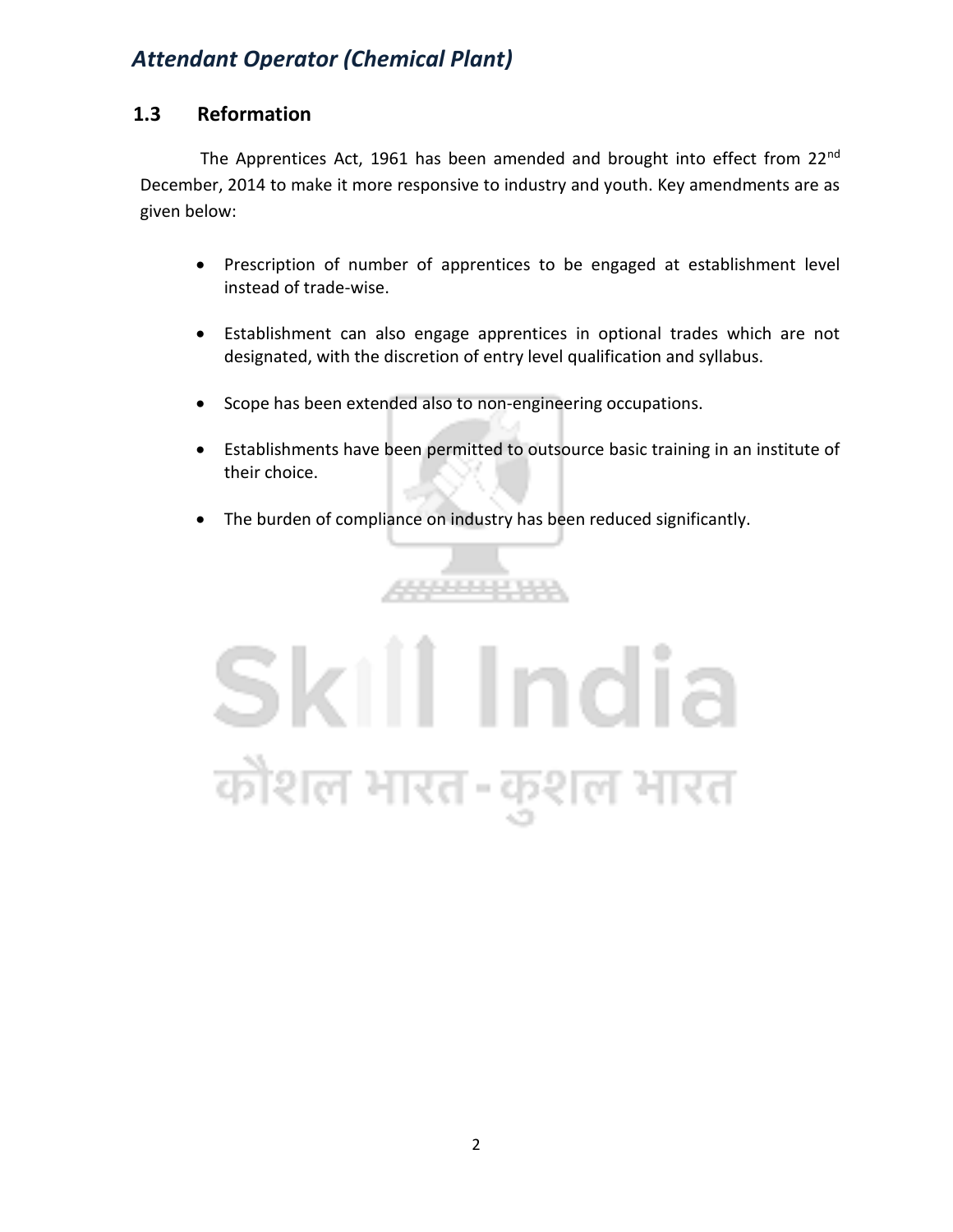## 1.3 Reformation

The Apprentices Act, 1961 has been amended and brought into effect from 22nd December, 2014 to make it more responsive to industry and youth. Key amendments are as given below:

- Prescription of number of apprentices to be engaged at establishment level instead of trade-wise.
- Establishment can also engage apprentices in optional trades which are not designated, with the discretion of entry level qualification and syllabus.
- Scope has been extended also to non-engineering occupations.
- Establishments have been permitted to outsource basic training in an institute of their choice.
- The burden of compliance on industry has been reduced significantly.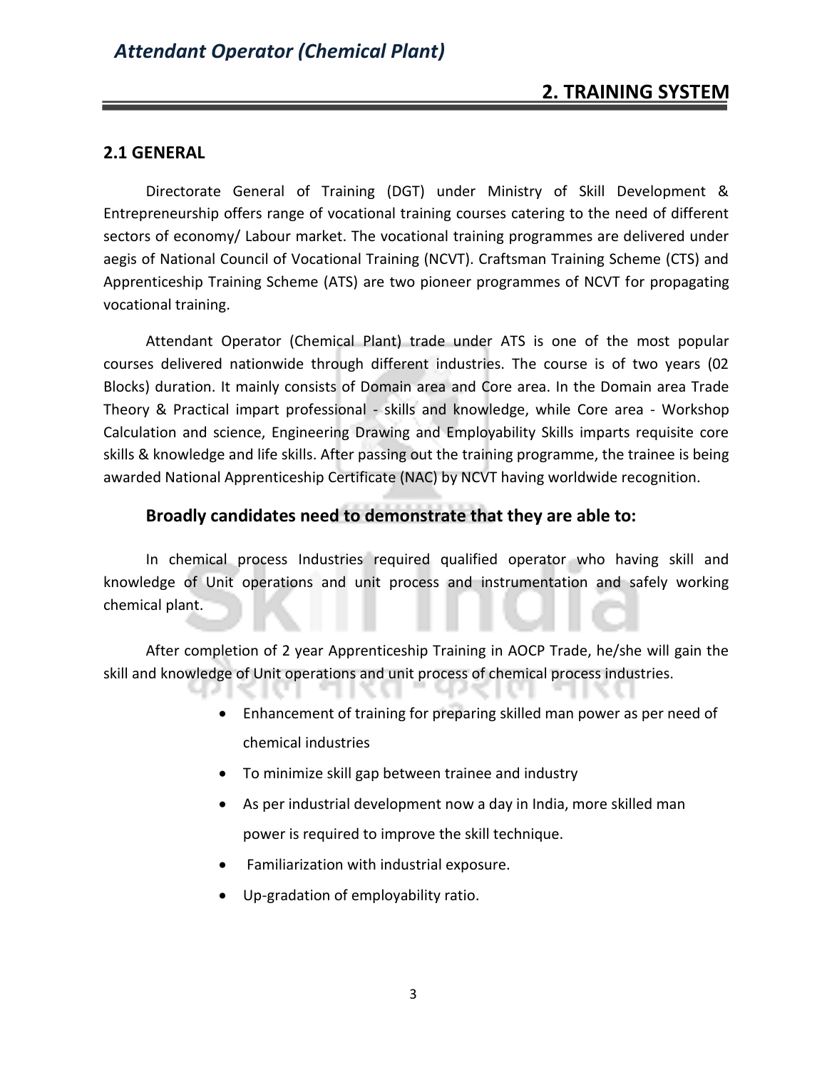## 2. TRAINING SYSTEM

### 2.1 GENERAL

Directorate General of Training (DGT) under Ministry of Skill Development & Entrepreneurship offers range of vocational training courses catering to the need of different sectors of economy/ Labour market. The vocational training programmes are delivered under aegis of National Council of Vocational Training (NCVT). Craftsman Training Scheme (CTS) and Apprenticeship Training Scheme (ATS) are two pioneer programmes of NCVT for propagating vocational training.

Attendant Operator (Chemical Plant) trade under ATS is one of the most popular courses delivered nationwide through different industries. The course is of two years (02 Blocks) duration. It mainly consists of Domain area and Core area. In the Domain area Trade Theory & Practical impart professional - skills and knowledge, while Core area - Workshop Calculation and science, Engineering Drawing and Employability Skills imparts requisite core skills & knowledge and life skills. After passing out the training programme, the trainee is being awarded National Apprenticeship Certificate (NAC) by NCVT having worldwide recognition.

**Broadly candidates need to demonstrate that they are able to:**

In chemical process Industries required qualified operator who having skill and knowledge of Unit operations and unit process and instrumentation and safely working chemical plant.

After completion of 2 year Apprenticeship Training in AOCP Trade, he/she will gain the skill and knowledge of Unit operations and unit process of chemical process industries.

- Enhancement of training for preparing skilled man power as per need of chemical industries
- To minimize skill gap between trainee and industry
- As per industrial development now a day in India, more skilled man power is required to improve the skill technique.
- Familiarization with industrial exposure.
- Up-gradation of employability ratio.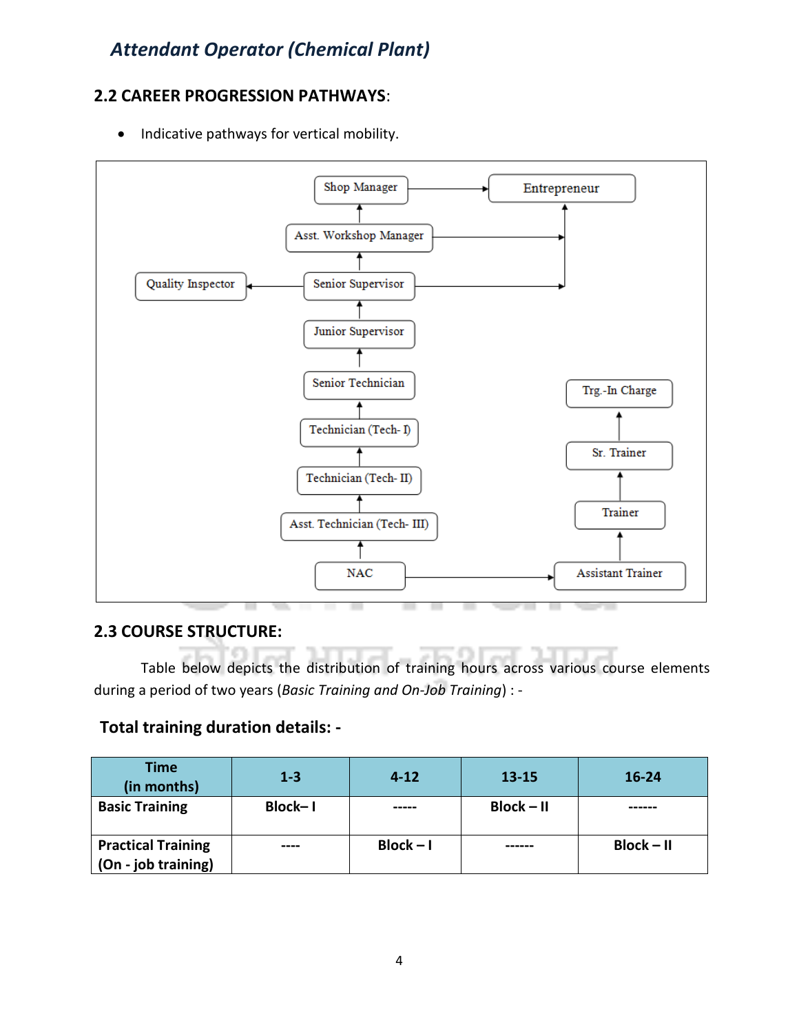## 2.2 CAREER PROGRESSION PATHWAYS:

- Indicative pathways for vertical mobility.

Shop Manager → Entrepreneur

Asst. Workshop Manager → Entrepreneur

Quality Inspector ← Senior Supervisor → Entrepreneur

- NAC → Asst. Technician (Tech- III) → Technician (Tech- II) → Technician (Tech- I) → Senior Technician → Junior Supervisor → Senior Supervisor → Asst. Workshop Manager → Shop Manager
- NAC → Assistant Trainer → Trainer → Sr. Trainer → Trg.-In Charge

## 2.3 COURSE STRUCTURE:

Table below depicts the distribution of training hours across various course elements during a period of two years (*Basic Training and On-Job Training*) : -

### Total training duration details: -

| Time (in months) | 1-3 | 4-12 | 13-15 | 16-24 |
|---|---|---|---|---|
| Basic Training | Block– I | ----- | Block – II | ------ |
| Practical Training (On - job training) | ---- | Block – I | ------ | Block – II |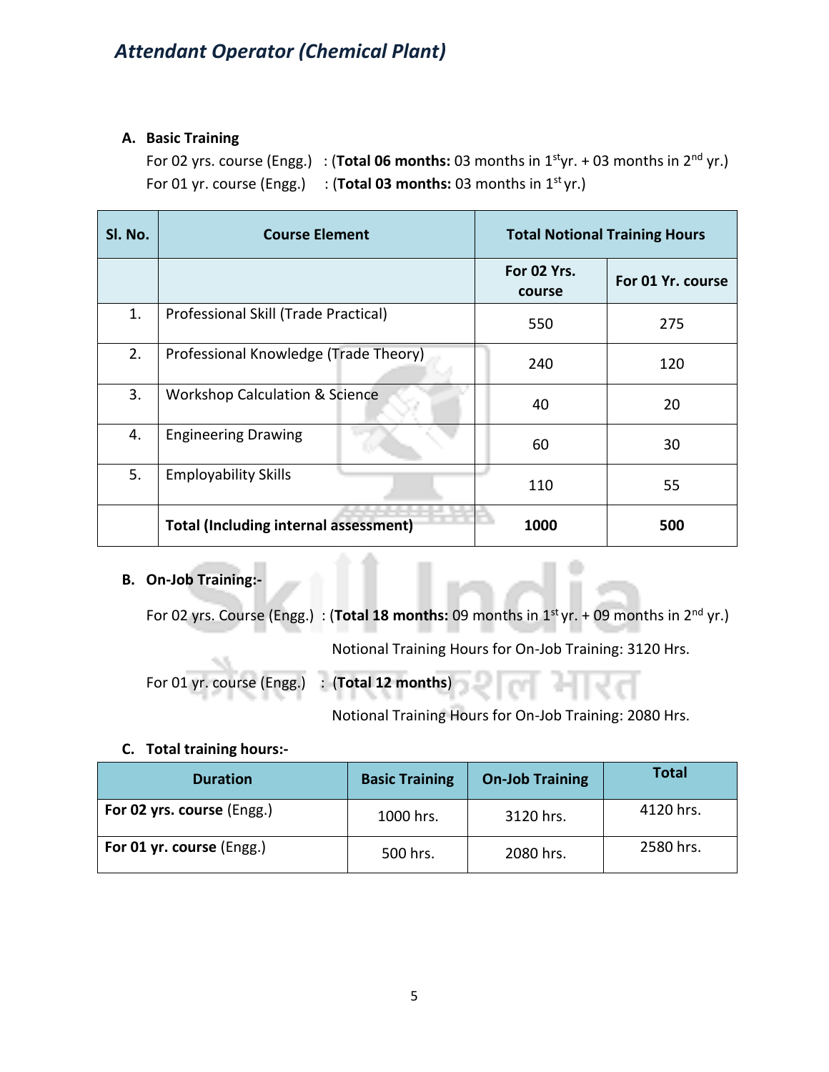**A. Basic Training**

For 02 yrs. course (Engg.) : (**Total 06 months:** 03 months in 1st yr. + 03 months in 2nd yr.)

For 01 yr. course (Engg.) : (**Total 03 months:** 03 months in 1st yr.)

| Sl. No. | Course Element | Total Notional Training Hours | |
|---|---|---|---|
| | | For 02 Yrs. course | For 01 Yr. course |
| 1. | Professional Skill (Trade Practical) | 550 | 275 |
| 2. | Professional Knowledge (Trade Theory) | 240 | 120 |
| 3. | Workshop Calculation & Science | 40 | 20 |
| 4. | Engineering Drawing | 60 | 30 |
| 5. | Employability Skills | 110 | 55 |
| | **Total (Including internal assessment)** | **1000** | **500** |

**B. On-Job Training:-**

For 02 yrs. Course (Engg.) : (**Total 18 months:** 09 months in 1st yr. + 09 months in 2nd yr.)

Notional Training Hours for On-Job Training: 3120 Hrs.

For 01 yr. course (Engg.) : (**Total 12 months**)

Notional Training Hours for On-Job Training: 2080 Hrs.

**C. Total training hours:-**

| Duration | Basic Training | On-Job Training | Total |
|---|---|---|---|
| **For 02 yrs. course** (Engg.) | 1000 hrs. | 3120 hrs. | 4120 hrs. |
| **For 01 yr. course** (Engg.) | 500 hrs. | 2080 hrs. | 2580 hrs. |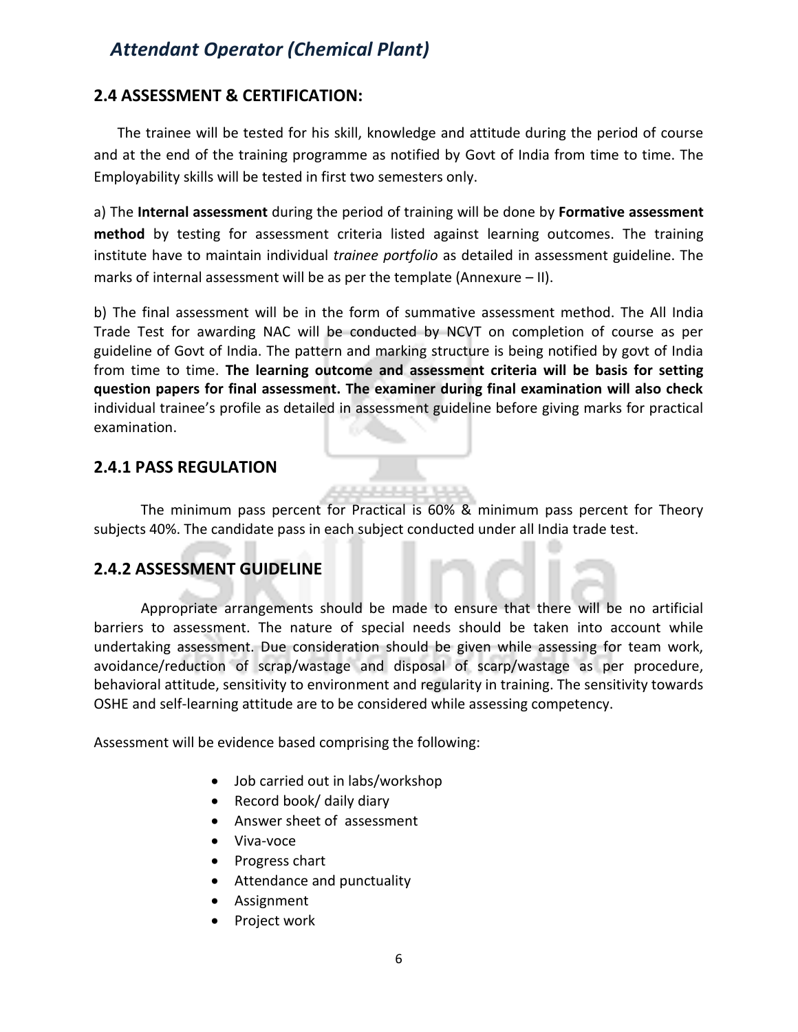## 2.4 ASSESSMENT & CERTIFICATION:

The trainee will be tested for his skill, knowledge and attitude during the period of course and at the end of the training programme as notified by Govt of India from time to time. The Employability skills will be tested in first two semesters only.

a) The **Internal assessment** during the period of training will be done by **Formative assessment method** by testing for assessment criteria listed against learning outcomes. The training institute have to maintain individual *trainee portfolio* as detailed in assessment guideline. The marks of internal assessment will be as per the template (Annexure – II).

b) The final assessment will be in the form of summative assessment method. The All India Trade Test for awarding NAC will be conducted by NCVT on completion of course as per guideline of Govt of India. The pattern and marking structure is being notified by govt of India from time to time. **The learning outcome and assessment criteria will be basis for setting question papers for final assessment. The examiner during final examination will also check** individual trainee's profile as detailed in assessment guideline before giving marks for practical examination.

### 2.4.1 PASS REGULATION

The minimum pass percent for Practical is 60% & minimum pass percent for Theory subjects 40%. The candidate pass in each subject conducted under all India trade test.

### 2.4.2 ASSESSMENT GUIDELINE

Appropriate arrangements should be made to ensure that there will be no artificial barriers to assessment. The nature of special needs should be taken into account while undertaking assessment. Due consideration should be given while assessing for team work, avoidance/reduction of scrap/wastage and disposal of scarp/wastage as per procedure, behavioral attitude, sensitivity to environment and regularity in training. The sensitivity towards OSHE and self-learning attitude are to be considered while assessing competency.

Assessment will be evidence based comprising the following:

- Job carried out in labs/workshop
- Record book/ daily diary
- Answer sheet of assessment
- Viva-voce
- Progress chart
- Attendance and punctuality
- Assignment
- Project work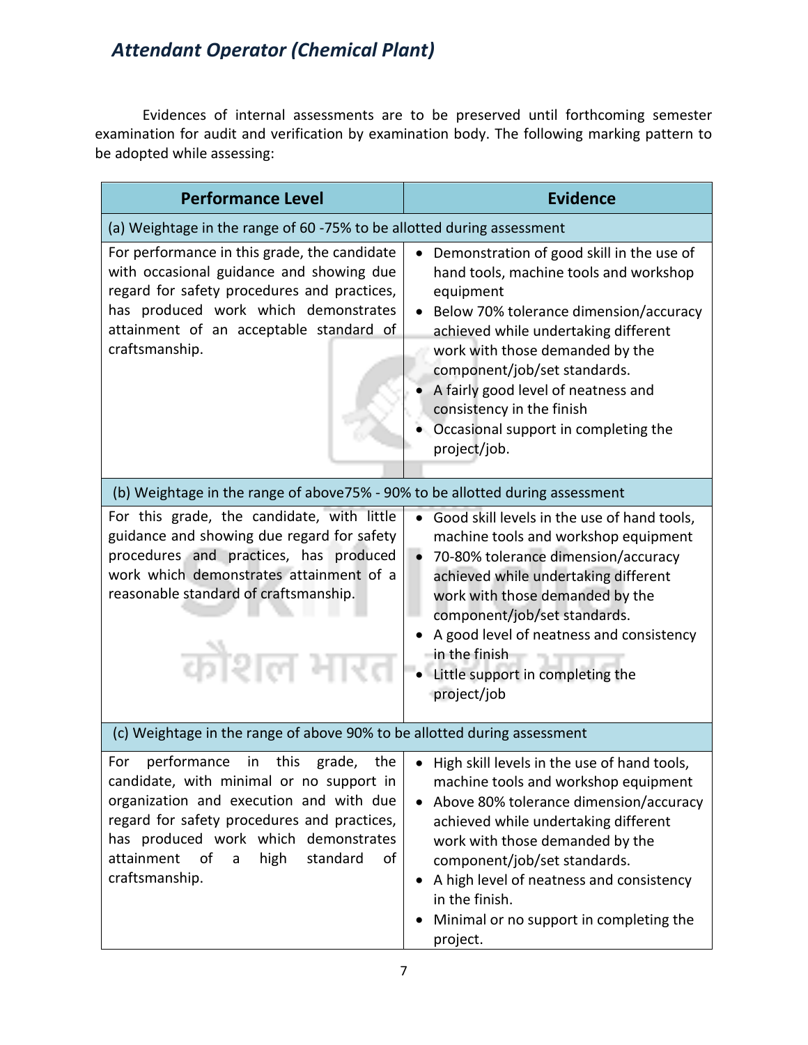Evidences of internal assessments are to be preserved until forthcoming semester examination for audit and verification by examination body. The following marking pattern to be adopted while assessing:

| Performance Level | Evidence |
|---|---|
| **(a) Weightage in the range of 60 -75% to be allotted during assessment** | |
| For performance in this grade, the candidate with occasional guidance and showing due regard for safety procedures and practices, has produced work which demonstrates attainment of an acceptable standard of craftsmanship. | • Demonstration of good skill in the use of hand tools, machine tools and workshop equipment<br>• Below 70% tolerance dimension/accuracy achieved while undertaking different work with those demanded by the component/job/set standards.<br>• A fairly good level of neatness and consistency in the finish<br>• Occasional support in completing the project/job. |
| **(b) Weightage in the range of above75% - 90% to be allotted during assessment** | |
| For this grade, the candidate, with little guidance and showing due regard for safety procedures and practices, has produced work which demonstrates attainment of a reasonable standard of craftsmanship. | • Good skill levels in the use of hand tools, machine tools and workshop equipment<br>• 70-80% tolerance dimension/accuracy achieved while undertaking different work with those demanded by the component/job/set standards.<br>• A good level of neatness and consistency in the finish<br>• Little support in completing the project/job |
| **(c) Weightage in the range of above 90% to be allotted during assessment** | |
| For performance in this grade, the candidate, with minimal or no support in organization and execution and with due regard for safety procedures and practices, has produced work which demonstrates attainment of a high standard of craftsmanship. | • High skill levels in the use of hand tools, machine tools and workshop equipment<br>• Above 80% tolerance dimension/accuracy achieved while undertaking different work with those demanded by the component/job/set standards.<br>• A high level of neatness and consistency in the finish.<br>• Minimal or no support in completing the project. |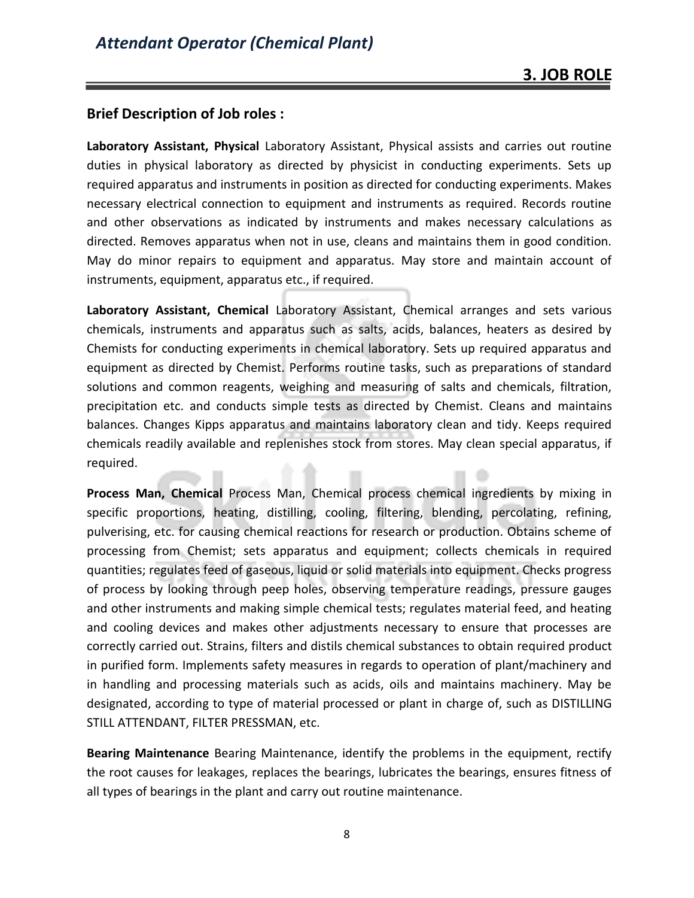## 3. JOB ROLE

### Brief Description of Job roles :

**Laboratory Assistant, Physical** Laboratory Assistant, Physical assists and carries out routine duties in physical laboratory as directed by physicist in conducting experiments. Sets up required apparatus and instruments in position as directed for conducting experiments. Makes necessary electrical connection to equipment and instruments as required. Records routine and other observations as indicated by instruments and makes necessary calculations as directed. Removes apparatus when not in use, cleans and maintains them in good condition. May do minor repairs to equipment and apparatus. May store and maintain account of instruments, equipment, apparatus etc., if required.

**Laboratory Assistant, Chemical** Laboratory Assistant, Chemical arranges and sets various chemicals, instruments and apparatus such as salts, acids, balances, heaters as desired by Chemists for conducting experiments in chemical laboratory. Sets up required apparatus and equipment as directed by Chemist. Performs routine tasks, such as preparations of standard solutions and common reagents, weighing and measuring of salts and chemicals, filtration, precipitation etc. and conducts simple tests as directed by Chemist. Cleans and maintains balances. Changes Kipps apparatus and maintains laboratory clean and tidy. Keeps required chemicals readily available and replenishes stock from stores. May clean special apparatus, if required.

**Process Man, Chemical** Process Man, Chemical process chemical ingredients by mixing in specific proportions, heating, distilling, cooling, filtering, blending, percolating, refining, pulverising, etc. for causing chemical reactions for research or production. Obtains scheme of processing from Chemist; sets apparatus and equipment; collects chemicals in required quantities; regulates feed of gaseous, liquid or solid materials into equipment. Checks progress of process by looking through peep holes, observing temperature readings, pressure gauges and other instruments and making simple chemical tests; regulates material feed, and heating and cooling devices and makes other adjustments necessary to ensure that processes are correctly carried out. Strains, filters and distils chemical substances to obtain required product in purified form. Implements safety measures in regards to operation of plant/machinery and in handling and processing materials such as acids, oils and maintains machinery. May be designated, according to type of material processed or plant in charge of, such as DISTILLING STILL ATTENDANT, FILTER PRESSMAN, etc.

**Bearing Maintenance** Bearing Maintenance, identify the problems in the equipment, rectify the root causes for leakages, replaces the bearings, lubricates the bearings, ensures fitness of all types of bearings in the plant and carry out routine maintenance.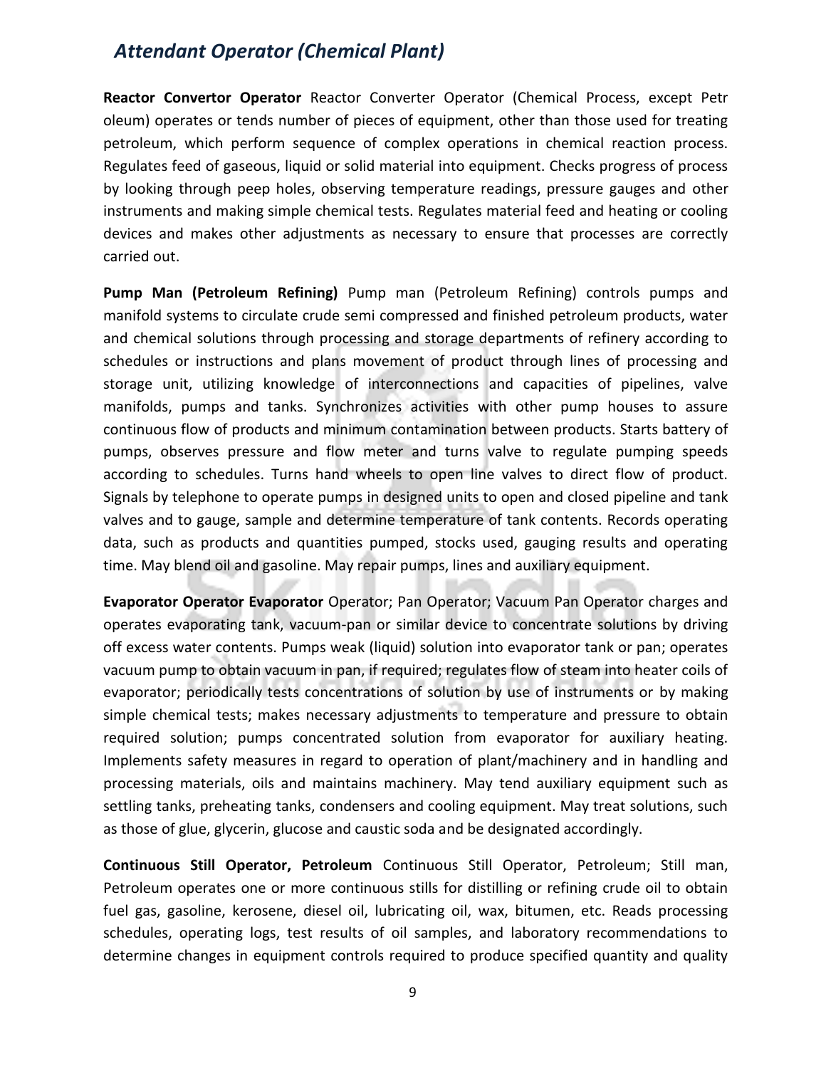**Reactor Convertor Operator** Reactor Converter Operator (Chemical Process, except Petr oleum) operates or tends number of pieces of equipment, other than those used for treating petroleum, which perform sequence of complex operations in chemical reaction process. Regulates feed of gaseous, liquid or solid material into equipment. Checks progress of process by looking through peep holes, observing temperature readings, pressure gauges and other instruments and making simple chemical tests. Regulates material feed and heating or cooling devices and makes other adjustments as necessary to ensure that processes are correctly carried out.

**Pump Man (Petroleum Refining)** Pump man (Petroleum Refining) controls pumps and manifold systems to circulate crude semi compressed and finished petroleum products, water and chemical solutions through processing and storage departments of refinery according to schedules or instructions and plans movement of product through lines of processing and storage unit, utilizing knowledge of interconnections and capacities of pipelines, valve manifolds, pumps and tanks. Synchronizes activities with other pump houses to assure continuous flow of products and minimum contamination between products. Starts battery of pumps, observes pressure and flow meter and turns valve to regulate pumping speeds according to schedules. Turns hand wheels to open line valves to direct flow of product. Signals by telephone to operate pumps in designed units to open and closed pipeline and tank valves and to gauge, sample and determine temperature of tank contents. Records operating data, such as products and quantities pumped, stocks used, gauging results and operating time. May blend oil and gasoline. May repair pumps, lines and auxiliary equipment.

**Evaporator Operator Evaporator** Operator; Pan Operator; Vacuum Pan Operator charges and operates evaporating tank, vacuum-pan or similar device to concentrate solutions by driving off excess water contents. Pumps weak (liquid) solution into evaporator tank or pan; operates vacuum pump to obtain vacuum in pan, if required; regulates flow of steam into heater coils of evaporator; periodically tests concentrations of solution by use of instruments or by making simple chemical tests; makes necessary adjustments to temperature and pressure to obtain required solution; pumps concentrated solution from evaporator for auxiliary heating. Implements safety measures in regard to operation of plant/machinery and in handling and processing materials, oils and maintains machinery. May tend auxiliary equipment such as settling tanks, preheating tanks, condensers and cooling equipment. May treat solutions, such as those of glue, glycerin, glucose and caustic soda and be designated accordingly.

**Continuous Still Operator, Petroleum** Continuous Still Operator, Petroleum; Still man, Petroleum operates one or more continuous stills for distilling or refining crude oil to obtain fuel gas, gasoline, kerosene, diesel oil, lubricating oil, wax, bitumen, etc. Reads processing schedules, operating logs, test results of oil samples, and laboratory recommendations to determine changes in equipment controls required to produce specified quantity and quality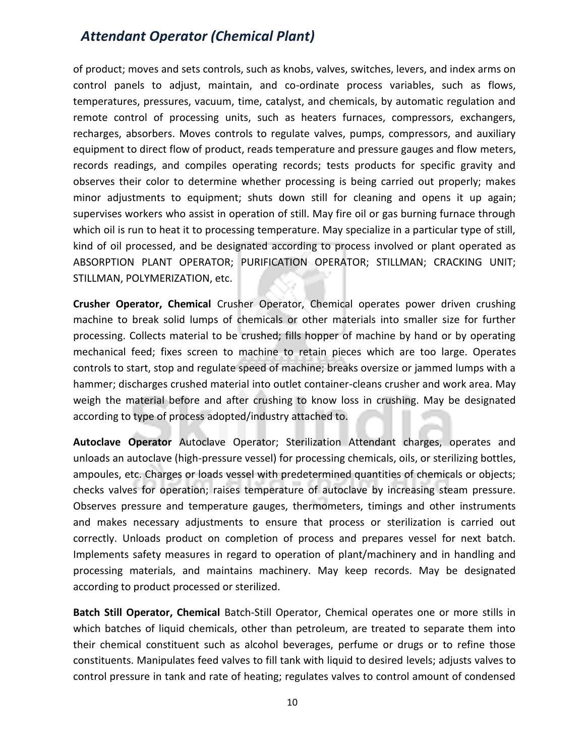of product; moves and sets controls, such as knobs, valves, switches, levers, and index arms on control panels to adjust, maintain, and co-ordinate process variables, such as flows, temperatures, pressures, vacuum, time, catalyst, and chemicals, by automatic regulation and remote control of processing units, such as heaters furnaces, compressors, exchangers, recharges, absorbers. Moves controls to regulate valves, pumps, compressors, and auxiliary equipment to direct flow of product, reads temperature and pressure gauges and flow meters, records readings, and compiles operating records; tests products for specific gravity and observes their color to determine whether processing is being carried out properly; makes minor adjustments to equipment; shuts down still for cleaning and opens it up again; supervises workers who assist in operation of still. May fire oil or gas burning furnace through which oil is run to heat it to processing temperature. May specialize in a particular type of still, kind of oil processed, and be designated according to process involved or plant operated as ABSORPTION PLANT OPERATOR; PURIFICATION OPERATOR; STILLMAN; CRACKING UNIT; STILLMAN, POLYMERIZATION, etc.

**Crusher Operator, Chemical** Crusher Operator, Chemical operates power driven crushing machine to break solid lumps of chemicals or other materials into smaller size for further processing. Collects material to be crushed; fills hopper of machine by hand or by operating mechanical feed; fixes screen to machine to retain pieces which are too large. Operates controls to start, stop and regulate speed of machine; breaks oversize or jammed lumps with a hammer; discharges crushed material into outlet container-cleans crusher and work area. May weigh the material before and after crushing to know loss in crushing. May be designated according to type of process adopted/industry attached to.

**Autoclave Operator** Autoclave Operator; Sterilization Attendant charges, operates and unloads an autoclave (high-pressure vessel) for processing chemicals, oils, or sterilizing bottles, ampoules, etc. Charges or loads vessel with predetermined quantities of chemicals or objects; checks valves for operation; raises temperature of autoclave by increasing steam pressure. Observes pressure and temperature gauges, thermometers, timings and other instruments and makes necessary adjustments to ensure that process or sterilization is carried out correctly. Unloads product on completion of process and prepares vessel for next batch. Implements safety measures in regard to operation of plant/machinery and in handling and processing materials, and maintains machinery. May keep records. May be designated according to product processed or sterilized.

**Batch Still Operator, Chemical** Batch-Still Operator, Chemical operates one or more stills in which batches of liquid chemicals, other than petroleum, are treated to separate them into their chemical constituent such as alcohol beverages, perfume or drugs or to refine those constituents. Manipulates feed valves to fill tank with liquid to desired levels; adjusts valves to control pressure in tank and rate of heating; regulates valves to control amount of condensed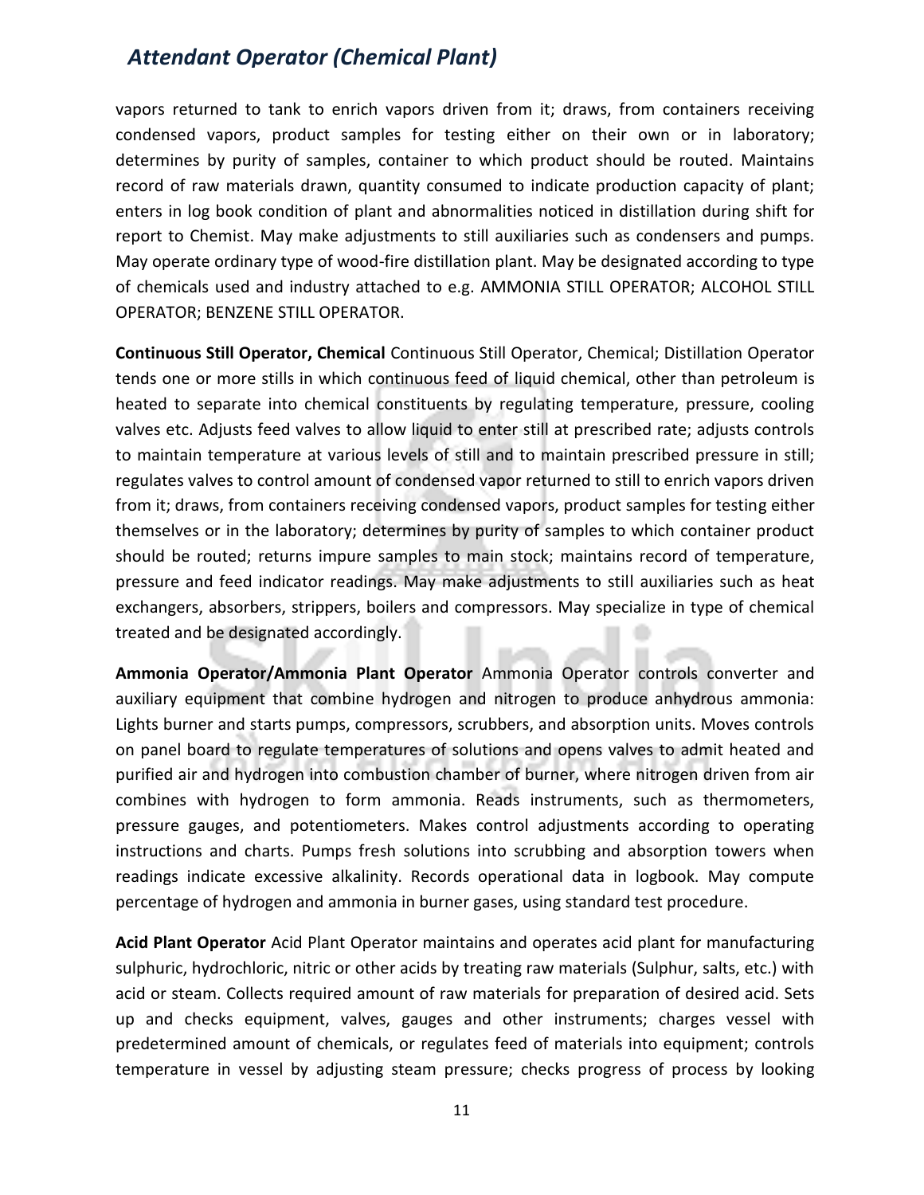vapors returned to tank to enrich vapors driven from it; draws, from containers receiving condensed vapors, product samples for testing either on their own or in laboratory; determines by purity of samples, container to which product should be routed. Maintains record of raw materials drawn, quantity consumed to indicate production capacity of plant; enters in log book condition of plant and abnormalities noticed in distillation during shift for report to Chemist. May make adjustments to still auxiliaries such as condensers and pumps. May operate ordinary type of wood-fire distillation plant. May be designated according to type of chemicals used and industry attached to e.g. AMMONIA STILL OPERATOR; ALCOHOL STILL OPERATOR; BENZENE STILL OPERATOR.

**Continuous Still Operator, Chemical** Continuous Still Operator, Chemical; Distillation Operator tends one or more stills in which continuous feed of liquid chemical, other than petroleum is heated to separate into chemical constituents by regulating temperature, pressure, cooling valves etc. Adjusts feed valves to allow liquid to enter still at prescribed rate; adjusts controls to maintain temperature at various levels of still and to maintain prescribed pressure in still; regulates valves to control amount of condensed vapor returned to still to enrich vapors driven from it; draws, from containers receiving condensed vapors, product samples for testing either themselves or in the laboratory; determines by purity of samples to which container product should be routed; returns impure samples to main stock; maintains record of temperature, pressure and feed indicator readings. May make adjustments to still auxiliaries such as heat exchangers, absorbers, strippers, boilers and compressors. May specialize in type of chemical treated and be designated accordingly.

**Ammonia Operator/Ammonia Plant Operator** Ammonia Operator controls converter and auxiliary equipment that combine hydrogen and nitrogen to produce anhydrous ammonia: Lights burner and starts pumps, compressors, scrubbers, and absorption units. Moves controls on panel board to regulate temperatures of solutions and opens valves to admit heated and purified air and hydrogen into combustion chamber of burner, where nitrogen driven from air combines with hydrogen to form ammonia. Reads instruments, such as thermometers, pressure gauges, and potentiometers. Makes control adjustments according to operating instructions and charts. Pumps fresh solutions into scrubbing and absorption towers when readings indicate excessive alkalinity. Records operational data in logbook. May compute percentage of hydrogen and ammonia in burner gases, using standard test procedure.

**Acid Plant Operator** Acid Plant Operator maintains and operates acid plant for manufacturing sulphuric, hydrochloric, nitric or other acids by treating raw materials (Sulphur, salts, etc.) with acid or steam. Collects required amount of raw materials for preparation of desired acid. Sets up and checks equipment, valves, gauges and other instruments; charges vessel with predetermined amount of chemicals, or regulates feed of materials into equipment; controls temperature in vessel by adjusting steam pressure; checks progress of process by looking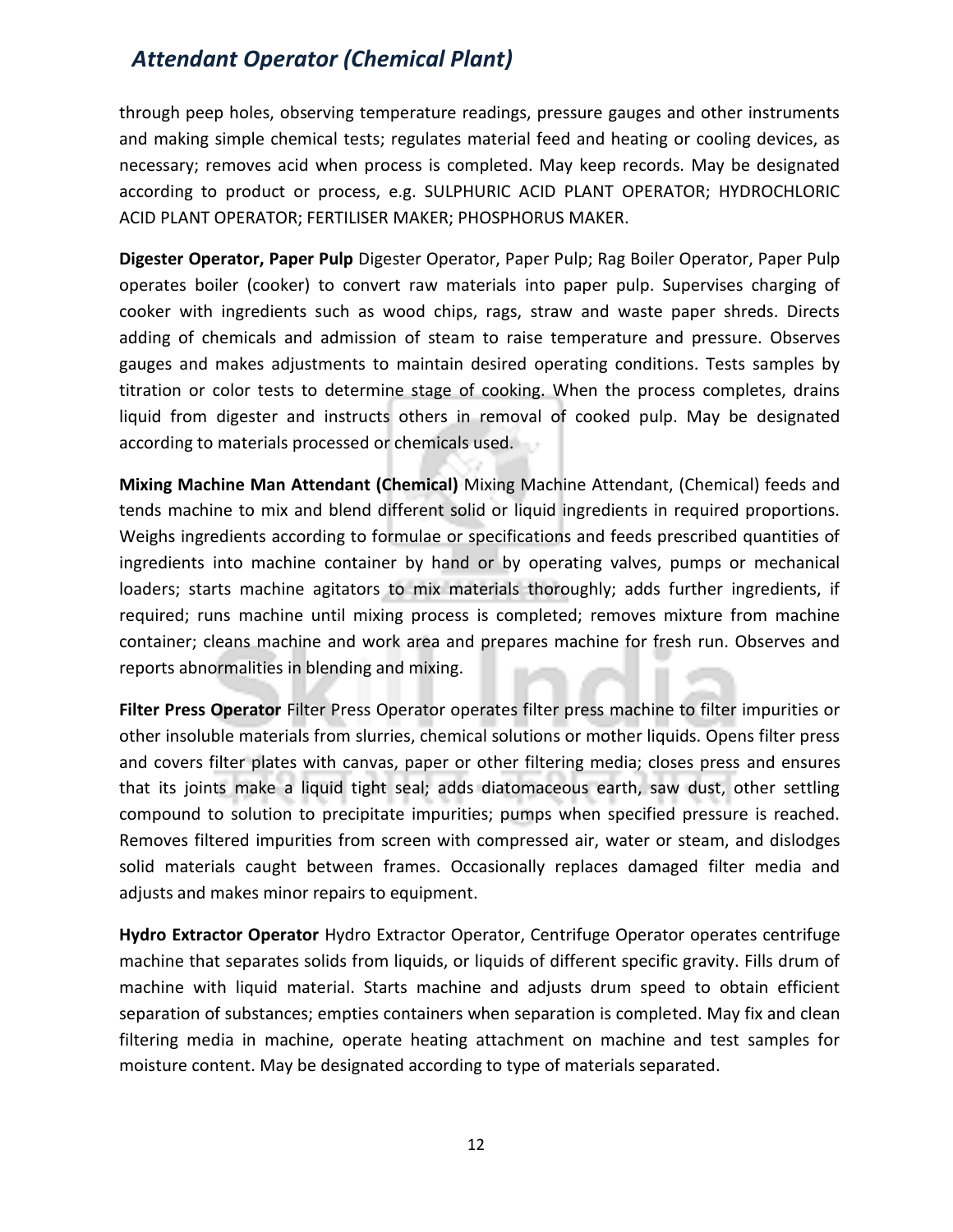through peep holes, observing temperature readings, pressure gauges and other instruments and making simple chemical tests; regulates material feed and heating or cooling devices, as necessary; removes acid when process is completed. May keep records. May be designated according to product or process, e.g. SULPHURIC ACID PLANT OPERATOR; HYDROCHLORIC ACID PLANT OPERATOR; FERTILISER MAKER; PHOSPHORUS MAKER.

**Digester Operator, Paper Pulp** Digester Operator, Paper Pulp; Rag Boiler Operator, Paper Pulp operates boiler (cooker) to convert raw materials into paper pulp. Supervises charging of cooker with ingredients such as wood chips, rags, straw and waste paper shreds. Directs adding of chemicals and admission of steam to raise temperature and pressure. Observes gauges and makes adjustments to maintain desired operating conditions. Tests samples by titration or color tests to determine stage of cooking. When the process completes, drains liquid from digester and instructs others in removal of cooked pulp. May be designated according to materials processed or chemicals used.

**Mixing Machine Man Attendant (Chemical)** Mixing Machine Attendant, (Chemical) feeds and tends machine to mix and blend different solid or liquid ingredients in required proportions. Weighs ingredients according to formulae or specifications and feeds prescribed quantities of ingredients into machine container by hand or by operating valves, pumps or mechanical loaders; starts machine agitators to mix materials thoroughly; adds further ingredients, if required; runs machine until mixing process is completed; removes mixture from machine container; cleans machine and work area and prepares machine for fresh run. Observes and reports abnormalities in blending and mixing.

**Filter Press Operator** Filter Press Operator operates filter press machine to filter impurities or other insoluble materials from slurries, chemical solutions or mother liquids. Opens filter press and covers filter plates with canvas, paper or other filtering media; closes press and ensures that its joints make a liquid tight seal; adds diatomaceous earth, saw dust, other settling compound to solution to precipitate impurities; pumps when specified pressure is reached. Removes filtered impurities from screen with compressed air, water or steam, and dislodges solid materials caught between frames. Occasionally replaces damaged filter media and adjusts and makes minor repairs to equipment.

**Hydro Extractor Operator** Hydro Extractor Operator, Centrifuge Operator operates centrifuge machine that separates solids from liquids, or liquids of different specific gravity. Fills drum of machine with liquid material. Starts machine and adjusts drum speed to obtain efficient separation of substances; empties containers when separation is completed. May fix and clean filtering media in machine, operate heating attachment on machine and test samples for moisture content. May be designated according to type of materials separated.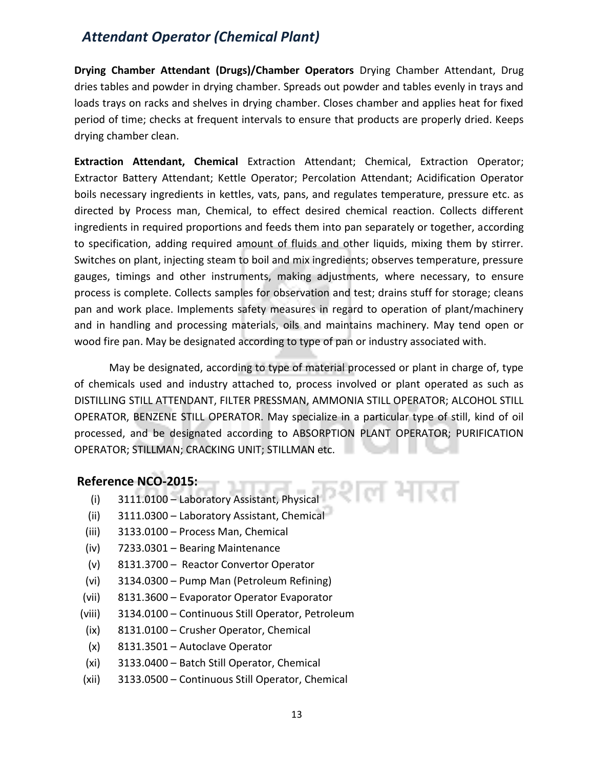## *Attendant Operator (Chemical Plant)*

**Drying Chamber Attendant (Drugs)/Chamber Operators** Drying Chamber Attendant, Drug dries tables and powder in drying chamber. Spreads out powder and tables evenly in trays and loads trays on racks and shelves in drying chamber. Closes chamber and applies heat for fixed period of time; checks at frequent intervals to ensure that products are properly dried. Keeps drying chamber clean.

**Extraction Attendant, Chemical** Extraction Attendant; Chemical, Extraction Operator; Extractor Battery Attendant; Kettle Operator; Percolation Attendant; Acidification Operator boils necessary ingredients in kettles, vats, pans, and regulates temperature, pressure etc. as directed by Process man, Chemical, to effect desired chemical reaction. Collects different ingredients in required proportions and feeds them into pan separately or together, according to specification, adding required amount of fluids and other liquids, mixing them by stirrer. Switches on plant, injecting steam to boil and mix ingredients; observes temperature, pressure gauges, timings and other instruments, making adjustments, where necessary, to ensure process is complete. Collects samples for observation and test; drains stuff for storage; cleans pan and work place. Implements safety measures in regard to operation of plant/machinery and in handling and processing materials, oils and maintains machinery. May tend open or wood fire pan. May be designated according to type of pan or industry associated with.

May be designated, according to type of material processed or plant in charge of, type of chemicals used and industry attached to, process involved or plant operated as such as DISTILLING STILL ATTENDANT, FILTER PRESSMAN, AMMONIA STILL OPERATOR; ALCOHOL STILL OPERATOR, BENZENE STILL OPERATOR. May specialize in a particular type of still, kind of oil processed, and be designated according to ABSORPTION PLANT OPERATOR; PURIFICATION OPERATOR; STILLMAN; CRACKING UNIT; STILLMAN etc.

**Reference NCO-2015:**

(i) 3111.0100 – Laboratory Assistant, Physical
(ii) 3111.0300 – Laboratory Assistant, Chemical
(iii) 3133.0100 – Process Man, Chemical
(iv) 7233.0301 – Bearing Maintenance
(v) 8131.3700 – Reactor Convertor Operator
(vi) 3134.0300 – Pump Man (Petroleum Refining)
(vii) 8131.3600 – Evaporator Operator Evaporator
(viii) 3134.0100 – Continuous Still Operator, Petroleum
(ix) 8131.0100 – Crusher Operator, Chemical
(x) 8131.3501 – Autoclave Operator
(xi) 3133.0400 – Batch Still Operator, Chemical
(xii) 3133.0500 – Continuous Still Operator, Chemical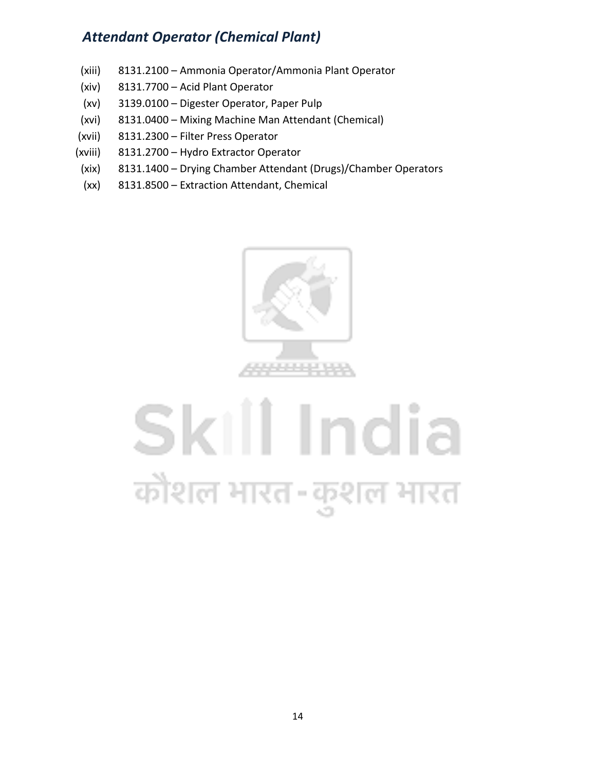(xiii) 8131.2100 – Ammonia Operator/Ammonia Plant Operator
(xiv) 8131.7700 – Acid Plant Operator
(xv) 3139.0100 – Digester Operator, Paper Pulp
(xvi) 8131.0400 – Mixing Machine Man Attendant (Chemical)
(xvii) 8131.2300 – Filter Press Operator
(xviii) 8131.2700 – Hydro Extractor Operator
(xix) 8131.1400 – Drying Chamber Attendant (Drugs)/Chamber Operators
(xx) 8131.8500 – Extraction Attendant, Chemical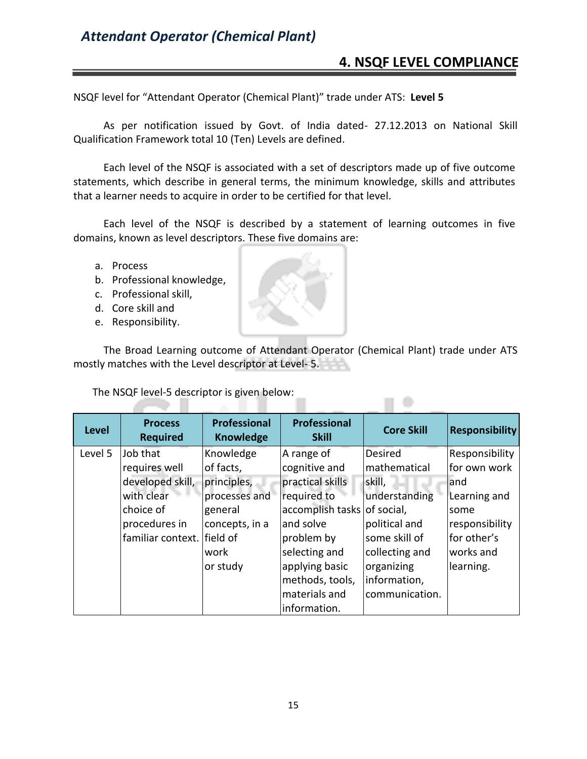## 4. NSQF LEVEL COMPLIANCE

NSQF level for "Attendant Operator (Chemical Plant)" trade under ATS: **Level 5**

As per notification issued by Govt. of India dated- 27.12.2013 on National Skill Qualification Framework total 10 (Ten) Levels are defined.

Each level of the NSQF is associated with a set of descriptors made up of five outcome statements, which describe in general terms, the minimum knowledge, skills and attributes that a learner needs to acquire in order to be certified for that level.

Each level of the NSQF is described by a statement of learning outcomes in five domains, known as level descriptors. These five domains are:

a. Process
b. Professional knowledge,
c. Professional skill,
d. Core skill and
e. Responsibility.

The Broad Learning outcome of Attendant Operator (Chemical Plant) trade under ATS mostly matches with the Level descriptor at Level- 5.

The NSQF level-5 descriptor is given below:

| Level | Process Required | Professional Knowledge | Professional Skill | Core Skill | Responsibility |
|---|---|---|---|---|---|
| Level 5 | Job that requires well developed skill, with clear choice of procedures in familiar context. | Knowledge of facts, principles, processes and general concepts, in a field of work or study | A range of cognitive and practical skills required to accomplish tasks and solve problem by selecting and applying basic methods, tools, materials and information. | Desired mathematical skill, understanding of social, political and some skill of collecting and organizing information, communication. | Responsibility for own work and Learning and some responsibility for other's works and learning. |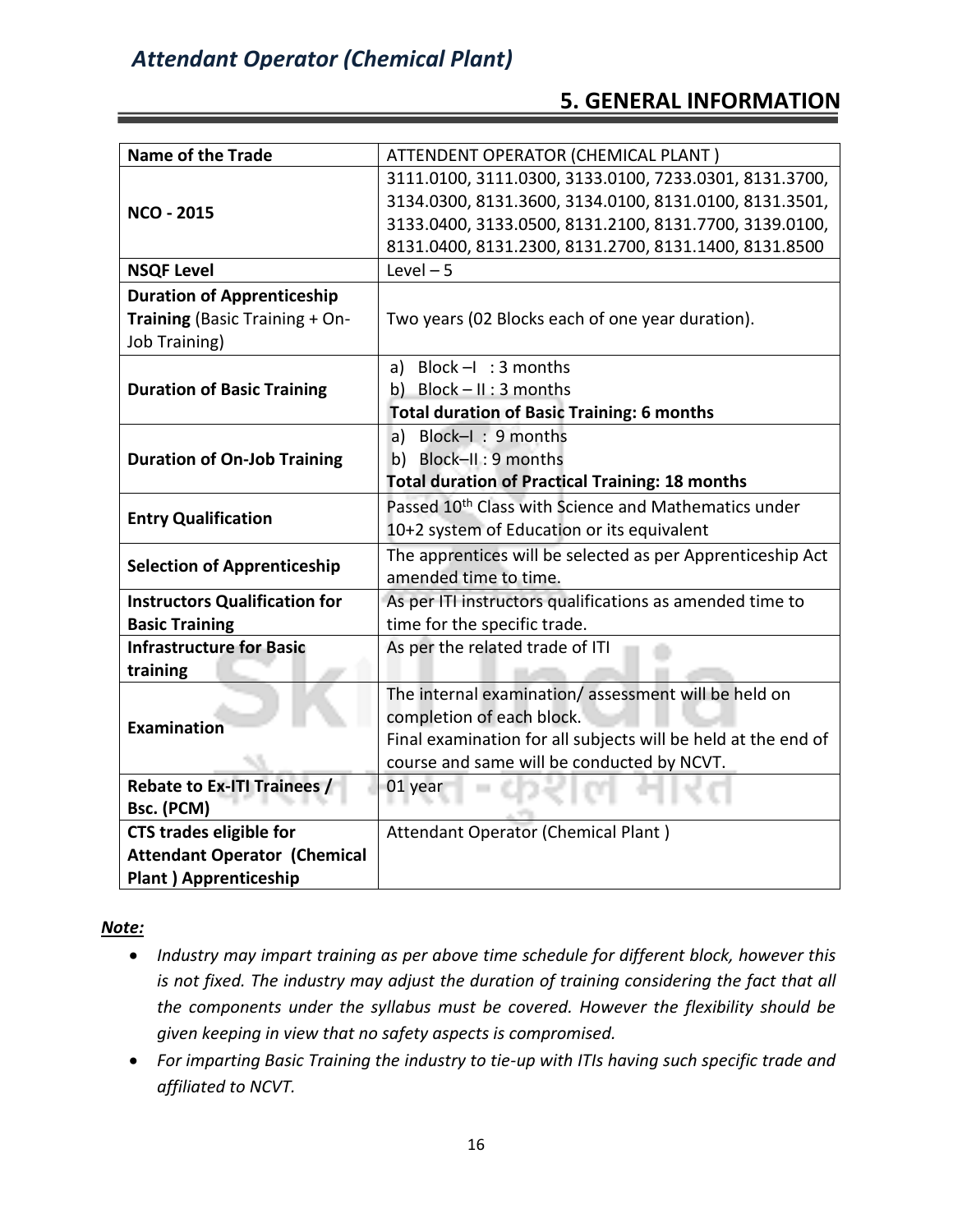## 5. GENERAL INFORMATION

| Name of the Trade | ATTENDENT OPERATOR (CHEMICAL PLANT ) |
|---|---|
| **NCO - 2015** | 3111.0100, 3111.0300, 3133.0100, 7233.0301, 8131.3700, 3134.0300, 8131.3600, 3134.0100, 8131.0100, 8131.3501, 3133.0400, 3133.0500, 8131.2100, 8131.7700, 3139.0100, 8131.0400, 8131.2300, 8131.2700, 8131.1400, 8131.8500 |
| **NSQF Level** | Level – 5 |
| **Duration of Apprenticeship Training** (Basic Training + On-Job Training) | Two years (02 Blocks each of one year duration). |
| **Duration of Basic Training** | a) Block –I : 3 months<br>b) Block – II : 3 months<br>**Total duration of Basic Training: 6 months** |
| **Duration of On-Job Training** | a) Block–I : 9 months<br>b) Block–II : 9 months<br>**Total duration of Practical Training: 18 months** |
| **Entry Qualification** | Passed 10th Class with Science and Mathematics under 10+2 system of Education or its equivalent |
| **Selection of Apprenticeship** | The apprentices will be selected as per Apprenticeship Act amended time to time. |
| **Instructors Qualification for Basic Training** | As per ITI instructors qualifications as amended time to time for the specific trade. |
| **Infrastructure for Basic training** | As per the related trade of ITI |
| **Examination** | The internal examination/ assessment will be held on completion of each block.<br>Final examination for all subjects will be held at the end of course and same will be conducted by NCVT. |
| **Rebate to Ex-ITI Trainees / Bsc. (PCM)** | 01 year |
| **CTS trades eligible for Attendant Operator (Chemical Plant ) Apprenticeship** | Attendant Operator (Chemical Plant ) |

***Note:***

- *Industry may impart training as per above time schedule for different block, however this is not fixed. The industry may adjust the duration of training considering the fact that all the components under the syllabus must be covered. However the flexibility should be given keeping in view that no safety aspects is compromised.*
- *For imparting Basic Training the industry to tie-up with ITIs having such specific trade and affiliated to NCVT.*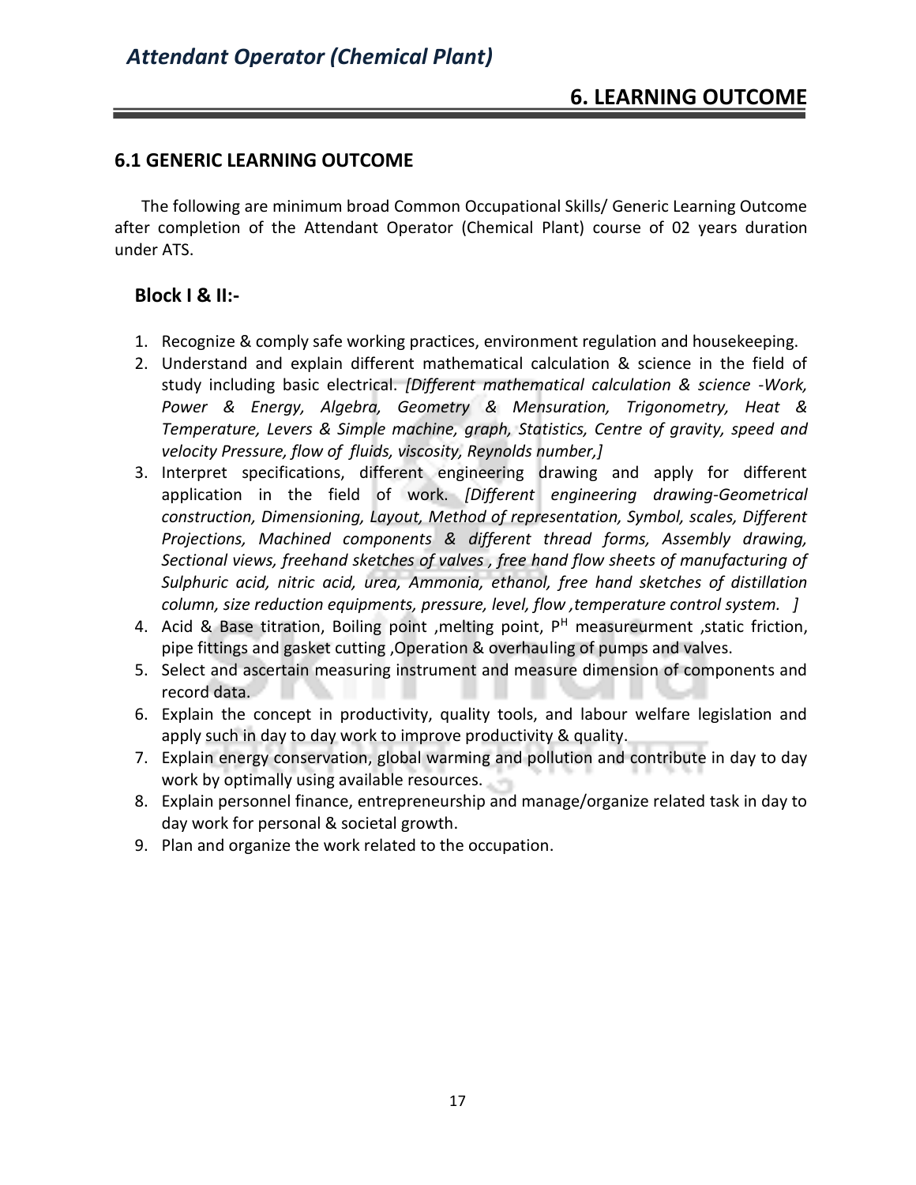## 6. LEARNING OUTCOME

### 6.1 GENERIC LEARNING OUTCOME

The following are minimum broad Common Occupational Skills/ Generic Learning Outcome after completion of the Attendant Operator (Chemical Plant) course of 02 years duration under ATS.

### Block I & II:-

1. Recognize & comply safe working practices, environment regulation and housekeeping.
2. Understand and explain different mathematical calculation & science in the field of study including basic electrical. *[Different mathematical calculation & science -Work, Power & Energy, Algebra, Geometry & Mensuration, Trigonometry, Heat & Temperature, Levers & Simple machine, graph, Statistics, Centre of gravity, speed and velocity Pressure, flow of fluids, viscosity, Reynolds number,]*
3. Interpret specifications, different engineering drawing and apply for different application in the field of work. *[Different engineering drawing-Geometrical construction, Dimensioning, Layout, Method of representation, Symbol, scales, Different Projections, Machined components & different thread forms, Assembly drawing, Sectional views, freehand sketches of valves , free hand flow sheets of manufacturing of Sulphuric acid, nitric acid, urea, Ammonia, ethanol, free hand sketches of distillation column, size reduction equipments, pressure, level, flow ,temperature control system. ]*
4. Acid & Base titration, Boiling point ,melting point, $P^H$ measureurment ,static friction, pipe fittings and gasket cutting ,Operation & overhauling of pumps and valves.
5. Select and ascertain measuring instrument and measure dimension of components and record data.
6. Explain the concept in productivity, quality tools, and labour welfare legislation and apply such in day to day work to improve productivity & quality.
7. Explain energy conservation, global warming and pollution and contribute in day to day work by optimally using available resources.
8. Explain personnel finance, entrepreneurship and manage/organize related task in day to day work for personal & societal growth.
9. Plan and organize the work related to the occupation.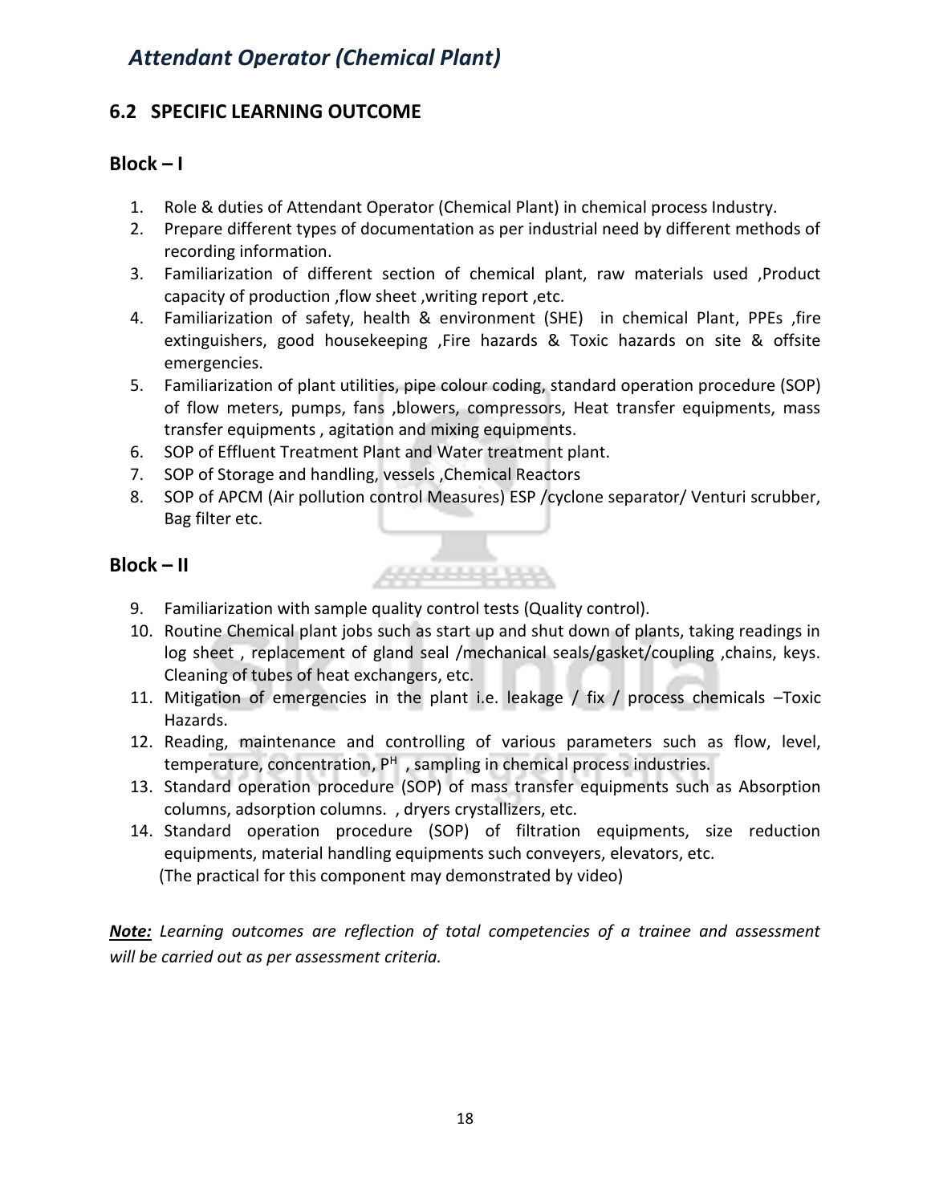## 6.2 SPECIFIC LEARNING OUTCOME

### Block – I

1. Role & duties of Attendant Operator (Chemical Plant) in chemical process Industry.
2. Prepare different types of documentation as per industrial need by different methods of recording information.
3. Familiarization of different section of chemical plant, raw materials used ,Product capacity of production ,flow sheet ,writing report ,etc.
4. Familiarization of safety, health & environment (SHE) in chemical Plant, PPEs ,fire extinguishers, good housekeeping ,Fire hazards & Toxic hazards on site & offsite emergencies.
5. Familiarization of plant utilities, pipe colour coding, standard operation procedure (SOP) of flow meters, pumps, fans ,blowers, compressors, Heat transfer equipments, mass transfer equipments , agitation and mixing equipments.
6. SOP of Effluent Treatment Plant and Water treatment plant.
7. SOP of Storage and handling, vessels ,Chemical Reactors
8. SOP of APCM (Air pollution control Measures) ESP /cyclone separator/ Venturi scrubber, Bag filter etc.

### Block – II

9. Familiarization with sample quality control tests (Quality control).
10. Routine Chemical plant jobs such as start up and shut down of plants, taking readings in log sheet , replacement of gland seal /mechanical seals/gasket/coupling ,chains, keys. Cleaning of tubes of heat exchangers, etc.
11. Mitigation of emergencies in the plant i.e. leakage / fix / process chemicals –Toxic Hazards.
12. Reading, maintenance and controlling of various parameters such as flow, level, temperature, concentration, $P^H$ , sampling in chemical process industries.
13. Standard operation procedure (SOP) of mass transfer equipments such as Absorption columns, adsorption columns. , dryers crystallizers, etc.
14. Standard operation procedure (SOP) of filtration equipments, size reduction equipments, material handling equipments such conveyers, elevators, etc.
    (The practical for this component may demonstrated by video)

***Note:*** *Learning outcomes are reflection of total competencies of a trainee and assessment will be carried out as per assessment criteria.*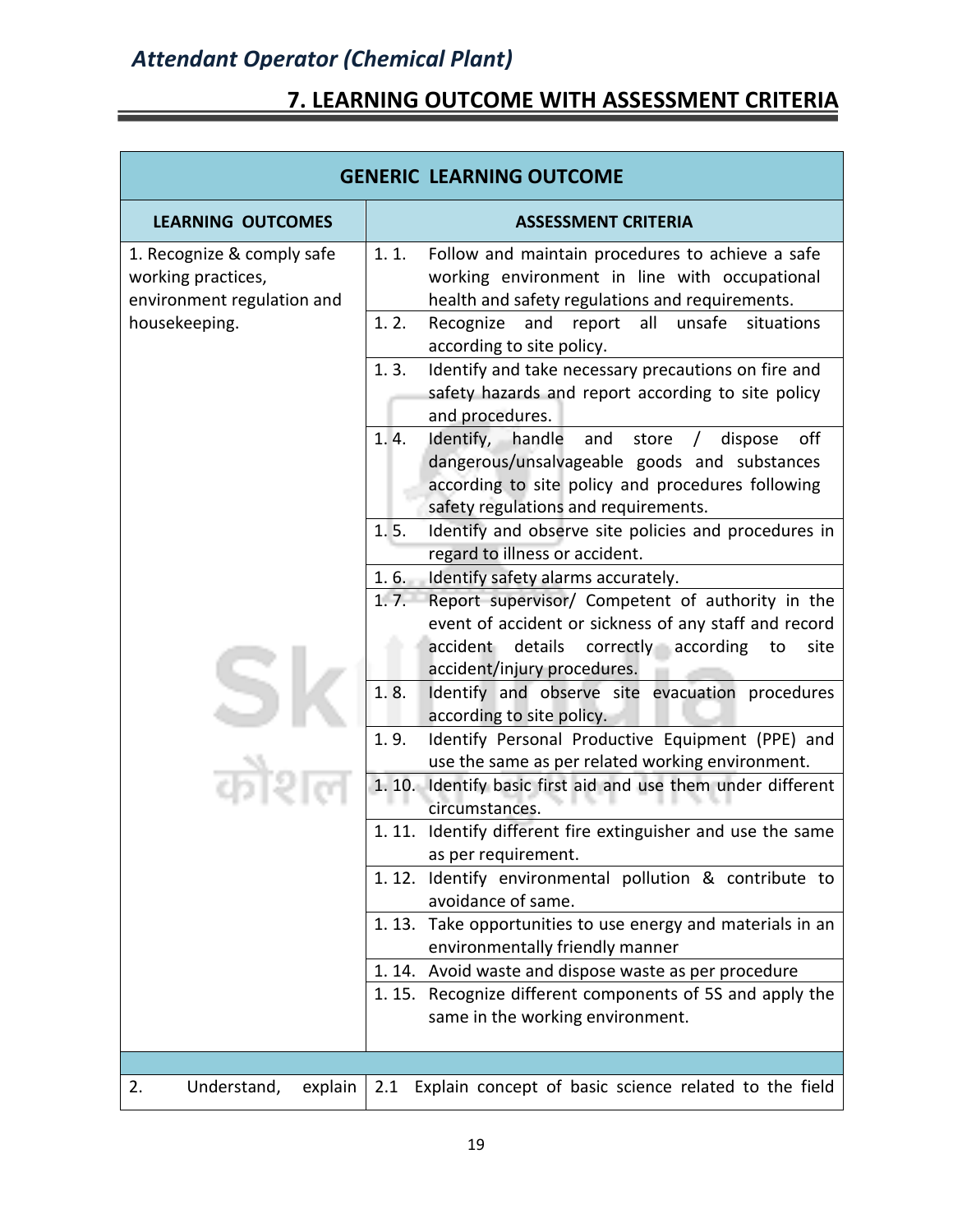## 7. LEARNING OUTCOME WITH ASSESSMENT CRITERIA

| GENERIC LEARNING OUTCOME | |
|---|---|
| **LEARNING OUTCOMES** | **ASSESSMENT CRITERIA** |
| 1. Recognize & comply safe working practices, environment regulation and housekeeping. | 1. 1. Follow and maintain procedures to achieve a safe working environment in line with occupational health and safety regulations and requirements. |
| | 1. 2. Recognize and report all unsafe situations according to site policy. |
| | 1. 3. Identify and take necessary precautions on fire and safety hazards and report according to site policy and procedures. |
| | 1. 4. Identify, handle and store / dispose off dangerous/unsalvageable goods and substances according to site policy and procedures following safety regulations and requirements. |
| | 1. 5. Identify and observe site policies and procedures in regard to illness or accident. |
| | 1. 6. Identify safety alarms accurately. |
| | 1. 7. Report supervisor/ Competent of authority in the event of accident or sickness of any staff and record accident details correctly according to site accident/injury procedures. |
| | 1. 8. Identify and observe site evacuation procedures according to site policy. |
| | 1. 9. Identify Personal Productive Equipment (PPE) and use the same as per related working environment. |
| | 1. 10. Identify basic first aid and use them under different circumstances. |
| | 1. 11. Identify different fire extinguisher and use the same as per requirement. |
| | 1. 12. Identify environmental pollution & contribute to avoidance of same. |
| | 1. 13. Take opportunities to use energy and materials in an environmentally friendly manner |
| | 1. 14. Avoid waste and dispose waste as per procedure |
| | 1. 15. Recognize different components of 5S and apply the same in the working environment. |
| | |
| 2. Understand, explain | 2.1 Explain concept of basic science related to the field |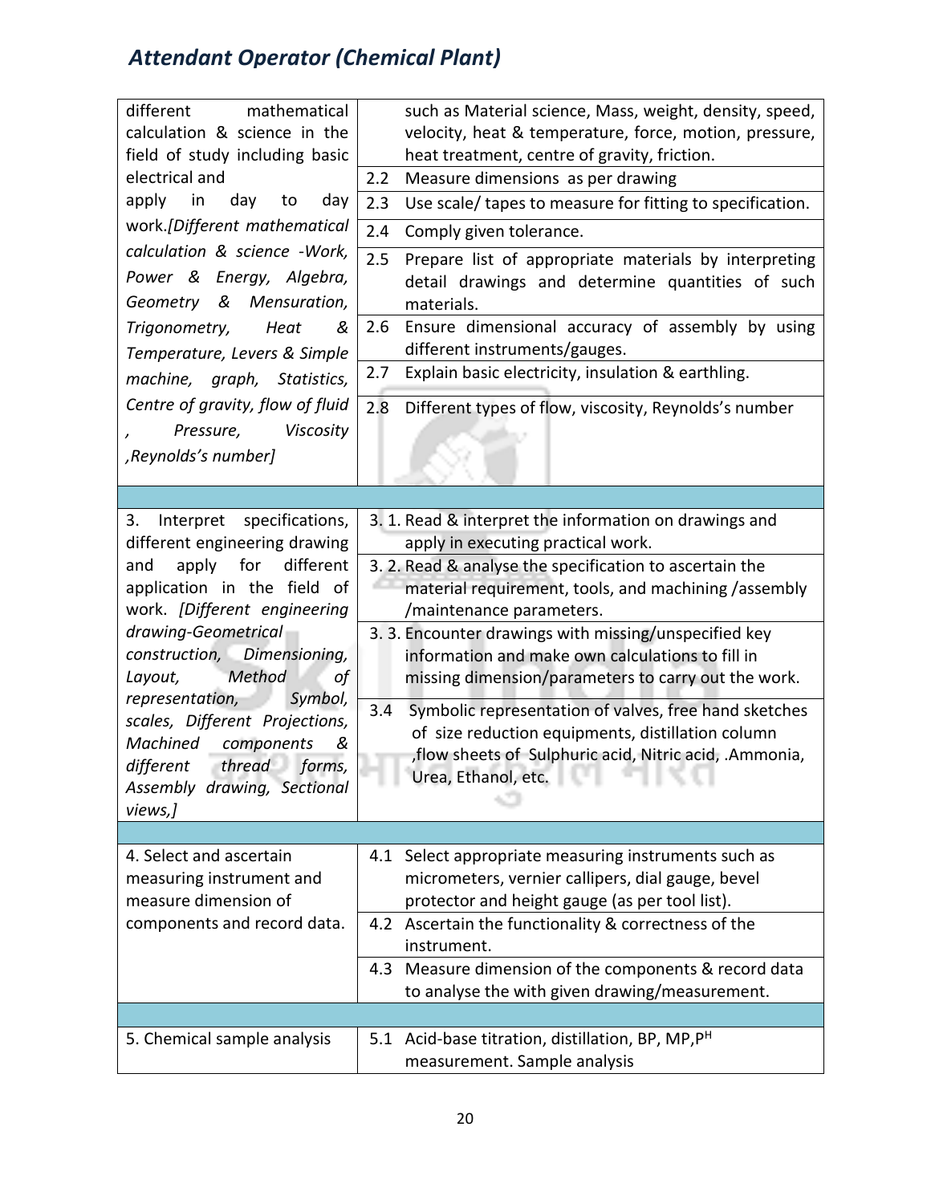| | |
|---|---|
| different mathematical calculation & science in the field of study including basic electrical and apply in day to day work.*[Different mathematical calculation & science -Work, Power & Energy, Algebra, Geometry & Mensuration, Trigonometry, Heat & Temperature, Levers & Simple machine, graph, Statistics, Centre of gravity, flow of fluid , Pressure, Viscosity ,Reynolds's number]* | such as Material science, Mass, weight, density, speed, velocity, heat & temperature, force, motion, pressure, heat treatment, centre of gravity, friction. |
| | 2.2 Measure dimensions as per drawing |
| | 2.3 Use scale/ tapes to measure for fitting to specification. |
| | 2.4 Comply given tolerance. |
| | 2.5 Prepare list of appropriate materials by interpreting detail drawings and determine quantities of such materials. |
| | 2.6 Ensure dimensional accuracy of assembly by using different instruments/gauges. |
| | 2.7 Explain basic electricity, insulation & earthling. |
| | 2.8 Different types of flow, viscosity, Reynolds's number |
| | |
| 3. Interpret specifications, different engineering drawing and apply for different application in the field of work. *[Different engineering drawing-Geometrical construction, Dimensioning, Layout, Method of representation, Symbol, scales, Different Projections, Machined components & different thread forms, Assembly drawing, Sectional views,]* | 3. 1. Read & interpret the information on drawings and apply in executing practical work. |
| | 3. 2. Read & analyse the specification to ascertain the material requirement, tools, and machining /assembly /maintenance parameters. |
| | 3. 3. Encounter drawings with missing/unspecified key information and make own calculations to fill in missing dimension/parameters to carry out the work. |
| | 3.4 Symbolic representation of valves, free hand sketches of size reduction equipments, distillation column ,flow sheets of Sulphuric acid, Nitric acid, .Ammonia, Urea, Ethanol, etc. |
| | |
| 4. Select and ascertain measuring instrument and measure dimension of components and record data. | 4.1 Select appropriate measuring instruments such as micrometers, vernier callipers, dial gauge, bevel protector and height gauge (as per tool list). |
| | 4.2 Ascertain the functionality & correctness of the instrument. |
| | 4.3 Measure dimension of the components & record data to analyse the with given drawing/measurement. |
| | |
| 5. Chemical sample analysis | 5.1 Acid-base titration, distillation, BP, MP,$P^H$ measurement. Sample analysis |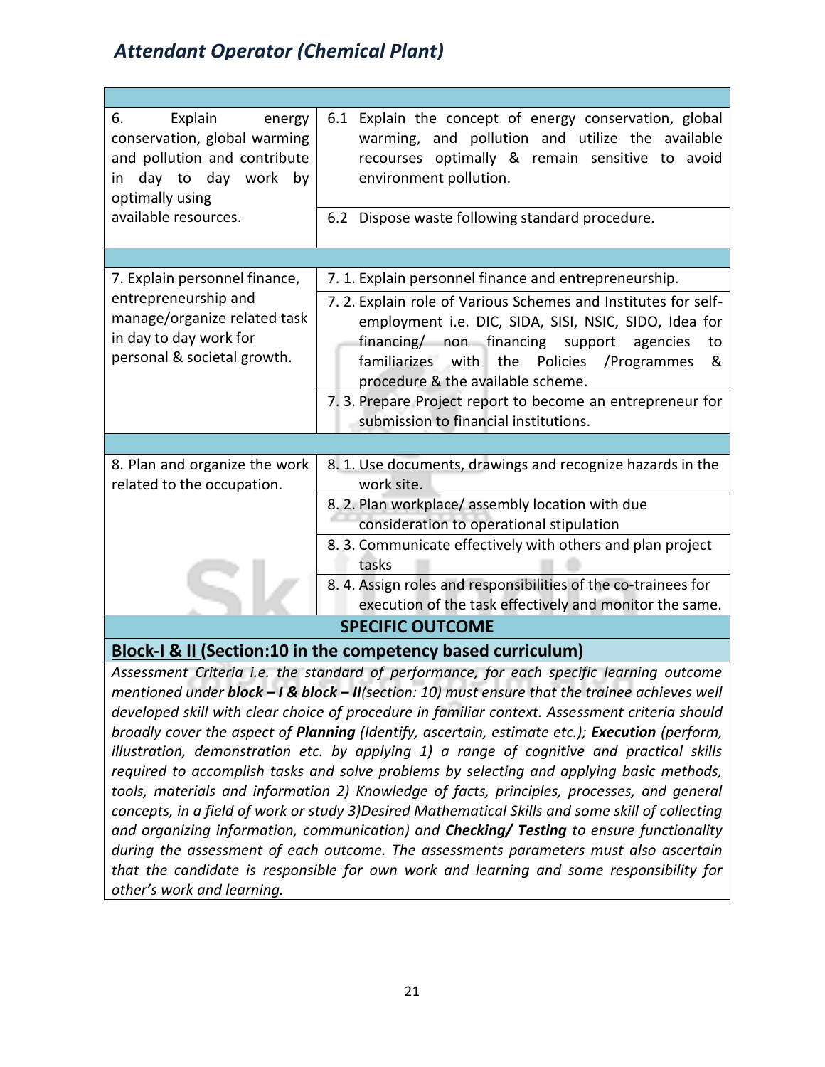| | |
|---|---|
| 6. Explain energy conservation, global warming and pollution and contribute in day to day work by optimally using available resources. | 6.1 Explain the concept of energy conservation, global warming, and pollution and utilize the available recourses optimally & remain sensitive to avoid environment pollution. |
| | 6.2 Dispose waste following standard procedure. |
| | |
| 7. Explain personnel finance, entrepreneurship and manage/organize related task in day to day work for personal & societal growth. | 7. 1. Explain personnel finance and entrepreneurship. |
| | 7. 2. Explain role of Various Schemes and Institutes for self-employment i.e. DIC, SIDA, SISI, NSIC, SIDO, Idea for financing/ non financing support agencies to familiarizes with the Policies /Programmes & procedure & the available scheme. |
| | 7. 3. Prepare Project report to become an entrepreneur for submission to financial institutions. |
| | |
| 8. Plan and organize the work related to the occupation. | 8. 1. Use documents, drawings and recognize hazards in the work site. |
| | 8. 2. Plan workplace/ assembly location with due consideration to operational stipulation |
| | 8. 3. Communicate effectively with others and plan project tasks |
| | 8. 4. Assign roles and responsibilities of the co-trainees for execution of the task effectively and monitor the same. |

**SPECIFIC OUTCOME**

**Block-I & II (Section:10 in the competency based curriculum)**

*Assessment Criteria i.e. the standard of performance, for each specific learning outcome mentioned under **block – I & block – II**(section: 10) must ensure that the trainee achieves well developed skill with clear choice of procedure in familiar context. Assessment criteria should broadly cover the aspect of **Planning** (Identify, ascertain, estimate etc.); **Execution** (perform, illustration, demonstration etc. by applying 1) a range of cognitive and practical skills required to accomplish tasks and solve problems by selecting and applying basic methods, tools, materials and information 2) Knowledge of facts, principles, processes, and general concepts, in a field of work or study 3)Desired Mathematical Skills and some skill of collecting and organizing information, communication) and **Checking/ Testing** to ensure functionality during the assessment of each outcome. The assessments parameters must also ascertain that the candidate is responsible for own work and learning and some responsibility for other's work and learning.*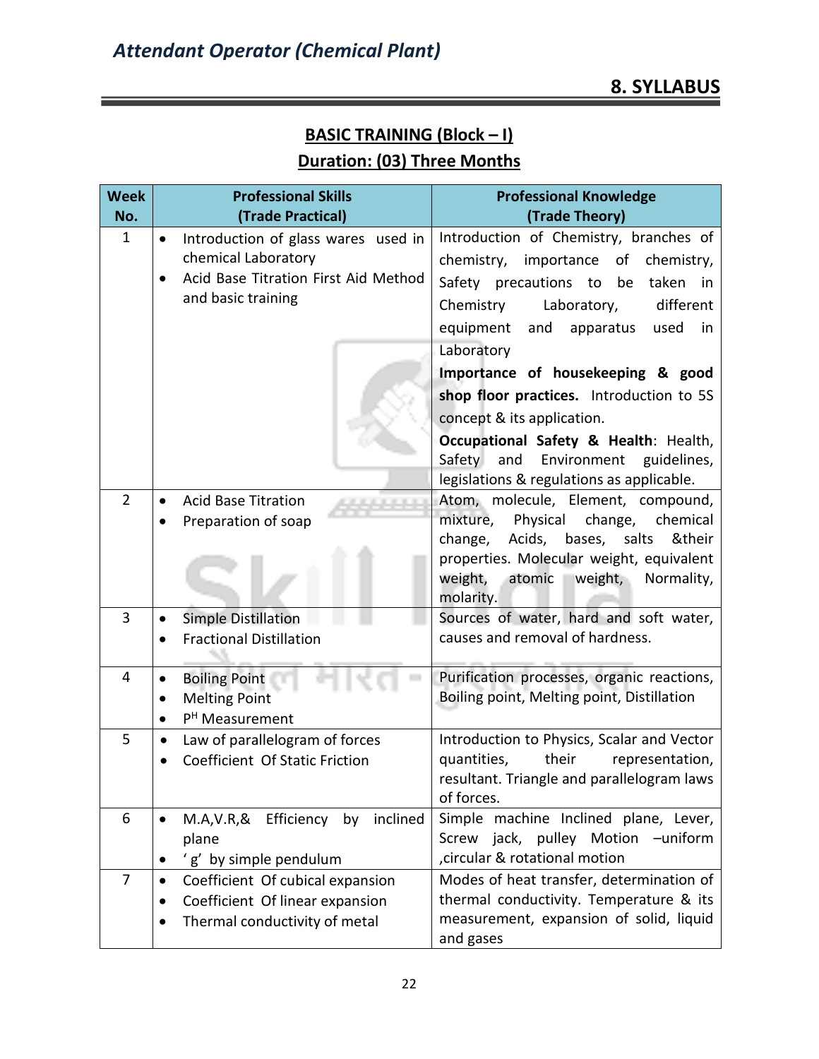# 8. SYLLABUS

## BASIC TRAINING (Block – I)

## Duration: (03) Three Months

| Week No. | Professional Skills (Trade Practical) | Professional Knowledge (Trade Theory) |
|---|---|---|
| 1 | • Introduction of glass wares used in chemical Laboratory<br>• Acid Base Titration First Aid Method and basic training | Introduction of Chemistry, branches of chemistry, importance of chemistry, Safety precautions to be taken in Chemistry Laboratory, different equipment and apparatus used in Laboratory<br>**Importance of housekeeping & good shop floor practices.** Introduction to 5S concept & its application.<br>**Occupational Safety & Health**: Health, Safety and Environment guidelines, legislations & regulations as applicable. |
| 2 | • Acid Base Titration<br>• Preparation of soap | Atom, molecule, Element, compound, mixture, Physical change, chemical change, Acids, bases, salts &their properties. Molecular weight, equivalent weight, atomic weight, Normality, molarity. |
| 3 | • Simple Distillation<br>• Fractional Distillation | Sources of water, hard and soft water, causes and removal of hardness. |
| 4 | • Boiling Point<br>• Melting Point<br>• $P^H$ Measurement | Purification processes, organic reactions, Boiling point, Melting point, Distillation |
| 5 | • Law of parallelogram of forces<br>• Coefficient Of Static Friction | Introduction to Physics, Scalar and Vector quantities, their representation, resultant. Triangle and parallelogram laws of forces. |
| 6 | • M.A,V.R,& Efficiency by inclined plane<br>• 'g' by simple pendulum | Simple machine Inclined plane, Lever, Screw jack, pulley Motion –uniform ,circular & rotational motion |
| 7 | • Coefficient Of cubical expansion<br>• Coefficient Of linear expansion<br>• Thermal conductivity of metal | Modes of heat transfer, determination of thermal conductivity. Temperature & its measurement, expansion of solid, liquid and gases |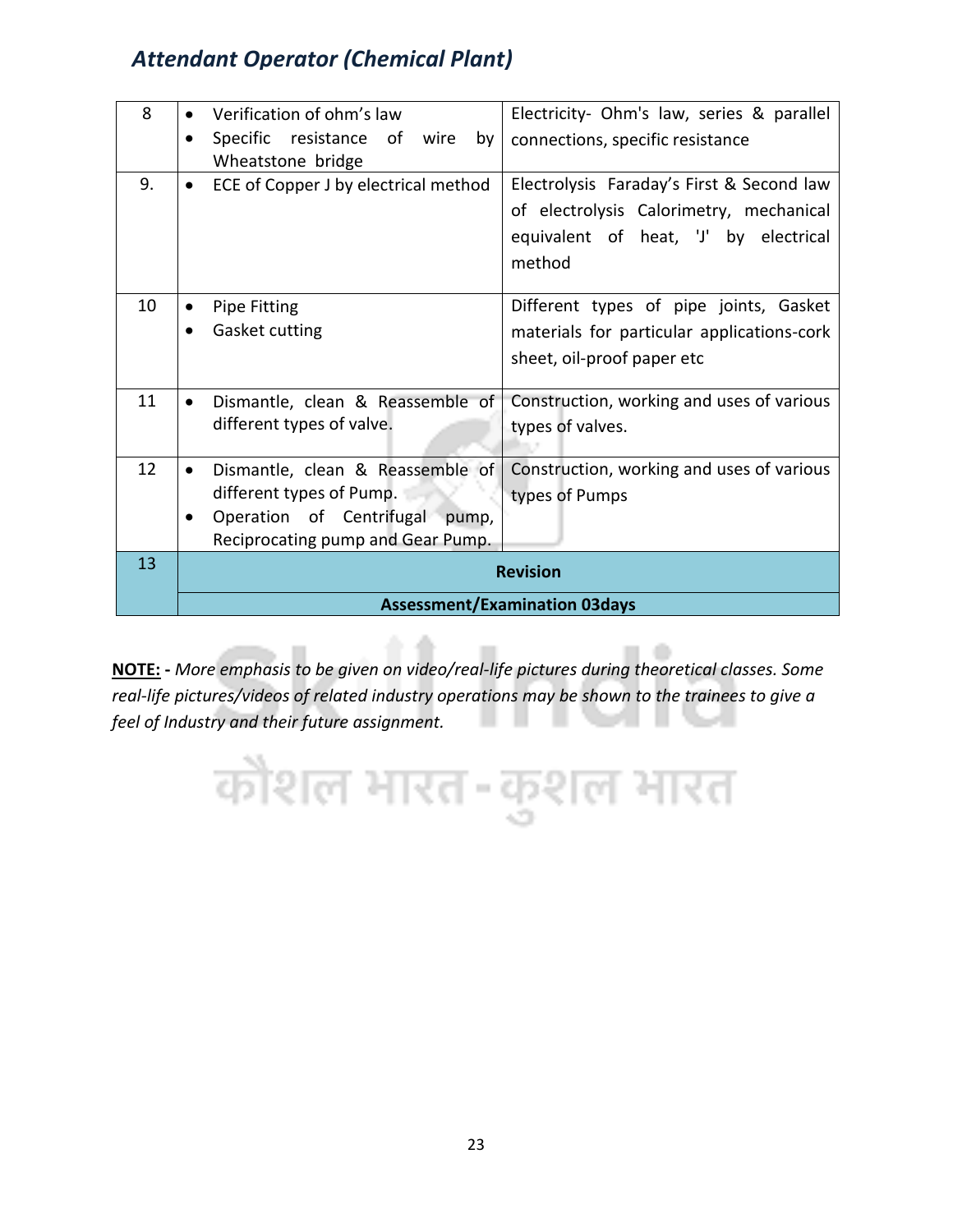| 8 | • Verification of ohm's law<br>• Specific resistance of wire by Wheatstone bridge | Electricity- Ohm's law, series & parallel connections, specific resistance |
|---|---|---|
| 9. | • ECE of Copper J by electrical method | Electrolysis Faraday's First & Second law of electrolysis Calorimetry, mechanical equivalent of heat, 'J' by electrical method |
| 10 | • Pipe Fitting<br>• Gasket cutting | Different types of pipe joints, Gasket materials for particular applications-cork sheet, oil-proof paper etc |
| 11 | • Dismantle, clean & Reassemble of different types of valve. | Construction, working and uses of various types of valves. |
| 12 | • Dismantle, clean & Reassemble of different types of Pump.<br>• Operation of Centrifugal pump, Reciprocating pump and Gear Pump. | Construction, working and uses of various types of Pumps |
| 13 | **Revision** | |
| | **Assessment/Examination 03days** | |

**NOTE: -** *More emphasis to be given on video/real-life pictures during theoretical classes. Some real-life pictures/videos of related industry operations may be shown to the trainees to give a feel of Industry and their future assignment.*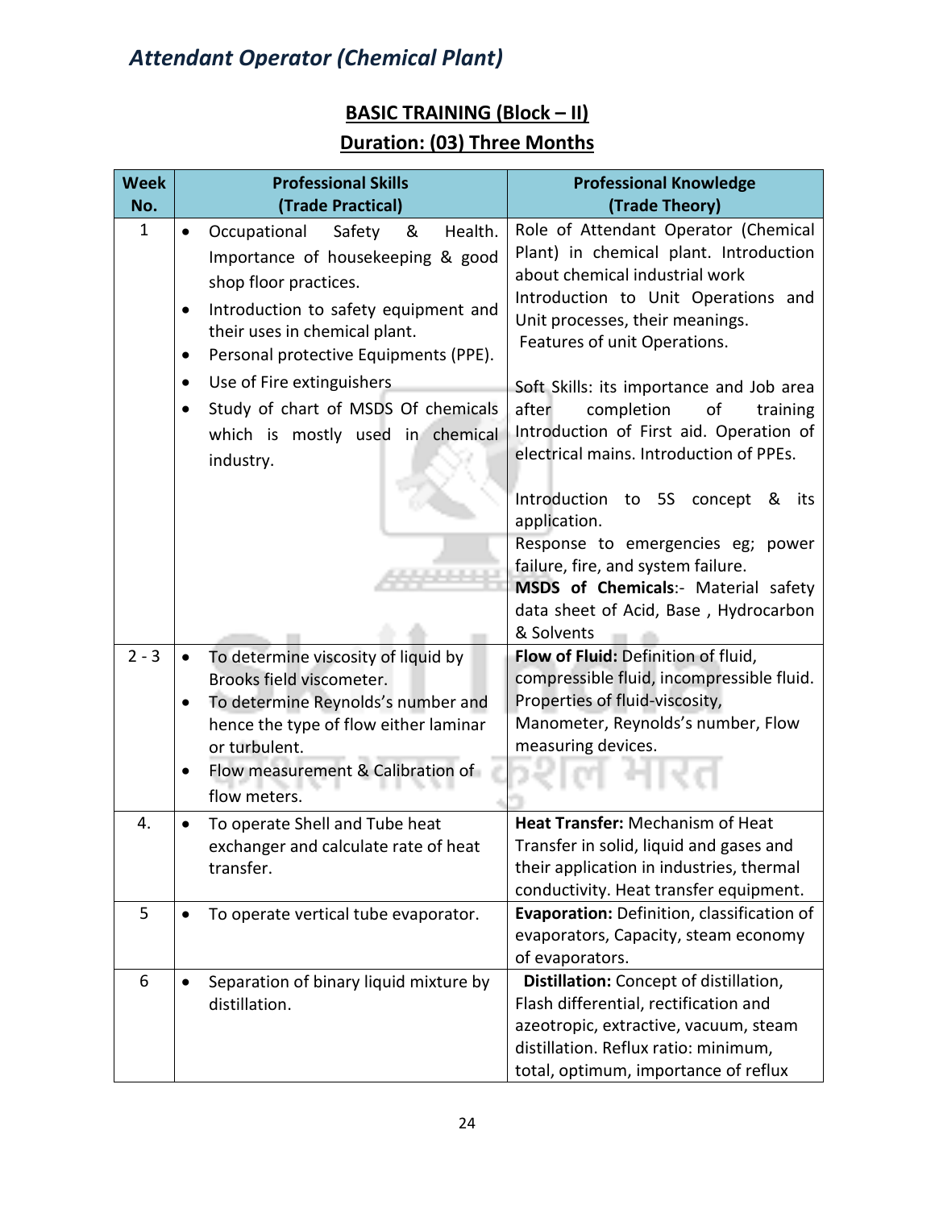## BASIC TRAINING (Block – II)

## Duration: (03) Three Months

| Week No. | Professional Skills (Trade Practical) | Professional Knowledge (Trade Theory) |
|---|---|---|
| 1 | • Occupational Safety & Health. Importance of housekeeping & good shop floor practices.<br>• Introduction to safety equipment and their uses in chemical plant.<br>• Personal protective Equipments (PPE).<br>• Use of Fire extinguishers<br>• Study of chart of MSDS Of chemicals which is mostly used in chemical industry. | Role of Attendant Operator (Chemical Plant) in chemical plant. Introduction about chemical industrial work<br>Introduction to Unit Operations and Unit processes, their meanings.<br>Features of unit Operations.<br><br>Soft Skills: its importance and Job area after completion of training Introduction of First aid. Operation of electrical mains. Introduction of PPEs.<br><br>Introduction to 5S concept & its application.<br>Response to emergencies eg; power failure, fire, and system failure.<br>**MSDS of Chemicals**:- Material safety data sheet of Acid, Base , Hydrocarbon & Solvents |
| 2 - 3 | • To determine viscosity of liquid by Brooks field viscometer.<br>• To determine Reynolds's number and hence the type of flow either laminar or turbulent.<br>• Flow measurement & Calibration of flow meters. | **Flow of Fluid:** Definition of fluid, compressible fluid, incompressible fluid. Properties of fluid-viscosity, Manometer, Reynolds's number, Flow measuring devices. |
| 4. | • To operate Shell and Tube heat exchanger and calculate rate of heat transfer. | **Heat Transfer:** Mechanism of Heat Transfer in solid, liquid and gases and their application in industries, thermal conductivity. Heat transfer equipment. |
| 5 | • To operate vertical tube evaporator. | **Evaporation:** Definition, classification of evaporators, Capacity, steam economy of evaporators. |
| 6 | • Separation of binary liquid mixture by distillation. | **Distillation:** Concept of distillation, Flash differential, rectification and azeotropic, extractive, vacuum, steam distillation. Reflux ratio: minimum, total, optimum, importance of reflux |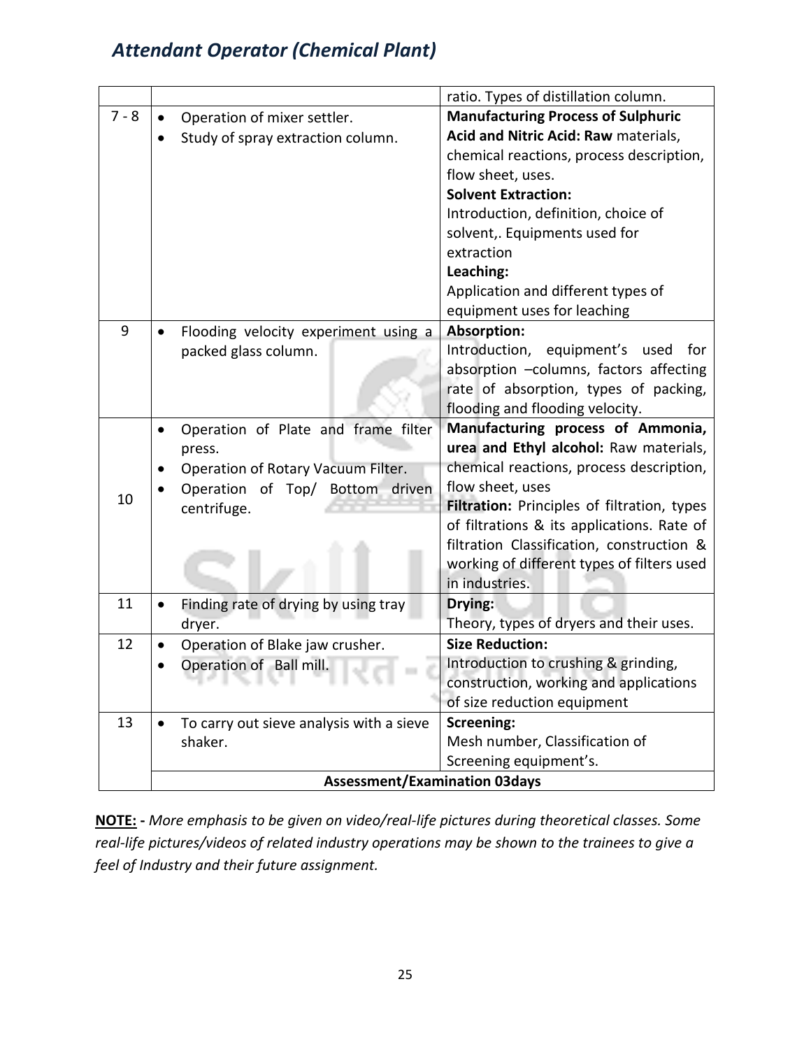| | | |
|---|---|---|
| | | ratio. Types of distillation column. |
| 7 - 8 | • Operation of mixer settler.<br>• Study of spray extraction column. | **Manufacturing Process of Sulphuric Acid and Nitric Acid: Raw** materials, chemical reactions, process description, flow sheet, uses.<br>**Solvent Extraction:**<br>Introduction, definition, choice of solvent,. Equipments used for extraction<br>**Leaching:**<br>Application and different types of equipment uses for leaching |
| 9 | • Flooding velocity experiment using a packed glass column. | **Absorption:**<br>Introduction, equipment's used for absorption –columns, factors affecting rate of absorption, types of packing, flooding and flooding velocity. |
| 10 | • Operation of Plate and frame filter press.<br>• Operation of Rotary Vacuum Filter.<br>• Operation of Top/ Bottom driven centrifuge. | **Manufacturing process of Ammonia, urea and Ethyl alcohol:** Raw materials, chemical reactions, process description, flow sheet, uses<br>**Filtration:** Principles of filtration, types of filtrations & its applications. Rate of filtration Classification, construction & working of different types of filters used in industries. |
| 11 | • Finding rate of drying by using tray dryer. | **Drying:**<br>Theory, types of dryers and their uses. |
| 12 | • Operation of Blake jaw crusher.<br>• Operation of Ball mill. | **Size Reduction:**<br>Introduction to crushing & grinding, construction, working and applications of size reduction equipment |
| 13 | • To carry out sieve analysis with a sieve shaker. | **Screening:**<br>Mesh number, Classification of Screening equipment's. |
| | **Assessment/Examination 03days** | |

**NOTE: -** *More emphasis to be given on video/real-life pictures during theoretical classes. Some real-life pictures/videos of related industry operations may be shown to the trainees to give a feel of Industry and their future assignment.*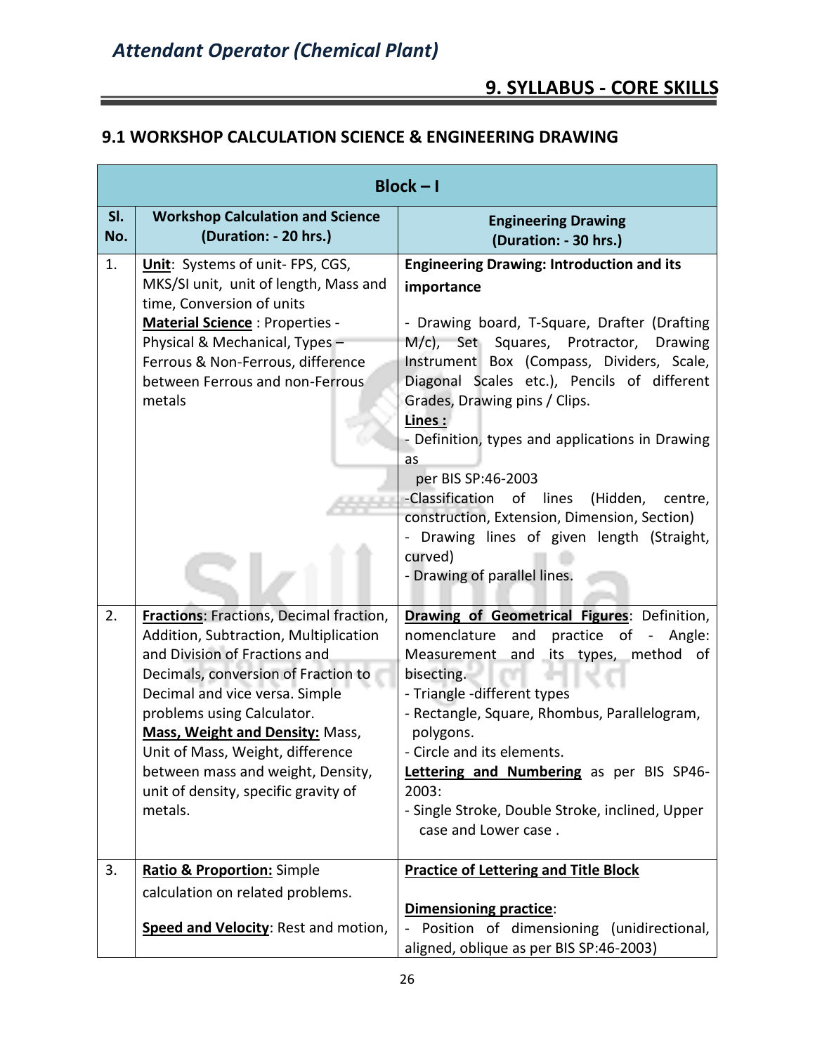## 9. SYLLABUS - CORE SKILLS

### 9.1 WORKSHOP CALCULATION SCIENCE & ENGINEERING DRAWING

| Block – I | | |
|---|---|---|
| **Sl. No.** | **Workshop Calculation and Science (Duration: - 20 hrs.)** | **Engineering Drawing (Duration: - 30 hrs.)** |
| 1. | **Unit**: Systems of unit- FPS, CGS, MKS/SI unit, unit of length, Mass and time, Conversion of units<br>**Material Science** : Properties - Physical & Mechanical, Types – Ferrous & Non-Ferrous, difference between Ferrous and non-Ferrous metals | **Engineering Drawing: Introduction and its importance**<br><br>- Drawing board, T-Square, Drafter (Drafting M/c), Set Squares, Protractor, Drawing Instrument Box (Compass, Dividers, Scale, Diagonal Scales etc.), Pencils of different Grades, Drawing pins / Clips.<br>**Lines :**<br>- Definition, types and applications in Drawing as per BIS SP:46-2003<br>-Classification of lines (Hidden, centre, construction, Extension, Dimension, Section)<br>- Drawing lines of given length (Straight, curved)<br>- Drawing of parallel lines. |
| 2. | **Fractions**: Fractions, Decimal fraction, Addition, Subtraction, Multiplication and Division of Fractions and Decimals, conversion of Fraction to Decimal and vice versa. Simple problems using Calculator.<br>**Mass, Weight and Density:** Mass, Unit of Mass, Weight, difference between mass and weight, Density, unit of density, specific gravity of metals. | **Drawing of Geometrical Figures**: Definition, nomenclature and practice of - Angle: Measurement and its types, method of bisecting.<br>- Triangle -different types<br>- Rectangle, Square, Rhombus, Parallelogram, polygons.<br>- Circle and its elements.<br>**Lettering and Numbering** as per BIS SP46-2003:<br>- Single Stroke, Double Stroke, inclined, Upper case and Lower case . |
| 3. | **Ratio & Proportion:** Simple calculation on related problems.<br><br>**Speed and Velocity**: Rest and motion, | **Practice of Lettering and Title Block**<br><br>**Dimensioning practice**:<br>- Position of dimensioning (unidirectional, aligned, oblique as per BIS SP:46-2003) |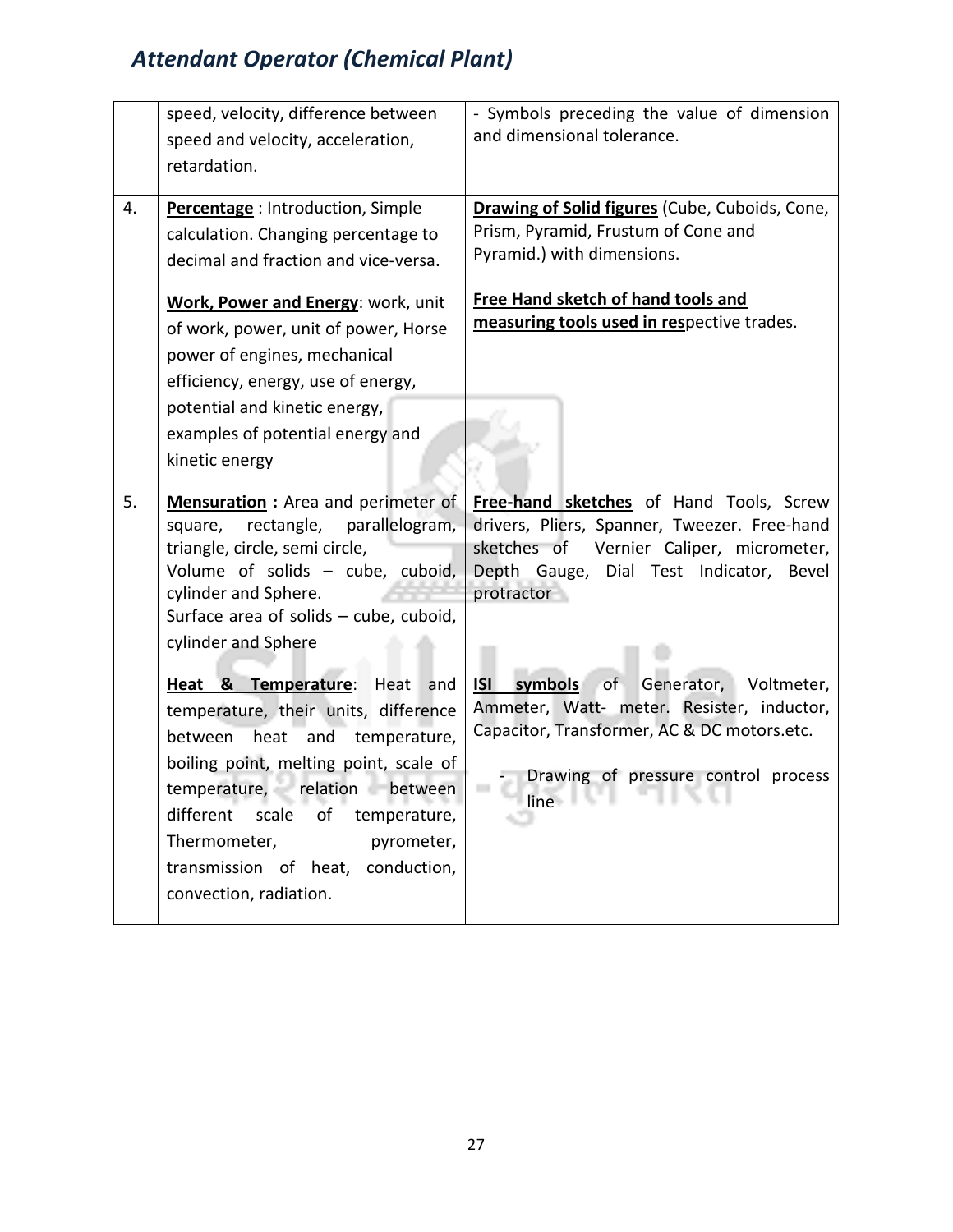| | | |
|---|---|---|
| | speed, velocity, difference between speed and velocity, acceleration, retardation. | - Symbols preceding the value of dimension and dimensional tolerance. |
| 4. | **Percentage** : Introduction, Simple calculation. Changing percentage to decimal and fraction and vice-versa.<br><br>**Work, Power and Energy**: work, unit of work, power, unit of power, Horse power of engines, mechanical efficiency, energy, use of energy, potential and kinetic energy, examples of potential energy and kinetic energy | **Drawing of Solid figures** (Cube, Cuboids, Cone, Prism, Pyramid, Frustum of Cone and Pyramid.) with dimensions.<br><br>**Free Hand sketch of hand tools and measuring tools used in respective trades.** |
| 5. | **Mensuration :** Area and perimeter of square, rectangle, parallelogram, triangle, circle, semi circle,<br>Volume of solids – cube, cuboid, cylinder and Sphere.<br>Surface area of solids – cube, cuboid, cylinder and Sphere<br><br>**Heat & Temperature**: Heat and temperature, their units, difference between heat and temperature, boiling point, melting point, scale of temperature, relation between different scale of temperature, Thermometer, pyrometer, transmission of heat, conduction, convection, radiation. | **Free-hand sketches** of Hand Tools, Screw drivers, Pliers, Spanner, Tweezer. Free-hand sketches of Vernier Caliper, micrometer, Depth Gauge, Dial Test Indicator, Bevel protractor<br><br>**ISI symbols** of Generator, Voltmeter, Ammeter, Watt- meter. Resister, inductor, Capacitor, Transformer, AC & DC motors.etc.<br><br>- Drawing of pressure control process line |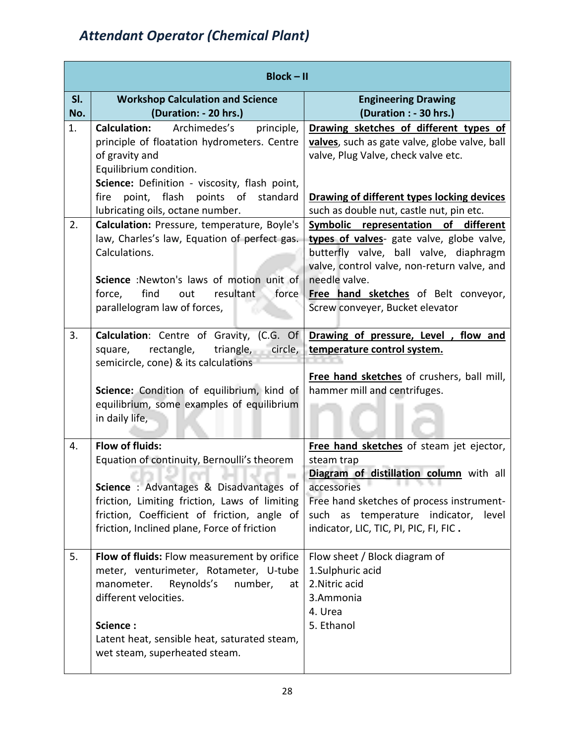| Block – II | | |
|---|---|---|
| **Sl. No.** | **Workshop Calculation and Science (Duration: - 20 hrs.)** | **Engineering Drawing (Duration : - 30 hrs.)** |
| 1. | **Calculation:** Archimedes's principle, principle of floatation hydrometers. Centre of gravity and Equilibrium condition.<br>**Science:** Definition - viscosity, flash point, fire point, flash points of standard lubricating oils, octane number. | **Drawing sketches of different types of valves**, such as gate valve, globe valve, ball valve, Plug Valve, check valve etc.<br><br>**Drawing of different types locking devices** such as double nut, castle nut, pin etc. |
| 2. | **Calculation:** Pressure, temperature, Boyle's law, Charles's law, Equation of perfect gas. Calculations.<br><br>**Science** :Newton's laws of motion unit of force, find out resultant force parallelogram law of forces, | **Symbolic representation of different types of valves**- gate valve, globe valve, butterfly valve, ball valve, diaphragm valve, control valve, non-return valve, and needle valve.<br>**Free hand sketches** of Belt conveyor, Screw conveyer, Bucket elevator |
| 3. | **Calculation**: Centre of Gravity, (C.G. Of square, rectangle, triangle, circle, semicircle, cone) & its calculations<br><br>**Science:** Condition of equilibrium, kind of equilibrium, some examples of equilibrium in daily life, | **Drawing of pressure, Level , flow and temperature control system.**<br><br>**Free hand sketches** of crushers, ball mill, hammer mill and centrifuges. |
| 4. | **Flow of fluids:**<br>Equation of continuity, Bernoulli's theorem<br><br>**Science** : Advantages & Disadvantages of friction, Limiting friction, Laws of limiting friction, Coefficient of friction, angle of friction, Inclined plane, Force of friction | **Free hand sketches** of steam jet ejector, steam trap<br>**Diagram of distillation column** with all accessories<br>Free hand sketches of process instrument- such as temperature indicator, level indicator, LIC, TIC, PI, PIC, FI, FIC . |
| 5. | **Flow of fluids:** Flow measurement by orifice meter, venturimeter, Rotameter, U-tube manometer. Reynolds's number, at different velocities.<br><br>**Science :**<br>Latent heat, sensible heat, saturated steam, wet steam, superheated steam. | Flow sheet / Block diagram of<br>1.Sulphuric acid<br>2.Nitric acid<br>3.Ammonia<br>4. Urea<br>5. Ethanol |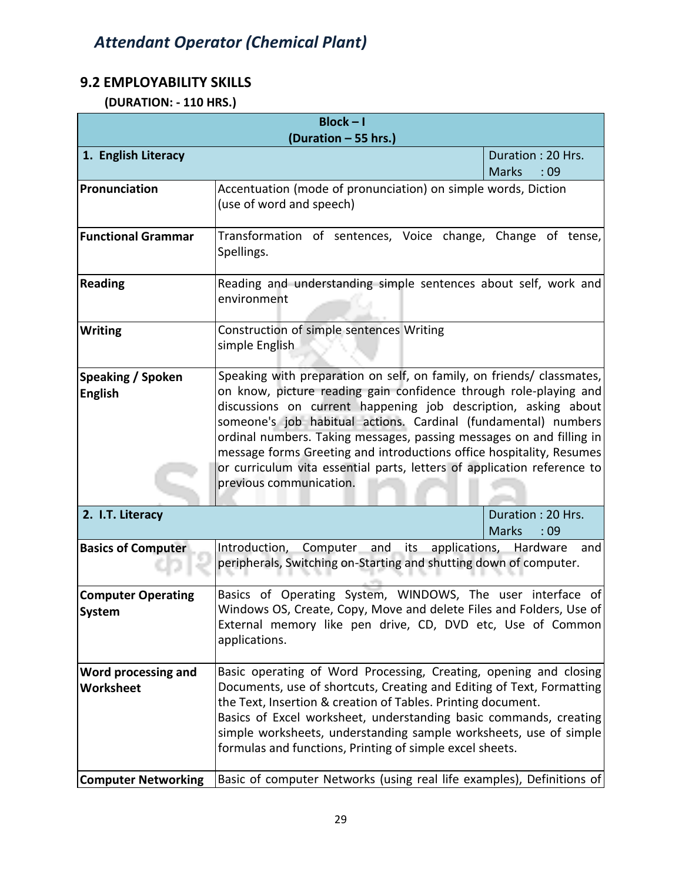# Attendant Operator (Chemical Plant)

## 9.2 EMPLOYABILITY SKILLS

**(DURATION: - 110 HRS.)**

| **Block – I (Duration – 55 hrs.)** | | |
|---|---|---|
| **1. English Literacy** | | Duration : 20 Hrs. Marks : 09 |
| **Pronunciation** | Accentuation (mode of pronunciation) on simple words, Diction (use of word and speech) | |
| **Functional Grammar** | Transformation of sentences, Voice change, Change of tense, Spellings. | |
| **Reading** | Reading and understanding simple sentences about self, work and environment | |
| **Writing** | Construction of simple sentences Writing simple English | |
| **Speaking / Spoken English** | Speaking with preparation on self, on family, on friends/ classmates, on know, picture reading gain confidence through role-playing and discussions on current happening job description, asking about someone's job habitual actions. Cardinal (fundamental) numbers ordinal numbers. Taking messages, passing messages on and filling in message forms Greeting and introductions office hospitality, Resumes or curriculum vita essential parts, letters of application reference to previous communication. | |
| **2. I.T. Literacy** | | Duration : 20 Hrs. Marks : 09 |
| **Basics of Computer** | Introduction, Computer and its applications, Hardware and peripherals, Switching on-Starting and shutting down of computer. | |
| **Computer Operating System** | Basics of Operating System, WINDOWS, The user interface of Windows OS, Create, Copy, Move and delete Files and Folders, Use of External memory like pen drive, CD, DVD etc, Use of Common applications. | |
| **Word processing and Worksheet** | Basic operating of Word Processing, Creating, opening and closing Documents, use of shortcuts, Creating and Editing of Text, Formatting the Text, Insertion & creation of Tables. Printing document. Basics of Excel worksheet, understanding basic commands, creating simple worksheets, understanding sample worksheets, use of simple formulas and functions, Printing of simple excel sheets. | |
| **Computer Networking** | Basic of computer Networks (using real life examples), Definitions of | |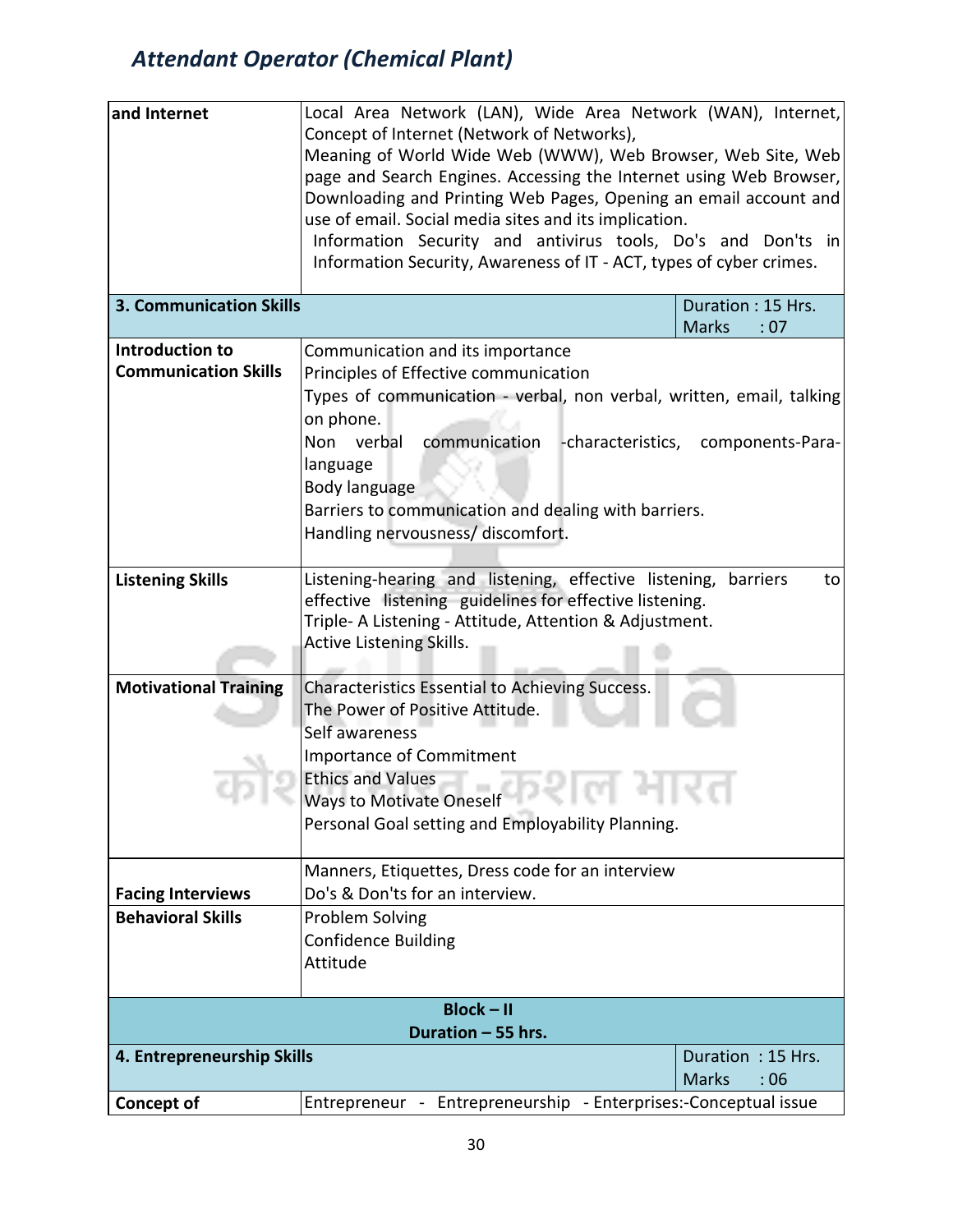| | | |
|---|---|---|
| **and Internet** | Local Area Network (LAN), Wide Area Network (WAN), Internet, Concept of Internet (Network of Networks),<br>Meaning of World Wide Web (WWW), Web Browser, Web Site, Web page and Search Engines. Accessing the Internet using Web Browser, Downloading and Printing Web Pages, Opening an email account and use of email. Social media sites and its implication.<br>Information Security and antivirus tools, Do's and Don'ts in Information Security, Awareness of IT - ACT, types of cyber crimes. | |
| **3. Communication Skills** | | Duration : 15 Hrs.<br>Marks : 07 |
| **Introduction to Communication Skills** | Communication and its importance<br>Principles of Effective communication<br>Types of communication - verbal, non verbal, written, email, talking on phone.<br>Non verbal communication -characteristics, components-Para-language<br>Body language<br>Barriers to communication and dealing with barriers.<br>Handling nervousness/ discomfort. | |
| **Listening Skills** | Listening-hearing and listening, effective listening, barriers to effective listening guidelines for effective listening.<br>Triple- A Listening - Attitude, Attention & Adjustment.<br>Active Listening Skills. | |
| **Motivational Training** | Characteristics Essential to Achieving Success.<br>The Power of Positive Attitude.<br>Self awareness<br>Importance of Commitment<br>Ethics and Values<br>Ways to Motivate Oneself<br>Personal Goal setting and Employability Planning. | |
| **Facing Interviews** | Manners, Etiquettes, Dress code for an interview<br>Do's & Don'ts for an interview. | |
| **Behavioral Skills** | Problem Solving<br>Confidence Building<br>Attitude | |
| **Block – II**<br>**Duration – 55 hrs.** | | |
| **4. Entrepreneurship Skills** | | Duration : 15 Hrs.<br>Marks : 06 |
| **Concept of** | Entrepreneur - Entrepreneurship - Enterprises:-Conceptual issue | |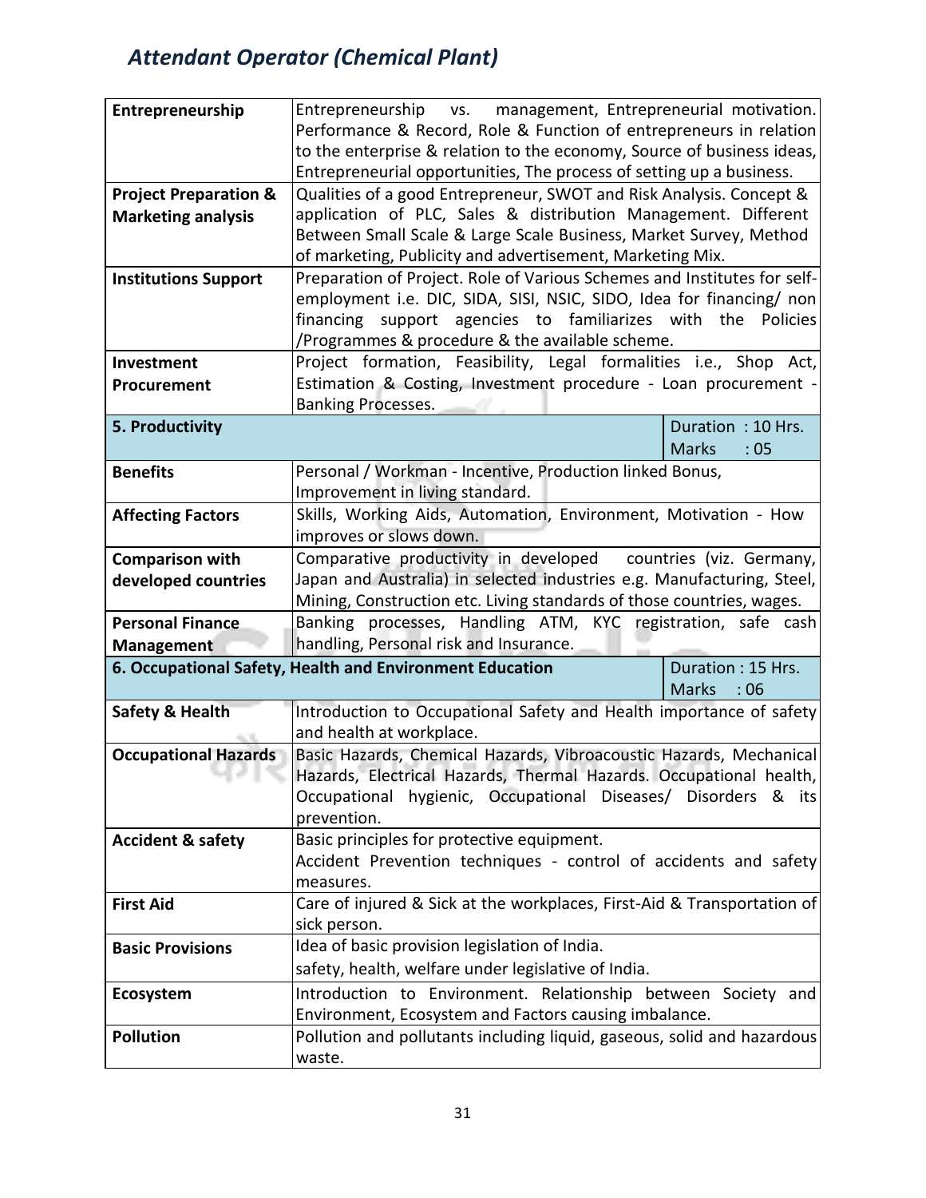| | | |
|---|---|---|
| **Entrepreneurship** | Entrepreneurship vs. management, Entrepreneurial motivation. Performance & Record, Role & Function of entrepreneurs in relation to the enterprise & relation to the economy, Source of business ideas, Entrepreneurial opportunities, The process of setting up a business. | |
| **Project Preparation & Marketing analysis** | Qualities of a good Entrepreneur, SWOT and Risk Analysis. Concept & application of PLC, Sales & distribution Management. Different Between Small Scale & Large Scale Business, Market Survey, Method of marketing, Publicity and advertisement, Marketing Mix. | |
| **Institutions Support** | Preparation of Project. Role of Various Schemes and Institutes for self-employment i.e. DIC, SIDA, SISI, NSIC, SIDO, Idea for financing/ non financing support agencies to familiarizes with the Policies /Programmes & procedure & the available scheme. | |
| **Investment Procurement** | Project formation, Feasibility, Legal formalities i.e., Shop Act, Estimation & Costing, Investment procedure - Loan procurement - Banking Processes. | |
| **5. Productivity** | | Duration : 10 Hrs. Marks : 05 |
| **Benefits** | Personal / Workman - Incentive, Production linked Bonus, Improvement in living standard. | |
| **Affecting Factors** | Skills, Working Aids, Automation, Environment, Motivation - How improves or slows down. | |
| **Comparison with developed countries** | Comparative productivity in developed countries (viz. Germany, Japan and Australia) in selected industries e.g. Manufacturing, Steel, Mining, Construction etc. Living standards of those countries, wages. | |
| **Personal Finance Management** | Banking processes, Handling ATM, KYC registration, safe cash handling, Personal risk and Insurance. | |
| **6. Occupational Safety, Health and Environment Education** | | Duration : 15 Hrs. Marks : 06 |
| **Safety & Health** | Introduction to Occupational Safety and Health importance of safety and health at workplace. | |
| **Occupational Hazards** | Basic Hazards, Chemical Hazards, Vibroacoustic Hazards, Mechanical Hazards, Electrical Hazards, Thermal Hazards. Occupational health, Occupational hygienic, Occupational Diseases/ Disorders & its prevention. | |
| **Accident & safety** | Basic principles for protective equipment. Accident Prevention techniques - control of accidents and safety measures. | |
| **First Aid** | Care of injured & Sick at the workplaces, First-Aid & Transportation of sick person. | |
| **Basic Provisions** | Idea of basic provision legislation of India. safety, health, welfare under legislative of India. | |
| **Ecosystem** | Introduction to Environment. Relationship between Society and Environment, Ecosystem and Factors causing imbalance. | |
| **Pollution** | Pollution and pollutants including liquid, gaseous, solid and hazardous waste. | |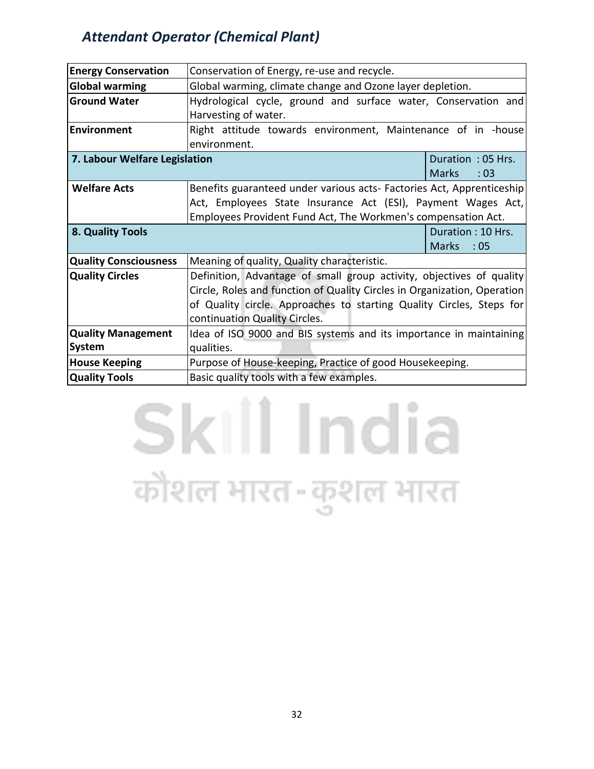| Energy Conservation | Conservation of Energy, re-use and recycle. | |
|---|---|---|
| **Global warming** | Global warming, climate change and Ozone layer depletion. | |
| **Ground Water** | Hydrological cycle, ground and surface water, Conservation and Harvesting of water. | |
| **Environment** | Right attitude towards environment, Maintenance of in -house environment. | |
| **7. Labour Welfare Legislation** | | Duration : 05 Hrs. Marks : 03 |
| **Welfare Acts** | Benefits guaranteed under various acts- Factories Act, Apprenticeship Act, Employees State Insurance Act (ESI), Payment Wages Act, Employees Provident Fund Act, The Workmen's compensation Act. | |
| **8. Quality Tools** | | Duration : 10 Hrs. Marks : 05 |
| **Quality Consciousness** | Meaning of quality, Quality characteristic. | |
| **Quality Circles** | Definition, Advantage of small group activity, objectives of quality Circle, Roles and function of Quality Circles in Organization, Operation of Quality circle. Approaches to starting Quality Circles, Steps for continuation Quality Circles. | |
| **Quality Management System** | Idea of ISO 9000 and BIS systems and its importance in maintaining qualities. | |
| **House Keeping** | Purpose of House-keeping, Practice of good Housekeeping. | |
| **Quality Tools** | Basic quality tools with a few examples. | |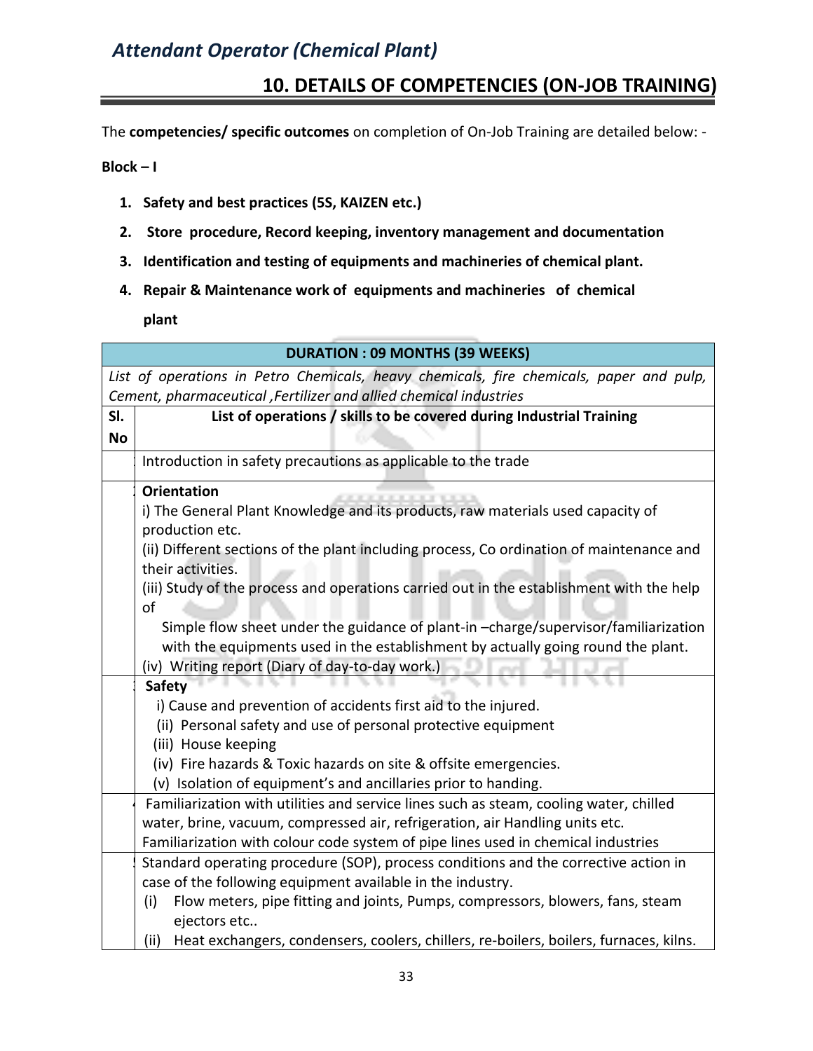## 10. DETAILS OF COMPETENCIES (ON-JOB TRAINING)

The **competencies/ specific outcomes** on completion of On-Job Training are detailed below: -

**Block – I**

1. **Safety and best practices (5S, KAIZEN etc.)**
2. **Store procedure, Record keeping, inventory management and documentation**
3. **Identification and testing of equipments and machineries of chemical plant.**
4. **Repair & Maintenance work of equipments and machineries of chemical plant**

| **DURATION : 09 MONTHS (39 WEEKS)** | |
|---|---|
| *List of operations in Petro Chemicals, heavy chemicals, fire chemicals, paper and pulp, Cement, pharmaceutical ,Fertilizer and allied chemical industries* | |
| **Sl. No** | **List of operations / skills to be covered during Industrial Training** |
| 1 | Introduction in safety precautions as applicable to the trade |
| 2 | **Orientation**<br>i) The General Plant Knowledge and its products, raw materials used capacity of production etc.<br>(ii) Different sections of the plant including process, Co ordination of maintenance and their activities.<br>(iii) Study of the process and operations carried out in the establishment with the help of Simple flow sheet under the guidance of plant-in –charge/supervisor/familiarization with the equipments used in the establishment by actually going round the plant.<br>(iv) Writing report (Diary of day-to-day work.) |
| 3 | **Safety**<br>i) Cause and prevention of accidents first aid to the injured.<br>(ii) Personal safety and use of personal protective equipment<br>(iii) House keeping<br>(iv) Fire hazards & Toxic hazards on site & offsite emergencies.<br>(v) Isolation of equipment's and ancillaries prior to handing. |
| 4 | Familiarization with utilities and service lines such as steam, cooling water, chilled water, brine, vacuum, compressed air, refrigeration, air Handling units etc.<br>Familiarization with colour code system of pipe lines used in chemical industries |
| 5 | Standard operating procedure (SOP), process conditions and the corrective action in case of the following equipment available in the industry.<br>(i) Flow meters, pipe fitting and joints, Pumps, compressors, blowers, fans, steam ejectors etc..<br>(ii) Heat exchangers, condensers, coolers, chillers, re-boilers, boilers, furnaces, kilns. |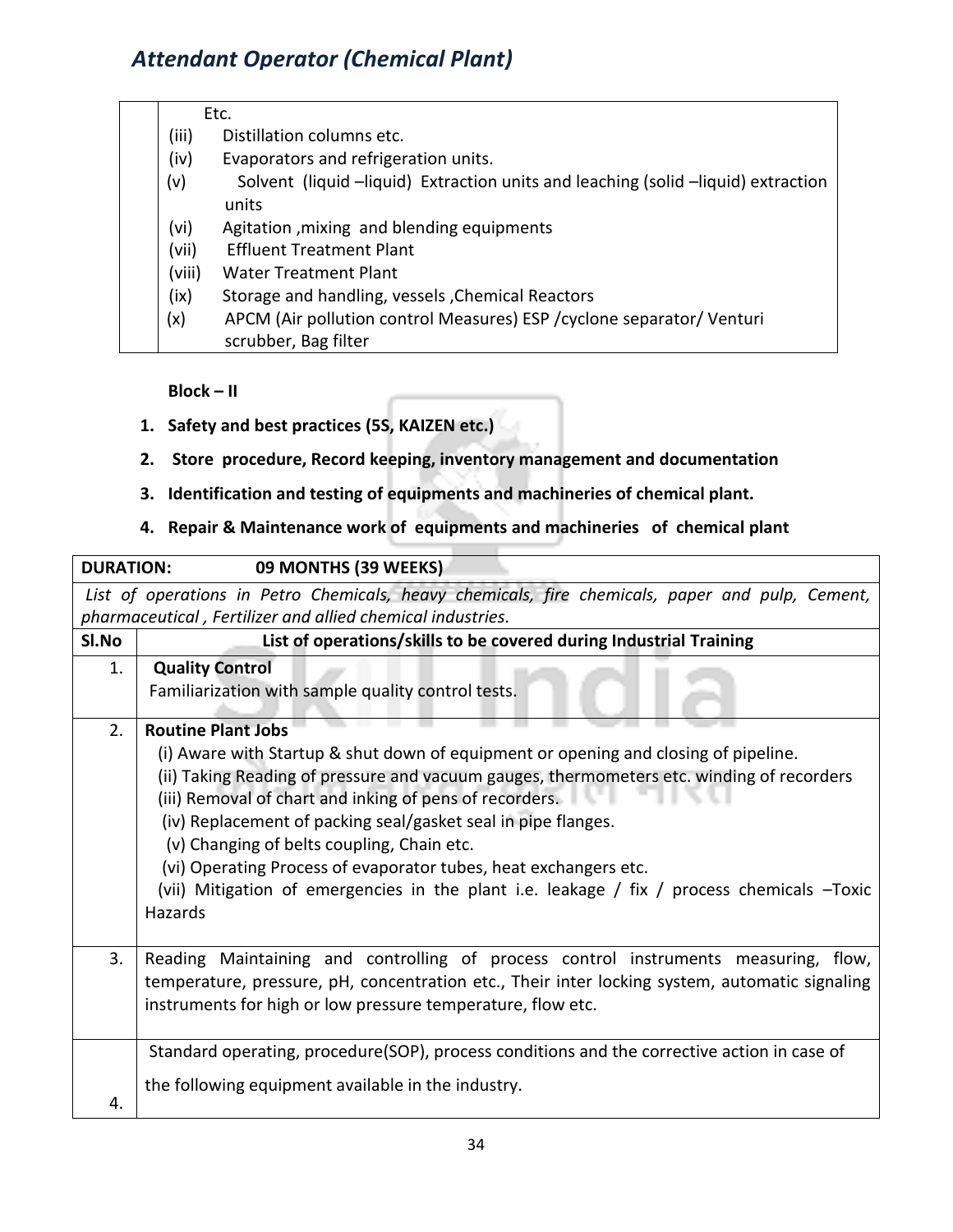| | Etc.<br>(iii) Distillation columns etc.<br>(iv) Evaporators and refrigeration units.<br>(v) Solvent (liquid –liquid) Extraction units and leaching (solid –liquid) extraction units<br>(vi) Agitation ,mixing and blending equipments<br>(vii) Effluent Treatment Plant<br>(viii) Water Treatment Plant<br>(ix) Storage and handling, vessels ,Chemical Reactors<br>(x) APCM (Air pollution control Measures) ESP /cyclone separator/ Venturi scrubber, Bag filter |
|---|---|

**Block – II**

1. **Safety and best practices (5S, KAIZEN etc.)**
2. **Store procedure, Record keeping, inventory management and documentation**
3. **Identification and testing of equipments and machineries of chemical plant.**
4. **Repair & Maintenance work of equipments and machineries of chemical plant**

| **DURATION: 09 MONTHS (39 WEEKS)** | |
|---|---|
| *List of operations in Petro Chemicals, heavy chemicals, fire chemicals, paper and pulp, Cement, pharmaceutical , Fertilizer and allied chemical industries.* | |
| **Sl.No** | **List of operations/skills to be covered during Industrial Training** |
| 1. | **Quality Control**<br>Familiarization with sample quality control tests. |
| 2. | **Routine Plant Jobs**<br>(i) Aware with Startup & shut down of equipment or opening and closing of pipeline.<br>(ii) Taking Reading of pressure and vacuum gauges, thermometers etc. winding of recorders<br>(iii) Removal of chart and inking of pens of recorders.<br>(iv) Replacement of packing seal/gasket seal in pipe flanges.<br>(v) Changing of belts coupling, Chain etc.<br>(vi) Operating Process of evaporator tubes, heat exchangers etc.<br>(vii) Mitigation of emergencies in the plant i.e. leakage / fix / process chemicals –Toxic Hazards |
| 3. | Reading Maintaining and controlling of process control instruments measuring, flow, temperature, pressure, pH, concentration etc., Their inter locking system, automatic signaling instruments for high or low pressure temperature, flow etc. |
| 4. | Standard operating, procedure(SOP), process conditions and the corrective action in case of the following equipment available in the industry. |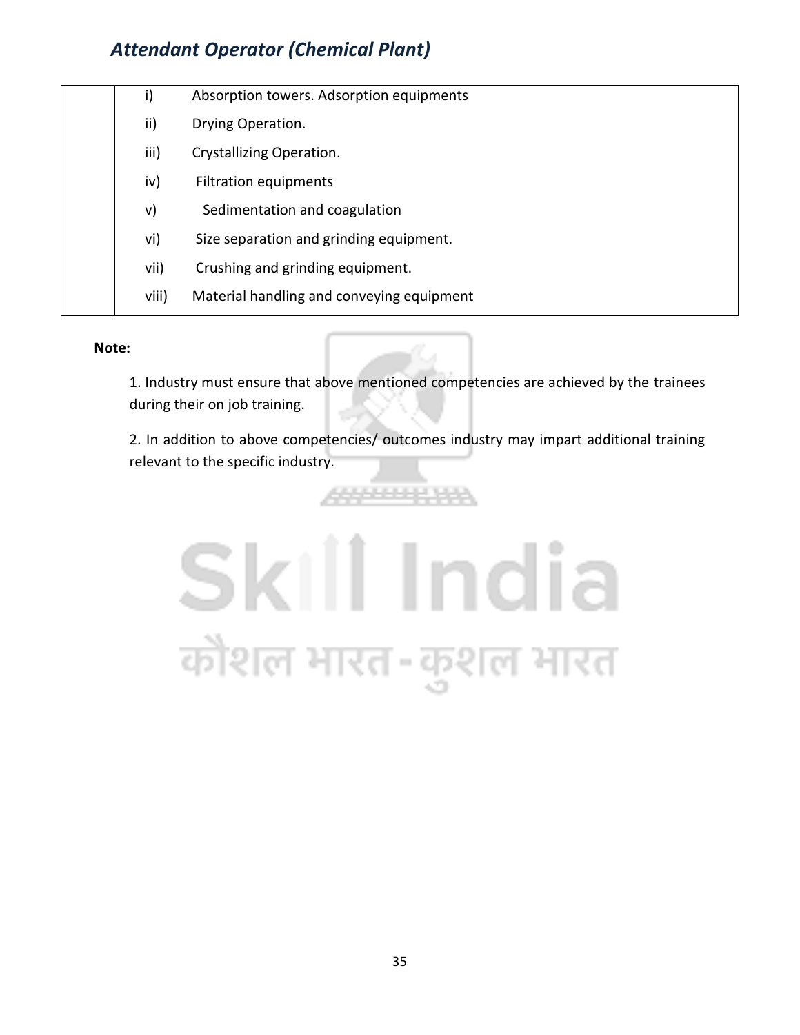| | |
|---|---|
| | i) Absorption towers. Adsorption equipments<br>ii) Drying Operation.<br>iii) Crystallizing Operation.<br>iv) Filtration equipments<br>v) Sedimentation and coagulation<br>vi) Size separation and grinding equipment.<br>vii) Crushing and grinding equipment.<br>viii) Material handling and conveying equipment |

**Note:**

1. Industry must ensure that above mentioned competencies are achieved by the trainees during their on job training.

2. In addition to above competencies/ outcomes industry may impart additional training relevant to the specific industry.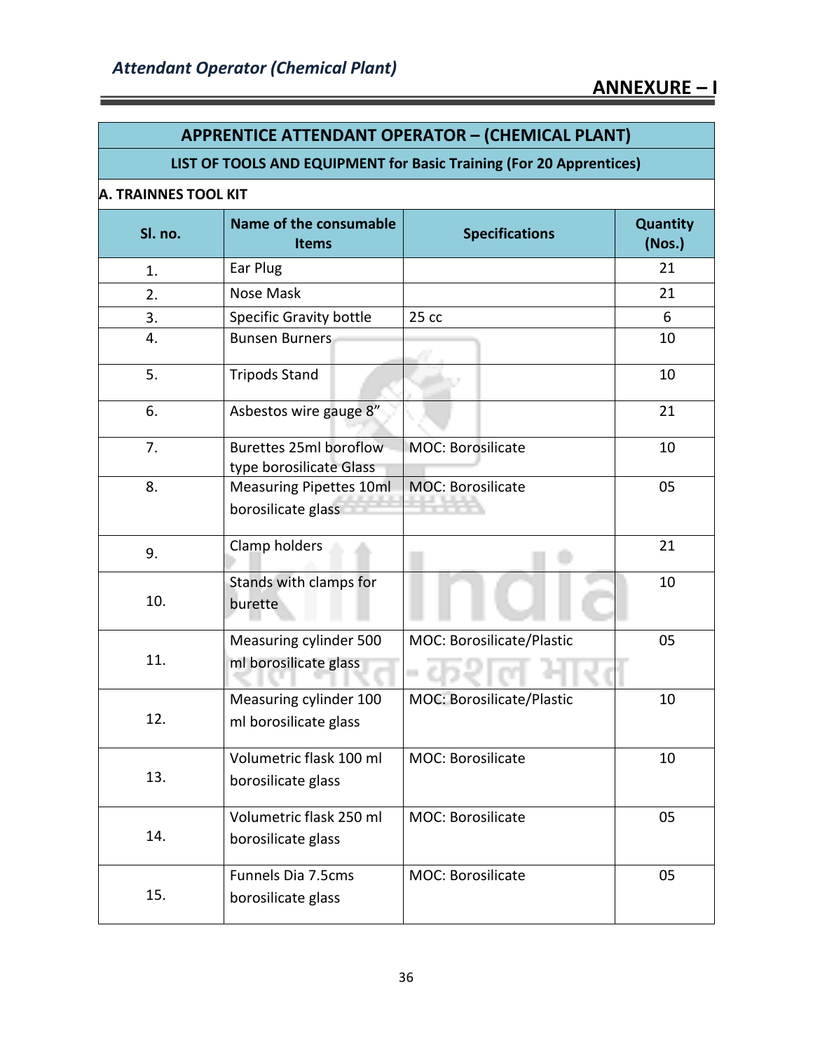## ANNEXURE – I

| APPRENTICE ATTENDANT OPERATOR – (CHEMICAL PLANT) | | | |
|---|---|---|---|
| **LIST OF TOOLS AND EQUIPMENT for Basic Training (For 20 Apprentices)** | | | |
| **A. TRAINNES TOOL KIT** | | | |
| **Sl. no.** | **Name of the consumable Items** | **Specifications** | **Quantity (Nos.)** |
| 1. | Ear Plug | | 21 |
| 2. | Nose Mask | | 21 |
| 3. | Specific Gravity bottle | 25 cc | 6 |
| 4. | Bunsen Burners | | 10 |
| 5. | Tripods Stand | | 10 |
| 6. | Asbestos wire gauge 8” | | 21 |
| 7. | Burettes 25ml boroflow type borosilicate Glass | MOC: Borosilicate | 10 |
| 8. | Measuring Pipettes 10ml borosilicate glass | MOC: Borosilicate | 05 |
| 9. | Clamp holders | | 21 |
| 10. | Stands with clamps for burette | | 10 |
| 11. | Measuring cylinder 500 ml borosilicate glass | MOC: Borosilicate/Plastic | 05 |
| 12. | Measuring cylinder 100 ml borosilicate glass | MOC: Borosilicate/Plastic | 10 |
| 13. | Volumetric flask 100 ml borosilicate glass | MOC: Borosilicate | 10 |
| 14. | Volumetric flask 250 ml borosilicate glass | MOC: Borosilicate | 05 |
| 15. | Funnels Dia 7.5cms borosilicate glass | MOC: Borosilicate | 05 |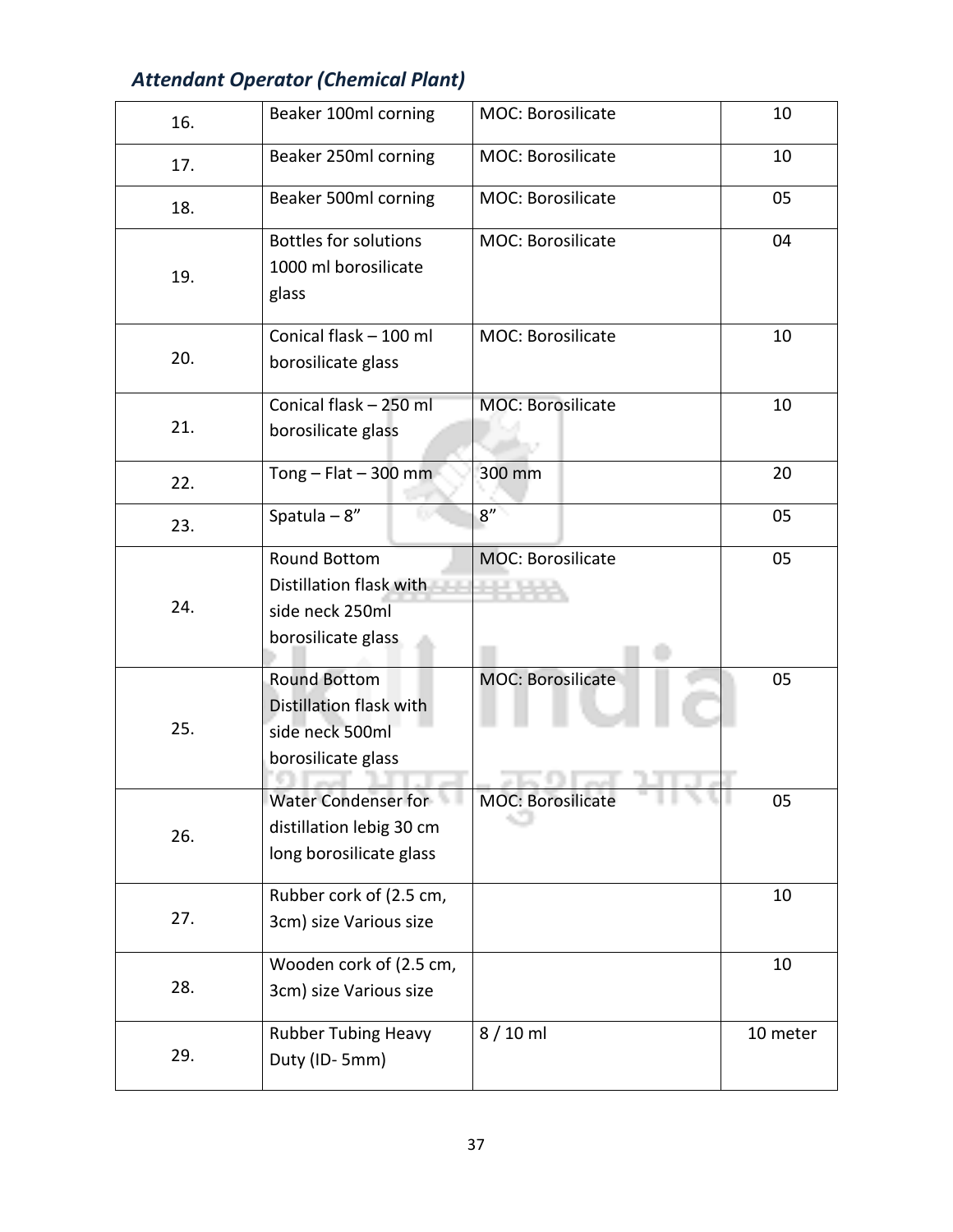*Attendant Operator (Chemical Plant)*

| | | | |
|---|---|---|---|
| 16. | Beaker 100ml corning | MOC: Borosilicate | 10 |
| 17. | Beaker 250ml corning | MOC: Borosilicate | 10 |
| 18. | Beaker 500ml corning | MOC: Borosilicate | 05 |
| 19. | Bottles for solutions 1000 ml borosilicate glass | MOC: Borosilicate | 04 |
| 20. | Conical flask – 100 ml borosilicate glass | MOC: Borosilicate | 10 |
| 21. | Conical flask – 250 ml borosilicate glass | MOC: Borosilicate | 10 |
| 22. | Tong – Flat – 300 mm | 300 mm | 20 |
| 23. | Spatula – 8" | 8" | 05 |
| 24. | Round Bottom Distillation flask with side neck 250ml borosilicate glass | MOC: Borosilicate | 05 |
| 25. | Round Bottom Distillation flask with side neck 500ml borosilicate glass | MOC: Borosilicate | 05 |
| 26. | Water Condenser for distillation lebig 30 cm long borosilicate glass | MOC: Borosilicate | 05 |
| 27. | Rubber cork of (2.5 cm, 3cm) size Various size | | 10 |
| 28. | Wooden cork of (2.5 cm, 3cm) size Various size | | 10 |
| 29. | Rubber Tubing Heavy Duty (ID- 5mm) | 8 / 10 ml | 10 meter |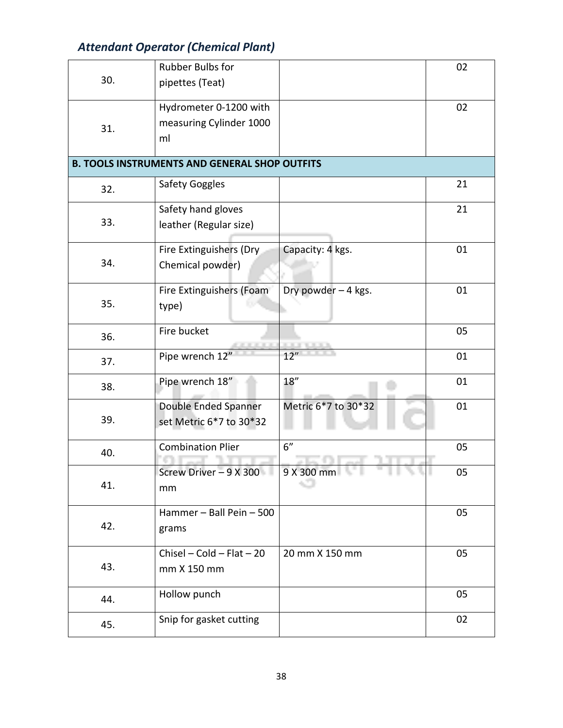*Attendant Operator (Chemical Plant)*

| | | | |
|---|---|---|---|
| 30. | Rubber Bulbs for pipettes (Teat) | | 02 |
| 31. | Hydrometer 0-1200 with measuring Cylinder 1000 ml | | 02 |
| **B. TOOLS INSTRUMENTS AND GENERAL SHOP OUTFITS** | | | |
| 32. | Safety Goggles | | 21 |
| 33. | Safety hand gloves leather (Regular size) | | 21 |
| 34. | Fire Extinguishers (Dry Chemical powder) | Capacity: 4 kgs. | 01 |
| 35. | Fire Extinguishers (Foam type) | Dry powder – 4 kgs. | 01 |
| 36. | Fire bucket | | 05 |
| 37. | Pipe wrench 12” | 12” | 01 |
| 38. | Pipe wrench 18” | 18” | 01 |
| 39. | Double Ended Spanner set Metric 6*7 to 30*32 | Metric 6*7 to 30*32 | 01 |
| 40. | Combination Plier | 6” | 05 |
| 41. | Screw Driver – 9 X 300 mm | 9 X 300 mm | 05 |
| 42. | Hammer – Ball Pein – 500 grams | | 05 |
| 43. | Chisel – Cold – Flat – 20 mm X 150 mm | 20 mm X 150 mm | 05 |
| 44. | Hollow punch | | 05 |
| 45. | Snip for gasket cutting | | 02 |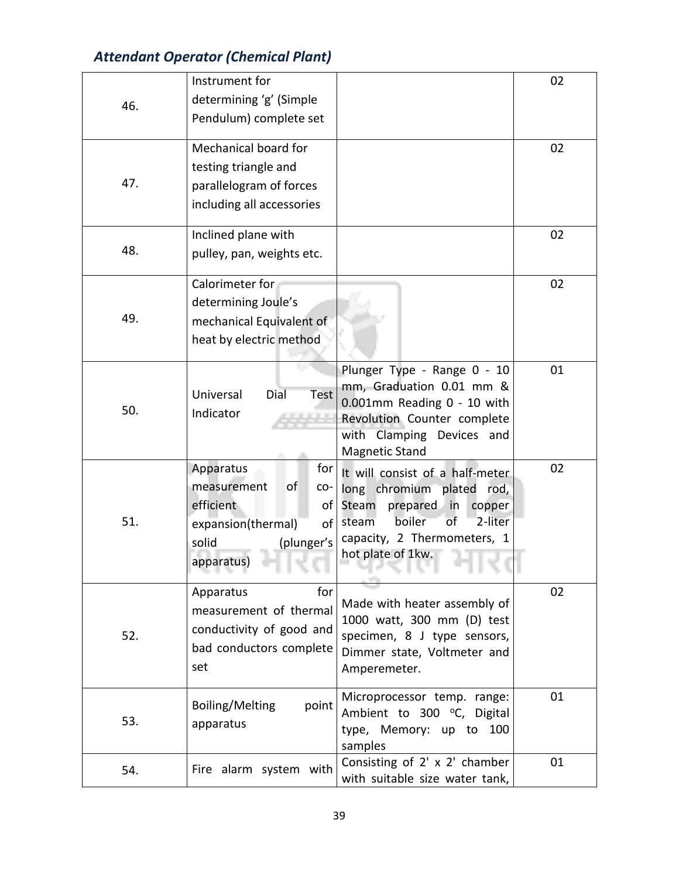*Attendant Operator (Chemical Plant)*

| | | | |
|---|---|---|---|
| 46. | Instrument for determining 'g' (Simple Pendulum) complete set | | 02 |
| 47. | Mechanical board for testing triangle and parallelogram of forces including all accessories | | 02 |
| 48. | Inclined plane with pulley, pan, weights etc. | | 02 |
| 49. | Calorimeter for determining Joule's mechanical Equivalent of heat by electric method | | 02 |
| 50. | Universal Dial Test Indicator | Plunger Type - Range 0 - 10 mm, Graduation 0.01 mm & 0.001mm Reading 0 - 10 with Revolution Counter complete with Clamping Devices and Magnetic Stand | 01 |
| 51. | Apparatus for measurement of co-efficient of expansion(thermal) of solid (plunger's apparatus) | It will consist of a half-meter long chromium plated rod, Steam prepared in copper steam boiler of 2-liter capacity, 2 Thermometers, 1 hot plate of 1kw. | 02 |
| 52. | Apparatus for measurement of thermal conductivity of good and bad conductors complete set | Made with heater assembly of 1000 watt, 300 mm (D) test specimen, 8 J type sensors, Dimmer state, Voltmeter and Amperemeter. | 02 |
| 53. | Boiling/Melting point apparatus | Microprocessor temp. range: Ambient to 300 °C, Digital type, Memory: up to 100 samples | 01 |
| 54. | Fire alarm system with | Consisting of 2' x 2' chamber with suitable size water tank, | 01 |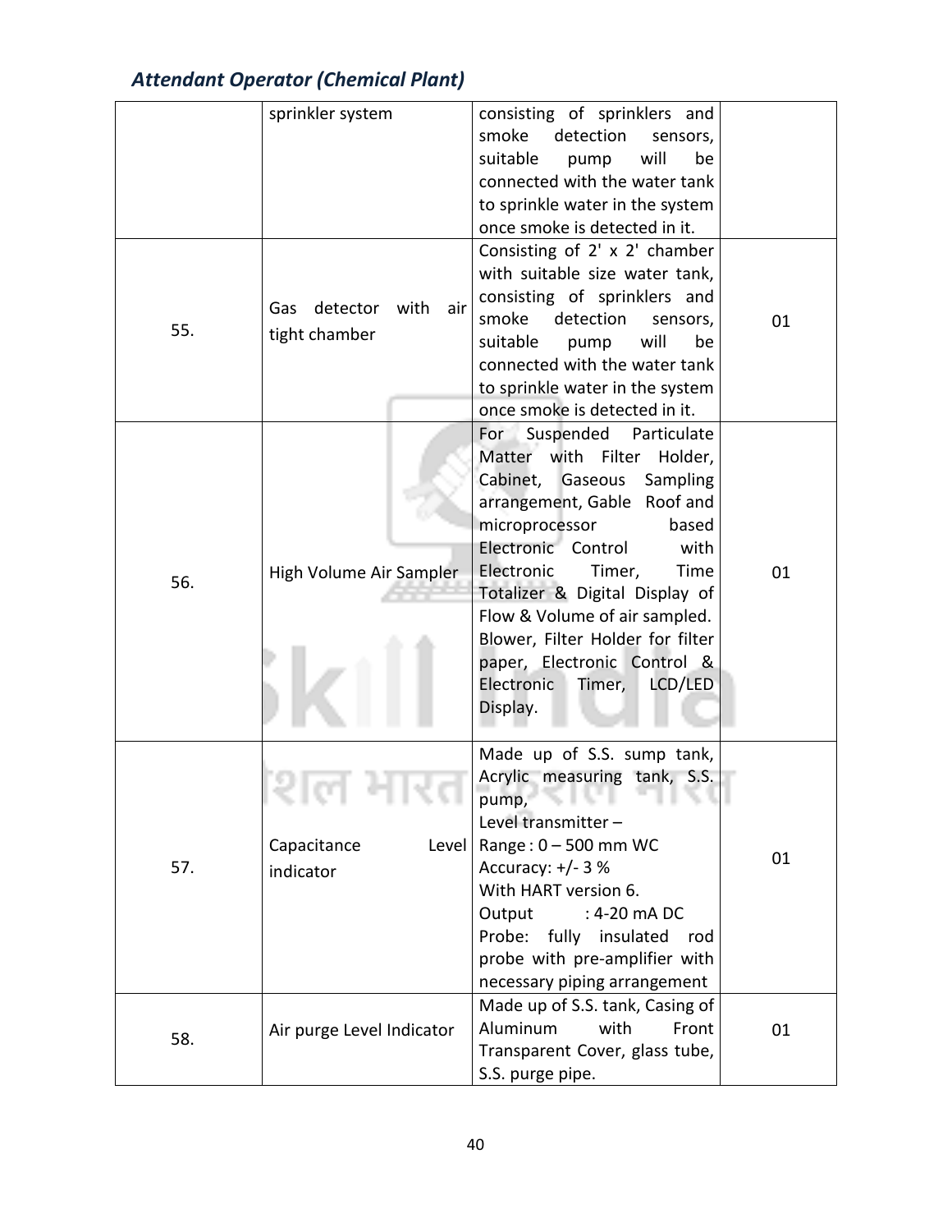| | sprinkler system | consisting of sprinklers and smoke detection sensors, suitable pump will be connected with the water tank to sprinkle water in the system once smoke is detected in it. | |
|---|---|---|---|
| 55. | Gas detector with air tight chamber | Consisting of 2' x 2' chamber with suitable size water tank, consisting of sprinklers and smoke detection sensors, suitable pump will be connected with the water tank to sprinkle water in the system once smoke is detected in it. | 01 |
| 56. | High Volume Air Sampler | For Suspended Particulate Matter with Filter Holder, Cabinet, Gaseous Sampling arrangement, Gable Roof and microprocessor based Electronic Control with Electronic Timer, Time Totalizer & Digital Display of Flow & Volume of air sampled. Blower, Filter Holder for filter paper, Electronic Control & Electronic Timer, LCD/LED Display. | 01 |
| 57. | Capacitance Level indicator | Made up of S.S. sump tank, Acrylic measuring tank, S.S. pump,<br>Level transmitter –<br>Range : 0 – 500 mm WC<br>Accuracy: +/- 3 %<br>With HART version 6.<br>Output : 4-20 mA DC<br>Probe: fully insulated rod probe with pre-amplifier with necessary piping arrangement | 01 |
| 58. | Air purge Level Indicator | Made up of S.S. tank, Casing of Aluminum with Front Transparent Cover, glass tube, S.S. purge pipe. | 01 |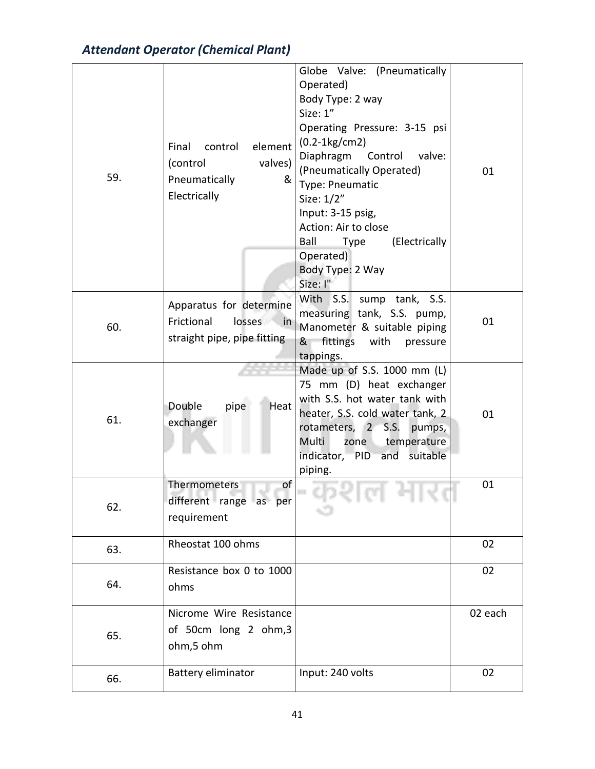*Attendant Operator (Chemical Plant)*

| | | | |
|---|---|---|---|
| 59. | Final control element (control valves) Pneumatically & Electrically | Globe Valve: (Pneumatically Operated)<br>Body Type: 2 way<br>Size: 1”<br>Operating Pressure: 3-15 psi (0.2-1kg/cm2)<br>Diaphragm Control valve: (Pneumatically Operated)<br>Type: Pneumatic<br>Size: 1/2”<br>Input: 3-15 psig,<br>Action: Air to close<br>Ball Type (Electrically Operated)<br>Body Type: 2 Way<br>Size: I" | 01 |
| 60. | Apparatus for determine Frictional losses in straight pipe, pipe fitting | With S.S. sump tank, S.S. measuring tank, S.S. pump, Manometer & suitable piping & fittings with pressure tappings. | 01 |
| 61. | Double pipe Heat exchanger | Made up of S.S. 1000 mm (L) 75 mm (D) heat exchanger with S.S. hot water tank with heater, S.S. cold water tank, 2 rotameters, 2 S.S. pumps, Multi zone temperature indicator, PID and suitable piping. | 01 |
| 62. | Thermometers of different range as per requirement | | 01 |
| 63. | Rheostat 100 ohms | | 02 |
| 64. | Resistance box 0 to 1000 ohms | | 02 |
| 65. | Nicrome Wire Resistance of 50cm long 2 ohm,3 ohm,5 ohm | | 02 each |
| 66. | Battery eliminator | Input: 240 volts | 02 |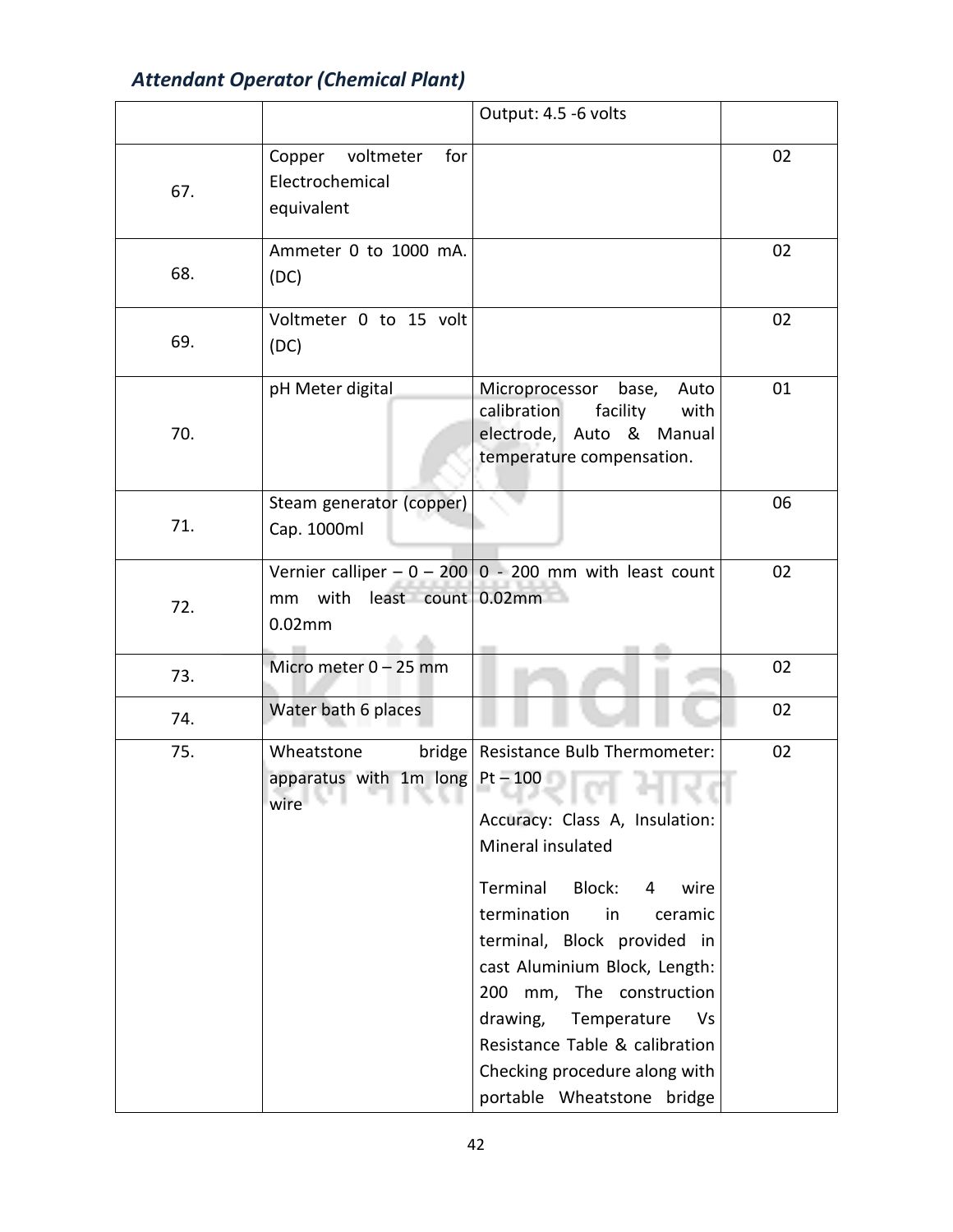| | | | |
|---|---|---|---|
| | | Output: 4.5 -6 volts | |
| 67. | Copper voltmeter for Electrochemical equivalent | | 02 |
| 68. | Ammeter 0 to 1000 mA. (DC) | | 02 |
| 69. | Voltmeter 0 to 15 volt (DC) | | 02 |
| 70. | pH Meter digital | Microprocessor base, Auto calibration facility with electrode, Auto & Manual temperature compensation. | 01 |
| 71. | Steam generator (copper) Cap. 1000ml | | 06 |
| 72. | Vernier calliper – 0 – 200 mm with least count 0.02mm | 0 - 200 mm with least count 0.02mm | 02 |
| 73. | Micro meter 0 – 25 mm | | 02 |
| 74. | Water bath 6 places | | 02 |
| 75. | Wheatstone bridge apparatus with 1m long wire | Resistance Bulb Thermometer: Pt – 100<br><br>Accuracy: Class A, Insulation: Mineral insulated<br><br>Terminal Block: 4 wire termination in ceramic terminal, Block provided in cast Aluminium Block, Length: 200 mm, The construction drawing, Temperature Vs Resistance Table & calibration Checking procedure along with portable Wheatstone bridge | 02 |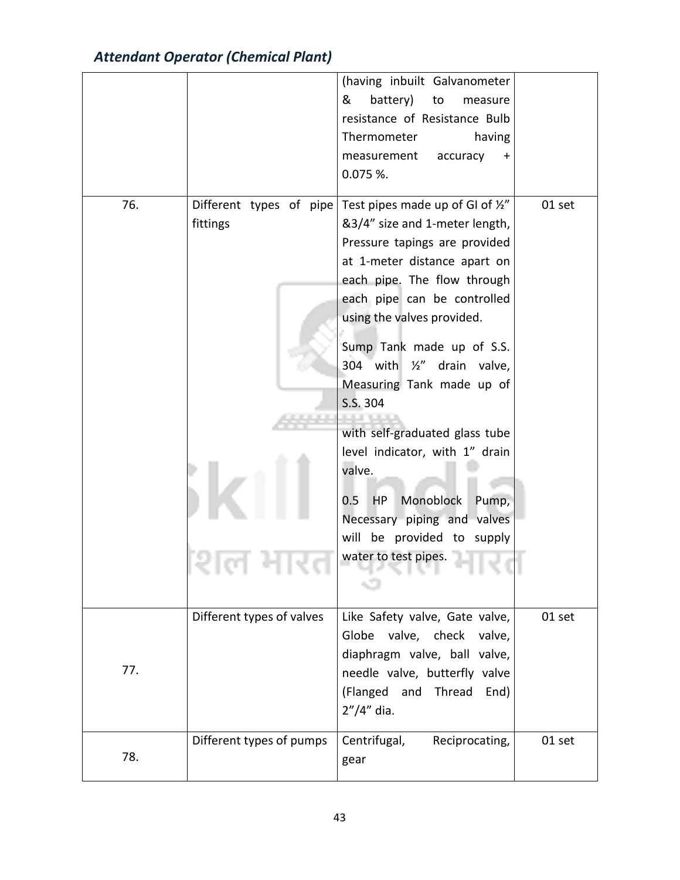| | | | |
|---|---|---|---|
| | | (having inbuilt Galvanometer & battery) to measure resistance of Resistance Bulb Thermometer having measurement accuracy + 0.075 %. | |
| 76. | Different types of pipe fittings | Test pipes made up of GI of ½" &3/4" size and 1-meter length, Pressure tapings are provided at 1-meter distance apart on each pipe. The flow through each pipe can be controlled using the valves provided.<br><br>Sump Tank made up of S.S. 304 with ½" drain valve, Measuring Tank made up of S.S. 304<br><br>with self-graduated glass tube level indicator, with 1" drain valve.<br><br>0.5 HP Monoblock Pump, Necessary piping and valves will be provided to supply water to test pipes. | 01 set |
| 77. | Different types of valves | Like Safety valve, Gate valve, Globe valve, check valve, diaphragm valve, ball valve, needle valve, butterfly valve (Flanged and Thread End) 2"/4" dia. | 01 set |
| 78. | Different types of pumps | Centrifugal, Reciprocating, gear | 01 set |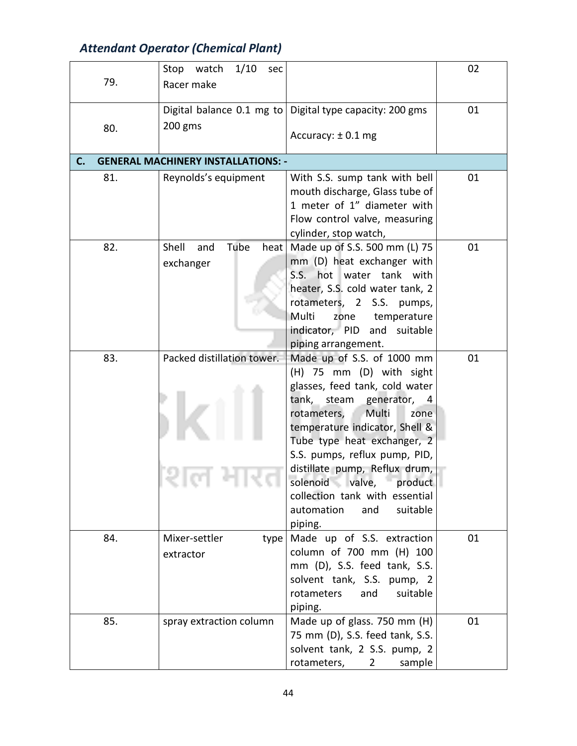| | | | |
|---|---|---|---|
| 79. | Stop watch 1/10 sec Racer make | | 02 |
| 80. | Digital balance 0.1 mg to 200 gms | Digital type capacity: 200 gms<br><br>Accuracy: ± 0.1 mg | 01 |
| **C. GENERAL MACHINERY INSTALLATIONS: -** | | | |
| 81. | Reynolds's equipment | With S.S. sump tank with bell mouth discharge, Glass tube of 1 meter of 1" diameter with Flow control valve, measuring cylinder, stop watch, | 01 |
| 82. | Shell and Tube heat exchanger | Made up of S.S. 500 mm (L) 75 mm (D) heat exchanger with S.S. hot water tank with heater, S.S. cold water tank, 2 rotameters, 2 S.S. pumps, Multi zone temperature indicator, PID and suitable piping arrangement. | 01 |
| 83. | Packed distillation tower. | Made up of S.S. of 1000 mm (H) 75 mm (D) with sight glasses, feed tank, cold water tank, steam generator, 4 rotameters, Multi zone temperature indicator, Shell & Tube type heat exchanger, 2 S.S. pumps, reflux pump, PID, distillate pump, Reflux drum, solenoid valve, product collection tank with essential automation and suitable piping. | 01 |
| 84. | Mixer-settler type extractor | Made up of S.S. extraction column of 700 mm (H) 100 mm (D), S.S. feed tank, S.S. solvent tank, S.S. pump, 2 rotameters and suitable piping. | 01 |
| 85. | spray extraction column | Made up of glass. 750 mm (H) 75 mm (D), S.S. feed tank, S.S. solvent tank, 2 S.S. pump, 2 rotameters, 2 sample | 01 |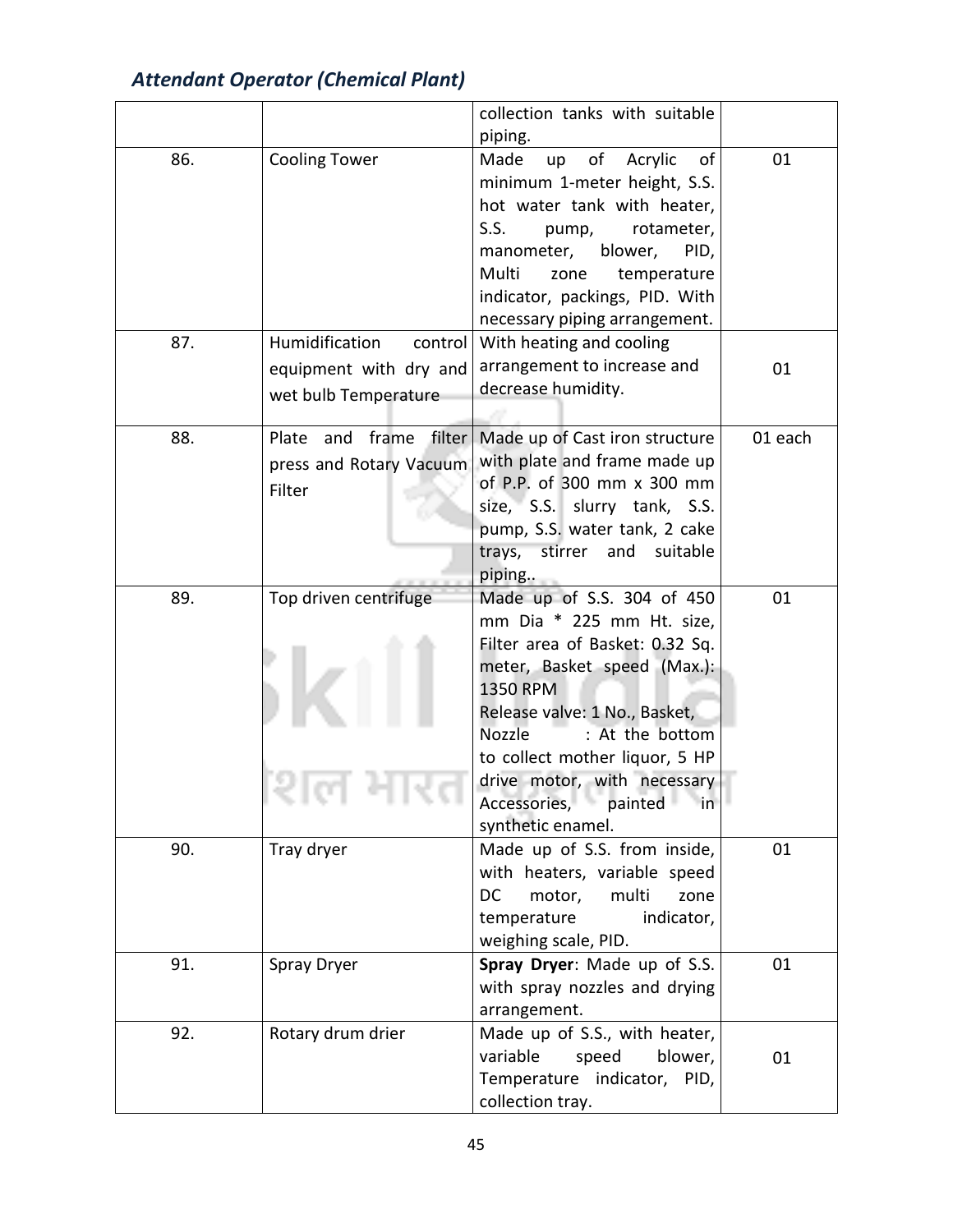*Attendant Operator (Chemical Plant)*

| | | | |
|---|---|---|---|
| | | collection tanks with suitable piping. | |
| 86. | Cooling Tower | Made up of Acrylic of minimum 1-meter height, S.S. hot water tank with heater, S.S. pump, rotameter, manometer, blower, PID, Multi zone temperature indicator, packings, PID. With necessary piping arrangement. | 01 |
| 87. | Humidification control equipment with dry and wet bulb Temperature | With heating and cooling arrangement to increase and decrease humidity. | 01 |
| 88. | Plate and frame filter press and Rotary Vacuum Filter | Made up of Cast iron structure with plate and frame made up of P.P. of 300 mm x 300 mm size, S.S. slurry tank, S.S. pump, S.S. water tank, 2 cake trays, stirrer and suitable piping.. | 01 each |
| 89. | Top driven centrifuge | Made up of S.S. 304 of 450 mm Dia * 225 mm Ht. size, Filter area of Basket: 0.32 Sq. meter, Basket speed (Max.): 1350 RPM<br>Release valve: 1 No., Basket, Nozzle : At the bottom to collect mother liquor, 5 HP drive motor, with necessary Accessories, painted in synthetic enamel. | 01 |
| 90. | Tray dryer | Made up of S.S. from inside, with heaters, variable speed DC motor, multi zone temperature indicator, weighing scale, PID. | 01 |
| 91. | Spray Dryer | **Spray Dryer**: Made up of S.S. with spray nozzles and drying arrangement. | 01 |
| 92. | Rotary drum drier | Made up of S.S., with heater, variable speed blower, Temperature indicator, PID, collection tray. | 01 |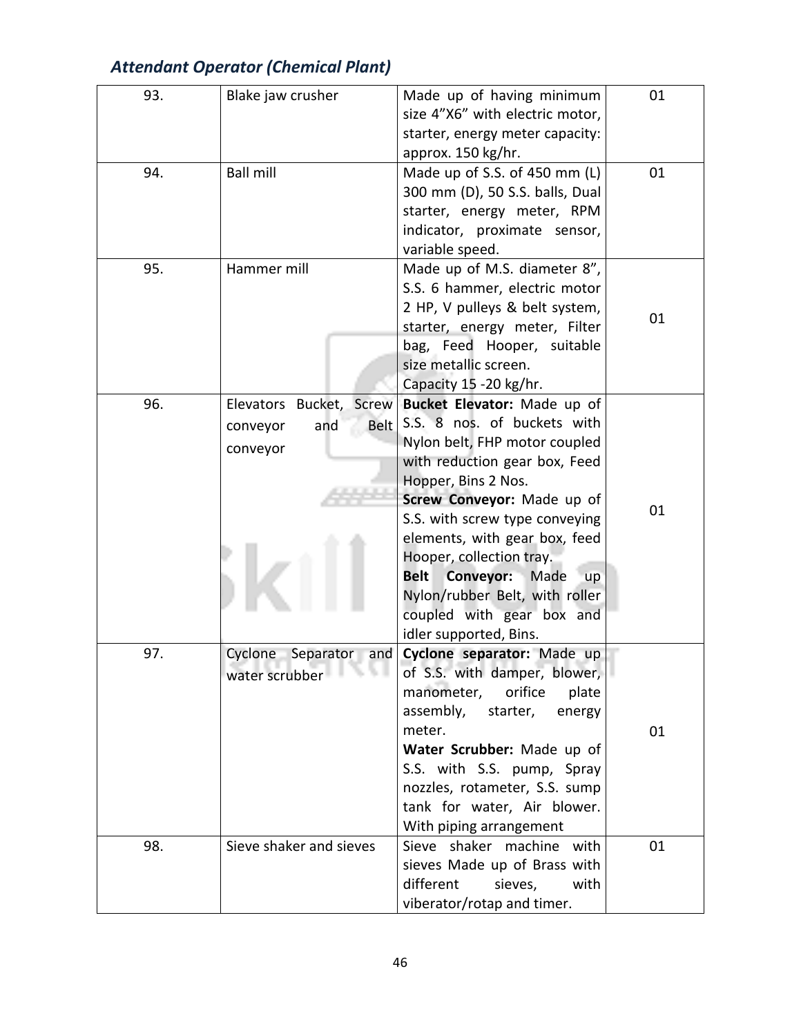*Attendant Operator (Chemical Plant)*

| | | | |
|---|---|---|---|
| 93. | Blake jaw crusher | Made up of having minimum size 4"X6" with electric motor, starter, energy meter capacity: approx. 150 kg/hr. | 01 |
| 94. | Ball mill | Made up of S.S. of 450 mm (L) 300 mm (D), 50 S.S. balls, Dual starter, energy meter, RPM indicator, proximate sensor, variable speed. | 01 |
| 95. | Hammer mill | Made up of M.S. diameter 8", S.S. 6 hammer, electric motor 2 HP, V pulleys & belt system, starter, energy meter, Filter bag, Feed Hooper, suitable size metallic screen. Capacity 15 -20 kg/hr. | 01 |
| 96. | Elevators Bucket, Screw conveyor and Belt conveyor | **Bucket Elevator:** Made up of S.S. 8 nos. of buckets with Nylon belt, FHP motor coupled with reduction gear box, Feed Hopper, Bins 2 Nos. **Screw Conveyor:** Made up of S.S. with screw type conveying elements, with gear box, feed Hooper, collection tray. **Belt Conveyor:** Made up Nylon/rubber Belt, with roller coupled with gear box and idler supported, Bins. | 01 |
| 97. | Cyclone Separator and water scrubber | **Cyclone separator:** Made up of S.S. with damper, blower, manometer, orifice plate assembly, starter, energy meter. **Water Scrubber:** Made up of S.S. with S.S. pump, Spray nozzles, rotameter, S.S. sump tank for water, Air blower. With piping arrangement | 01 |
| 98. | Sieve shaker and sieves | Sieve shaker machine with sieves Made up of Brass with different sieves, with viberator/rotap and timer. | 01 |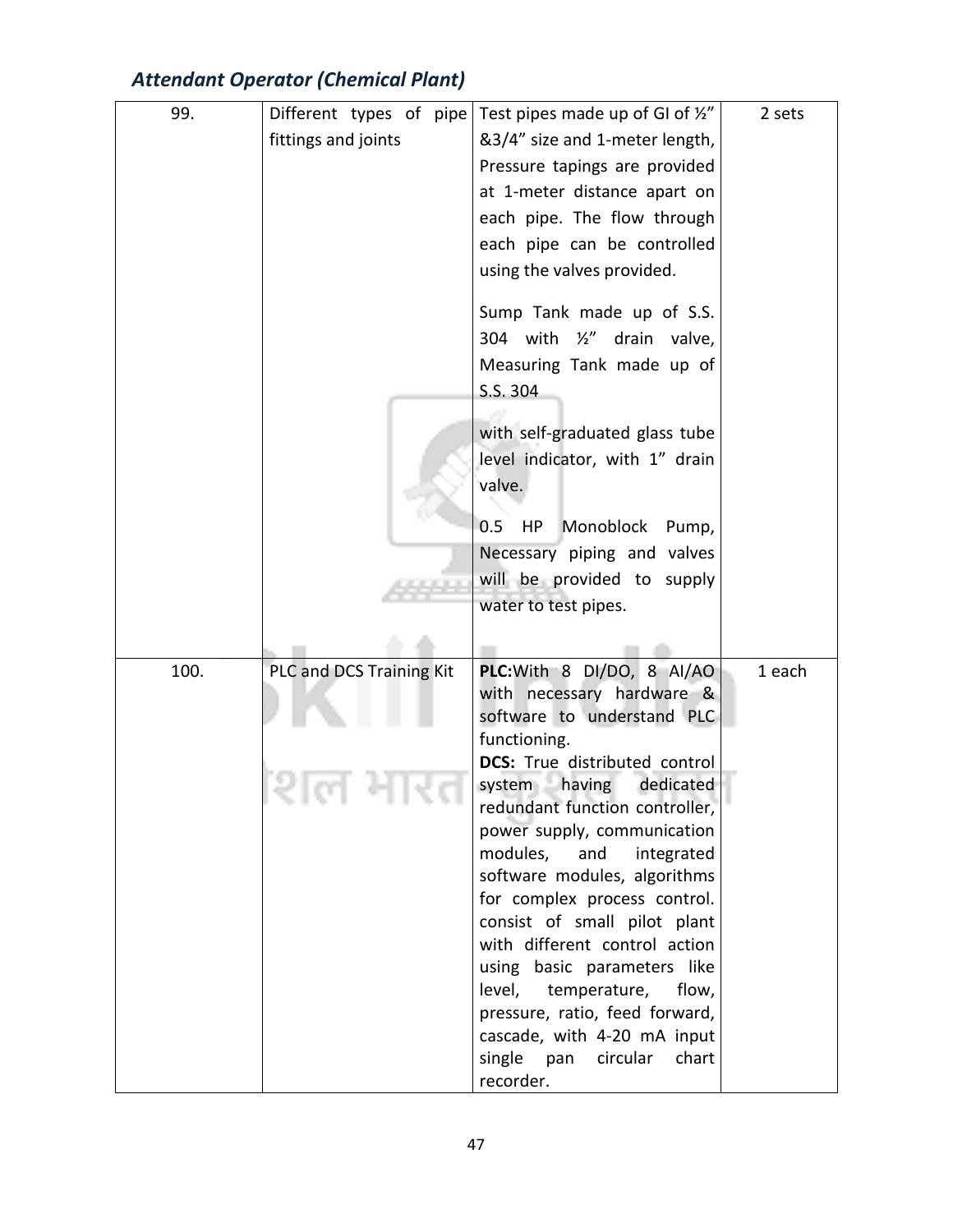## *Attendant Operator (Chemical Plant)*

| | | | |
|---|---|---|---|
| 99. | Different types of pipe fittings and joints | Test pipes made up of GI of ½" &3/4" size and 1-meter length, Pressure tapings are provided at 1-meter distance apart on each pipe. The flow through each pipe can be controlled using the valves provided.<br><br>Sump Tank made up of S.S. 304 with ½" drain valve, Measuring Tank made up of S.S. 304<br><br>with self-graduated glass tube level indicator, with 1" drain valve.<br><br>0.5 HP Monoblock Pump, Necessary piping and valves will be provided to supply water to test pipes. | 2 sets |
| 100. | PLC and DCS Training Kit | **PLC:** With 8 DI/DO, 8 AI/AO with necessary hardware & software to understand PLC functioning.<br>**DCS:** True distributed control system having dedicated redundant function controller, power supply, communication modules, and integrated software modules, algorithms for complex process control. consist of small pilot plant with different control action using basic parameters like level, temperature, flow, pressure, ratio, feed forward, cascade, with 4-20 mA input single pan circular chart recorder. | 1 each |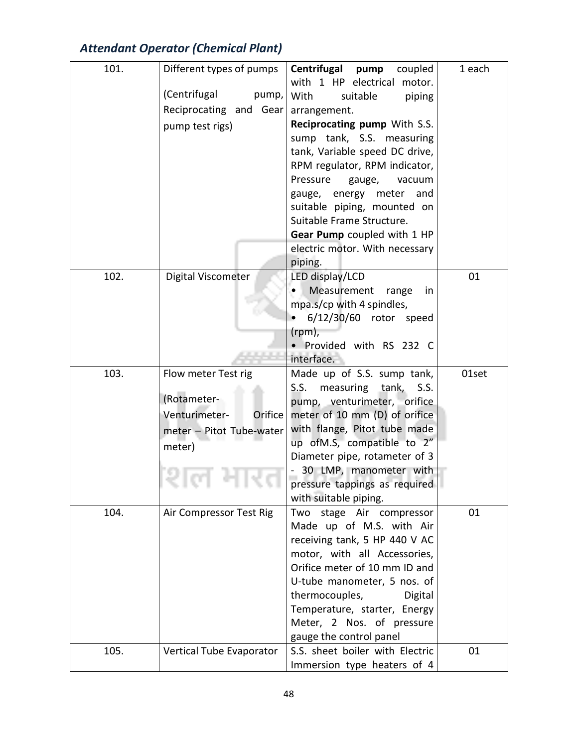## *Attendant Operator (Chemical Plant)*

| | | | |
|---|---|---|---|
| 101. | Different types of pumps (Centrifugal pump, Reciprocating and Gear pump test rigs) | **Centrifugal pump** coupled with 1 HP electrical motor. With suitable piping arrangement. **Reciprocating pump** With S.S. sump tank, S.S. measuring tank, Variable speed DC drive, RPM regulator, RPM indicator, Pressure gauge, vacuum gauge, energy meter and suitable piping, mounted on Suitable Frame Structure. **Gear Pump** coupled with 1 HP electric motor. With necessary piping. | 1 each |
| 102. | Digital Viscometer | LED display/LCD<br>• Measurement range in mpa.s/cp with 4 spindles,<br>• 6/12/30/60 rotor speed (rpm),<br>• Provided with RS 232 C interface. | 01 |
| 103. | Flow meter Test rig (Rotameter- Venturimeter- Orifice meter – Pitot Tube-water meter) | Made up of S.S. sump tank, S.S. measuring tank, S.S. pump, venturimeter, orifice meter of 10 mm (D) of orifice with flange, Pitot tube made up ofM.S, compatible to 2" Diameter pipe, rotameter of 3 - 30 LMP, manometer with pressure tappings as required with suitable piping. | 01set |
| 104. | Air Compressor Test Rig | Two stage Air compressor Made up of M.S. with Air receiving tank, 5 HP 440 V AC motor, with all Accessories, Orifice meter of 10 mm ID and U-tube manometer, 5 nos. of thermocouples, Digital Temperature, starter, Energy Meter, 2 Nos. of pressure gauge the control panel | 01 |
| 105. | Vertical Tube Evaporator | S.S. sheet boiler with Electric Immersion type heaters of 4 | 01 |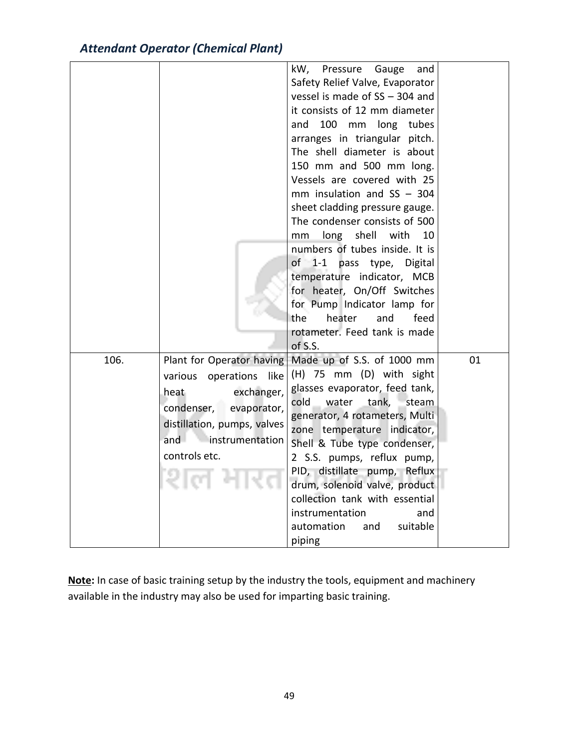## *Attendant Operator (Chemical Plant)*

| | | | |
|---|---|---|---|
| | | kW, Pressure Gauge and Safety Relief Valve, Evaporator vessel is made of SS – 304 and it consists of 12 mm diameter and 100 mm long tubes arranges in triangular pitch. The shell diameter is about 150 mm and 500 mm long. Vessels are covered with 25 mm insulation and SS – 304 sheet cladding pressure gauge. The condenser consists of 500 mm long shell with 10 numbers of tubes inside. It is of 1-1 pass type, Digital temperature indicator, MCB for heater, On/Off Switches for Pump Indicator lamp for the heater and feed rotameter. Feed tank is made of S.S. | |
| 106. | Plant for Operator having various operations like heat exchanger, condenser, evaporator, distillation, pumps, valves and instrumentation controls etc. | Made up of S.S. of 1000 mm (H) 75 mm (D) with sight glasses evaporator, feed tank, cold water tank, steam generator, 4 rotameters, Multi zone temperature indicator, Shell & Tube type condenser, 2 S.S. pumps, reflux pump, PID, distillate pump, Reflux drum, solenoid valve, product collection tank with essential instrumentation and automation and suitable piping | 01 |

**Note:** In case of basic training setup by the industry the tools, equipment and machinery available in the industry may also be used for imparting basic training.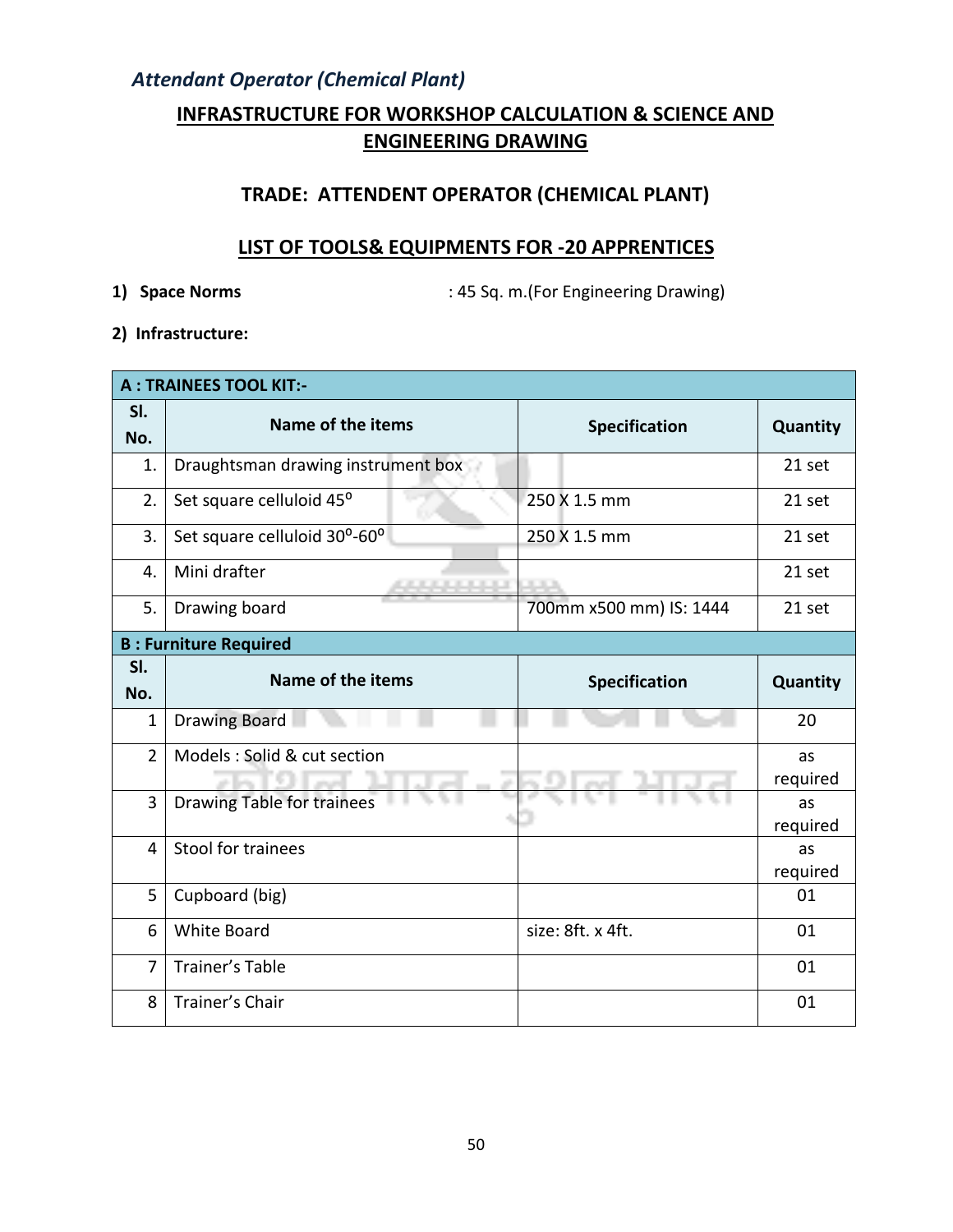*Attendant Operator (Chemical Plant)*

## INFRASTRUCTURE FOR WORKSHOP CALCULATION & SCIENCE AND ENGINEERING DRAWING

### TRADE: ATTENDENT OPERATOR (CHEMICAL PLANT)

### LIST OF TOOLS& EQUIPMENTS FOR -20 APPRENTICES

**1) Space Norms** : 45 Sq. m.(For Engineering Drawing)

**2) Infrastructure:**

| **A : TRAINEES TOOL KIT:-** | | | |
|---|---|---|---|
| **Sl. No.** | **Name of the items** | **Specification** | **Quantity** |
| 1. | Draughtsman drawing instrument box | | 21 set |
| 2. | Set square celluloid 45$^{o}$ | 250 X 1.5 mm | 21 set |
| 3. | Set square celluloid 30$^{o}$-60$^{o}$ | 250 X 1.5 mm | 21 set |
| 4. | Mini drafter | | 21 set |
| 5. | Drawing board | 700mm x500 mm) IS: 1444 | 21 set |
| **B : Furniture Required** | | | |
| **Sl. No.** | **Name of the items** | **Specification** | **Quantity** |
| 1 | Drawing Board | | 20 |
| 2 | Models : Solid & cut section | | as required |
| 3 | Drawing Table for trainees | | as required |
| 4 | Stool for trainees | | as required |
| 5 | Cupboard (big) | | 01 |
| 6 | White Board | size: 8ft. x 4ft. | 01 |
| 7 | Trainer's Table | | 01 |
| 8 | Trainer's Chair | | 01 |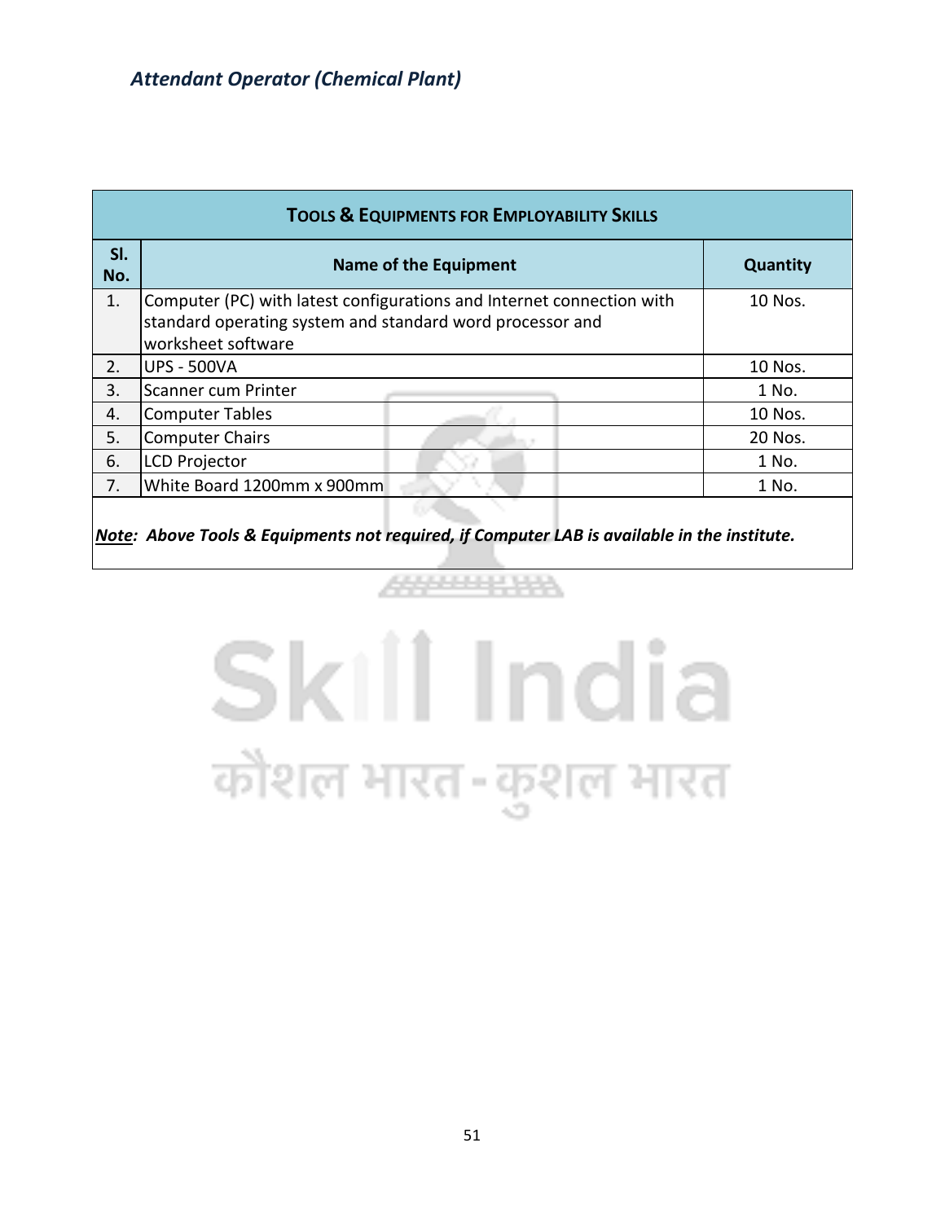| TOOLS & EQUIPMENTS FOR EMPLOYABILITY SKILLS | | |
|---|---|---|
| **Sl. No.** | **Name of the Equipment** | **Quantity** |
| 1. | Computer (PC) with latest configurations and Internet connection with standard operating system and standard word processor and worksheet software | 10 Nos. |
| 2. | UPS - 500VA | 10 Nos. |
| 3. | Scanner cum Printer | 1 No. |
| 4. | Computer Tables | 10 Nos. |
| 5. | Computer Chairs | 20 Nos. |
| 6. | LCD Projector | 1 No. |
| 7. | White Board 1200mm x 900mm | 1 No. |

***Note:* Above Tools & Equipments not required, if Computer LAB is available in the institute.**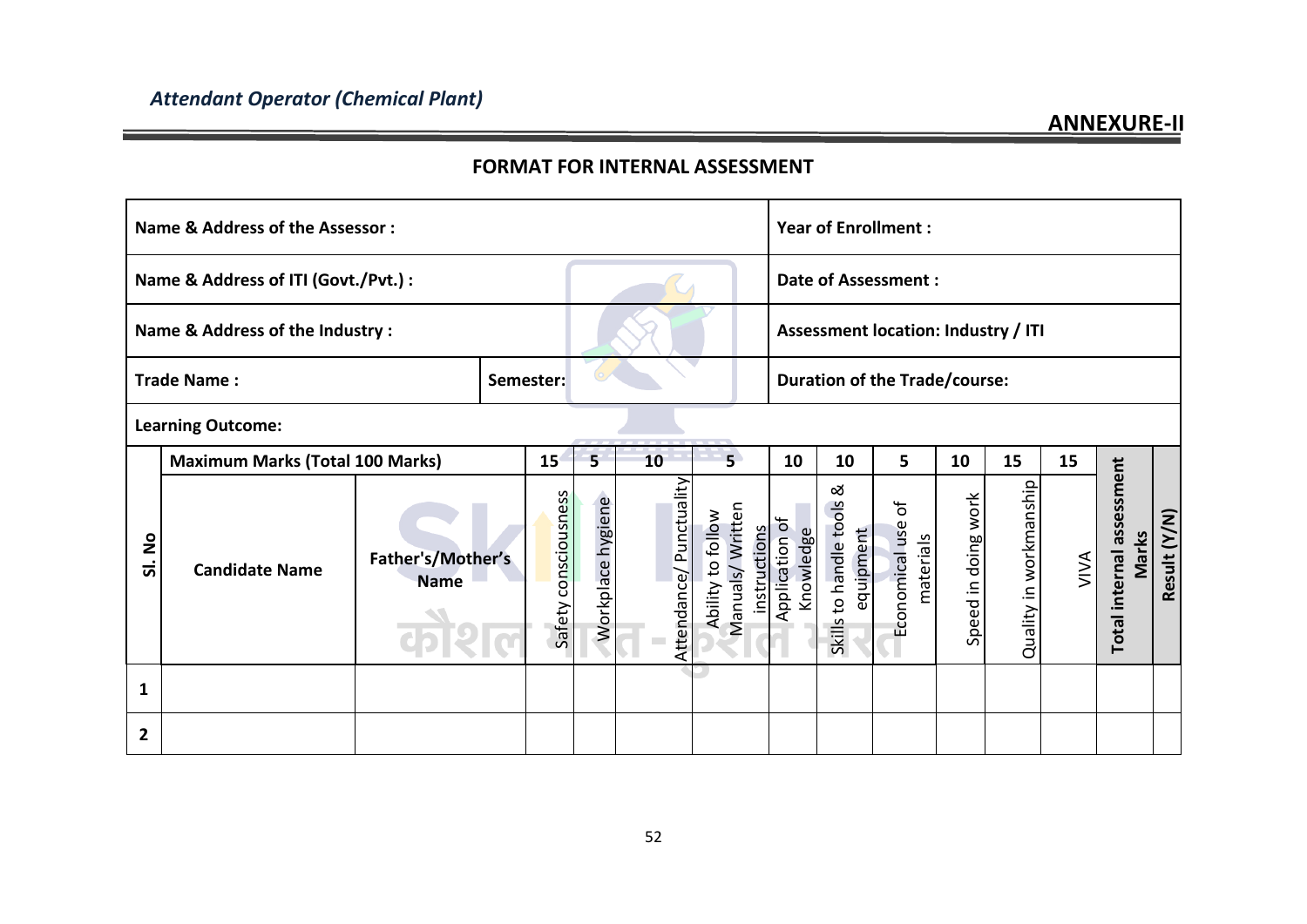*Attendant Operator (Chemical Plant)*

**ANNEXURE-II**

## FORMAT FOR INTERNAL ASSESSMENT

| | |
|---|---|
| **Name & Address of the Assessor :** | **Year of Enrollment :** |
| **Name & Address of ITI (Govt./Pvt.) :** | **Date of Assessment :** |
| **Name & Address of the Industry :** | **Assessment location: Industry / ITI** |
| **Trade Name :** **Semester:** | **Duration of the Trade/course:** |
| **Learning Outcome:** | |

| Sl. No | Maximum Marks (Total 100 Marks) | | 15 | 5 | 10 | 5 | 10 | 10 | 5 | 10 | 15 | 15 | | |
|---|---|---|---|---|---|---|---|---|---|---|---|---|---|---|
| | **Candidate Name** | **Father's/Mother's Name** | Safety consciousness | Workplace hygiene | Attendance/ Punctuality | Ability to follow Manuals/ Written instructions | Application of Knowledge | Skills to handle tools & equipment | Economical use of materials | Speed in doing work | Quality in workmanship | VIVA | **Total internal assessment Marks** | **Result (Y/N)** |
| **1** | | | | | | | | | | | | | | |
| **2** | | | | | | | | | | | | | | |